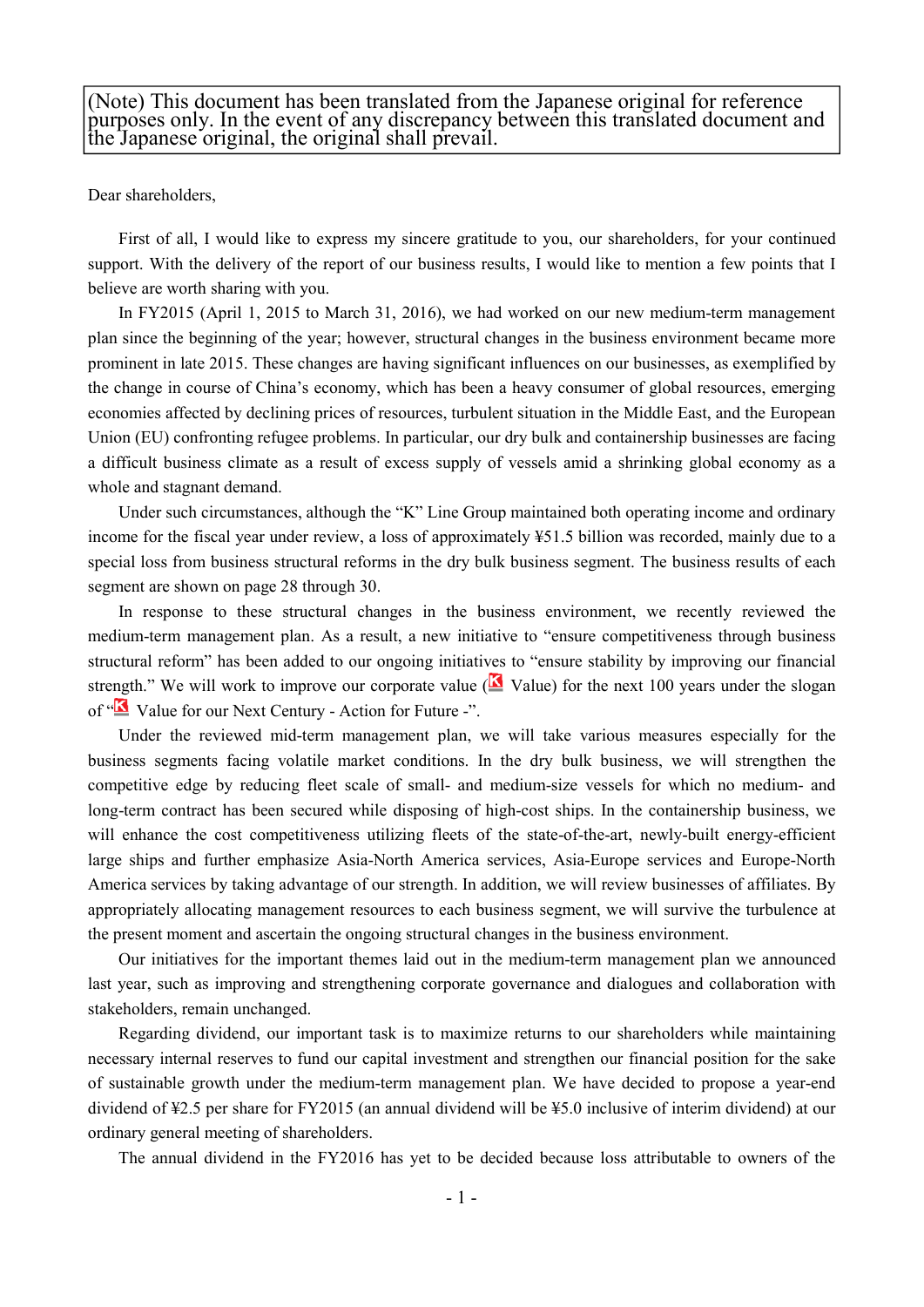(Note) This document has been translated from the Japanese original for reference purposes only. In the event of any discrepancy between this translated document and the Japanese original, the original shall prevail.

Dear shareholders,

First of all, I would like to express my sincere gratitude to you, our shareholders, for your continued support. With the delivery of the report of our business results, I would like to mention a few points that I believe are worth sharing with you.

In FY2015 (April 1, 2015 to March 31, 2016), we had worked on our new medium-term management plan since the beginning of the year; however, structural changes in the business environment became more prominent in late 2015. These changes are having significant influences on our businesses, as exemplified by the change in course of China's economy, which has been a heavy consumer of global resources, emerging economies affected by declining prices of resources, turbulent situation in the Middle East, and the European Union (EU) confronting refugee problems. In particular, our dry bulk and containership businesses are facing a difficult business climate as a result of excess supply of vessels amid a shrinking global economy as a whole and stagnant demand.

Under such circumstances, although the "K" Line Group maintained both operating income and ordinary income for the fiscal year under review, a loss of approximately ¥51.5 billion was recorded, mainly due to a special loss from business structural reforms in the dry bulk business segment. The business results of each segment are shown on page 28 through 30.

In response to these structural changes in the business environment, we recently reviewed the medium-term management plan. As a result, a new initiative to "ensure competitiveness through business structural reform" has been added to our ongoing initiatives to "ensure stability by improving our financial strength." We will work to improve our corporate value (K Value) for the next 100 years under the slogan of "K Value for our Next Century - Action for Future -".

Under the reviewed mid-term management plan, we will take various measures especially for the business segments facing volatile market conditions. In the dry bulk business, we will strengthen the competitive edge by reducing fleet scale of small- and medium-size vessels for which no medium- and long-term contract has been secured while disposing of high-cost ships. In the containership business, we will enhance the cost competitiveness utilizing fleets of the state-of-the-art, newly-built energy-efficient large ships and further emphasize Asia-North America services, Asia-Europe services and Europe-North America services by taking advantage of our strength. In addition, we will review businesses of affiliates. By appropriately allocating management resources to each business segment, we will survive the turbulence at the present moment and ascertain the ongoing structural changes in the business environment.

Our initiatives for the important themes laid out in the medium-term management plan we announced last year, such as improving and strengthening corporate governance and dialogues and collaboration with stakeholders, remain unchanged.

Regarding dividend, our important task is to maximize returns to our shareholders while maintaining necessary internal reserves to fund our capital investment and strengthen our financial position for the sake of sustainable growth under the medium-term management plan. We have decided to propose a year-end dividend of ¥2.5 per share for FY2015 (an annual dividend will be ¥5.0 inclusive of interim dividend) at our ordinary general meeting of shareholders.

The annual dividend in the FY2016 has yet to be decided because loss attributable to owners of the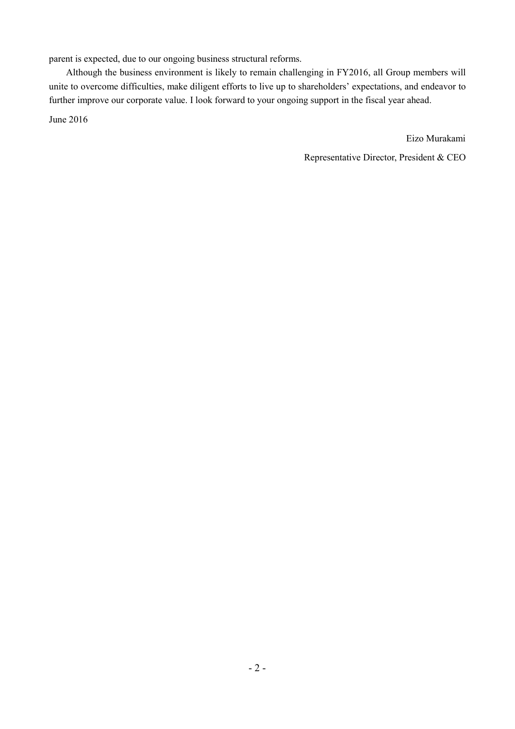parent is expected, due to our ongoing business structural reforms.

Although the business environment is likely to remain challenging in FY2016, all Group members will unite to overcome difficulties, make diligent efforts to live up to shareholders' expectations, and endeavor to further improve our corporate value. I look forward to your ongoing support in the fiscal year ahead.

June 2016

Eizo Murakami

Representative Director, President & CEO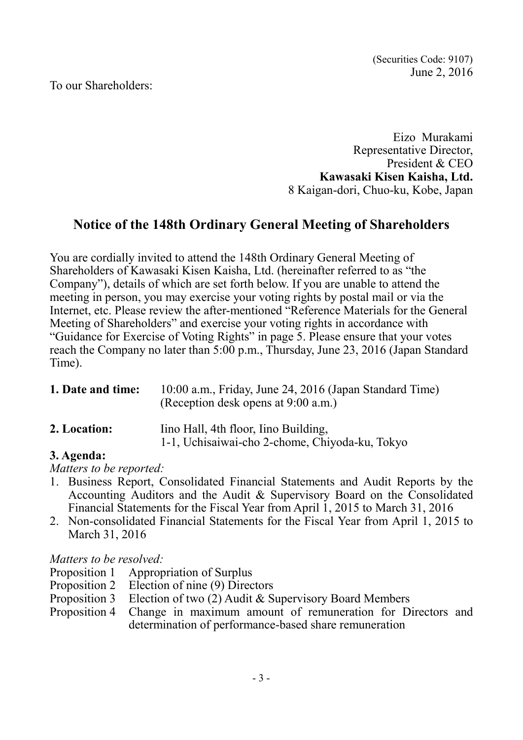(Securities Code: 9107)
June 2, 2016

To our Shareholders:

Eizo Murakami
Representative Director,
President & CEO
**Kawasaki Kisen Kaisha, Ltd.**
8 Kaigan-dori, Chuo-ku, Kobe, Japan

## Notice of the 148th Ordinary General Meeting of Shareholders

You are cordially invited to attend the 148th Ordinary General Meeting of Shareholders of Kawasaki Kisen Kaisha, Ltd. (hereinafter referred to as "the Company"), details of which are set forth below. If you are unable to attend the meeting in person, you may exercise your voting rights by postal mail or via the Internet, etc. Please review the after-mentioned "Reference Materials for the General Meeting of Shareholders" and exercise your voting rights in accordance with "Guidance for Exercise of Voting Rights" in page 5. Please ensure that your votes reach the Company no later than 5:00 p.m., Thursday, June 23, 2016 (Japan Standard Time).

**1. Date and time:** 10:00 a.m., Friday, June 24, 2016 (Japan Standard Time)
(Reception desk opens at 9:00 a.m.)

**2. Location:** Iino Hall, 4th floor, Iino Building,
1-1, Uchisaiwai-cho 2-chome, Chiyoda-ku, Tokyo

**3. Agenda:**

*Matters to be reported:*

1. Business Report, Consolidated Financial Statements and Audit Reports by the Accounting Auditors and the Audit & Supervisory Board on the Consolidated Financial Statements for the Fiscal Year from April 1, 2015 to March 31, 2016
2. Non-consolidated Financial Statements for the Fiscal Year from April 1, 2015 to March 31, 2016

*Matters to be resolved:*

Proposition 1 Appropriation of Surplus
Proposition 2 Election of nine (9) Directors
Proposition 3 Election of two (2) Audit & Supervisory Board Members
Proposition 4 Change in maximum amount of remuneration for Directors and determination of performance-based share remuneration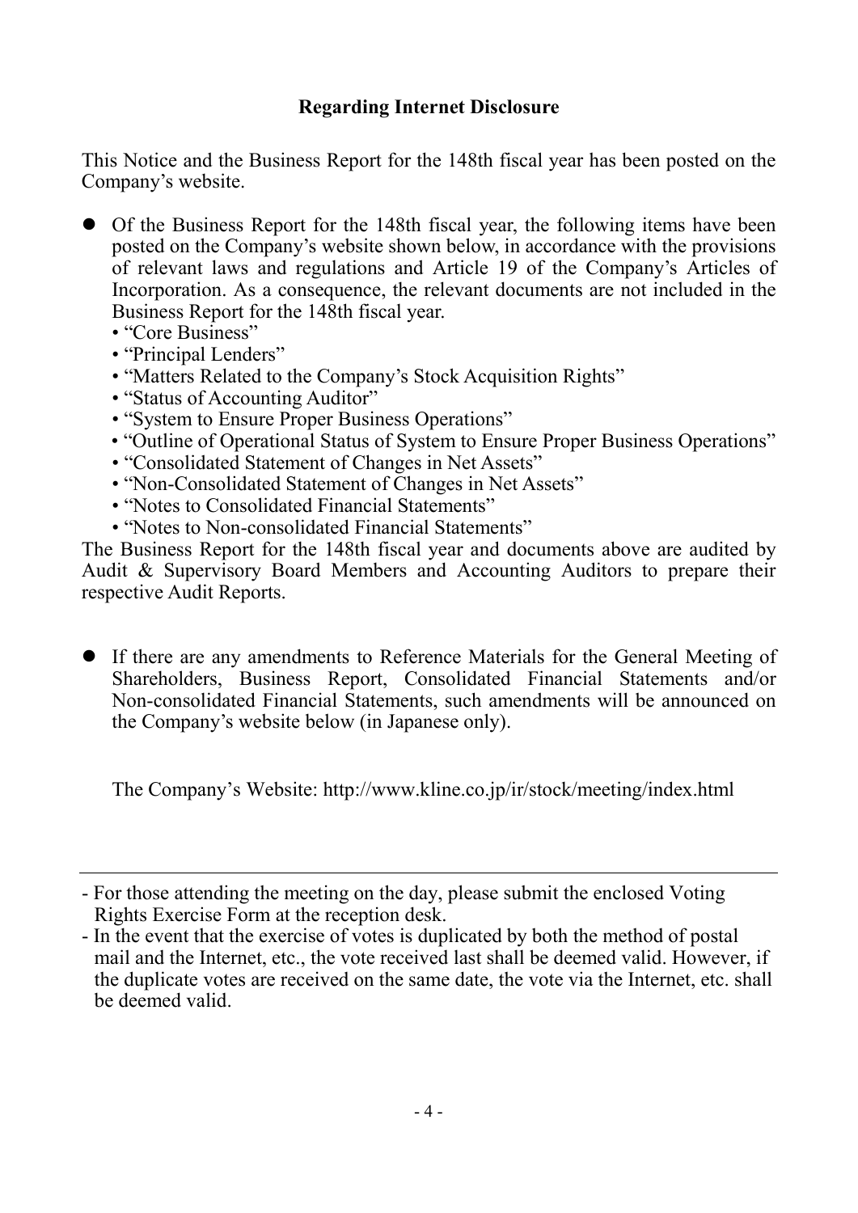## Regarding Internet Disclosure

This Notice and the Business Report for the 148th fiscal year has been posted on the Company's website.

- Of the Business Report for the 148th fiscal year, the following items have been posted on the Company's website shown below, in accordance with the provisions of relevant laws and regulations and Article 19 of the Company's Articles of Incorporation. As a consequence, the relevant documents are not included in the Business Report for the 148th fiscal year.
  - "Core Business"
  - "Principal Lenders"
  - "Matters Related to the Company's Stock Acquisition Rights"
  - "Status of Accounting Auditor"
  - "System to Ensure Proper Business Operations"
  - "Outline of Operational Status of System to Ensure Proper Business Operations"
  - "Consolidated Statement of Changes in Net Assets"
  - "Non-Consolidated Statement of Changes in Net Assets"
  - "Notes to Consolidated Financial Statements"
  - "Notes to Non-consolidated Financial Statements"

The Business Report for the 148th fiscal year and documents above are audited by Audit & Supervisory Board Members and Accounting Auditors to prepare their respective Audit Reports.

- If there are any amendments to Reference Materials for the General Meeting of Shareholders, Business Report, Consolidated Financial Statements and/or Non-consolidated Financial Statements, such amendments will be announced on the Company's website below (in Japanese only).

  The Company's Website: http://www.kline.co.jp/ir/stock/meeting/index.html

---

- For those attending the meeting on the day, please submit the enclosed Voting Rights Exercise Form at the reception desk.
- In the event that the exercise of votes is duplicated by both the method of postal mail and the Internet, etc., the vote received last shall be deemed valid. However, if the duplicate votes are received on the same date, the vote via the Internet, etc. shall be deemed valid.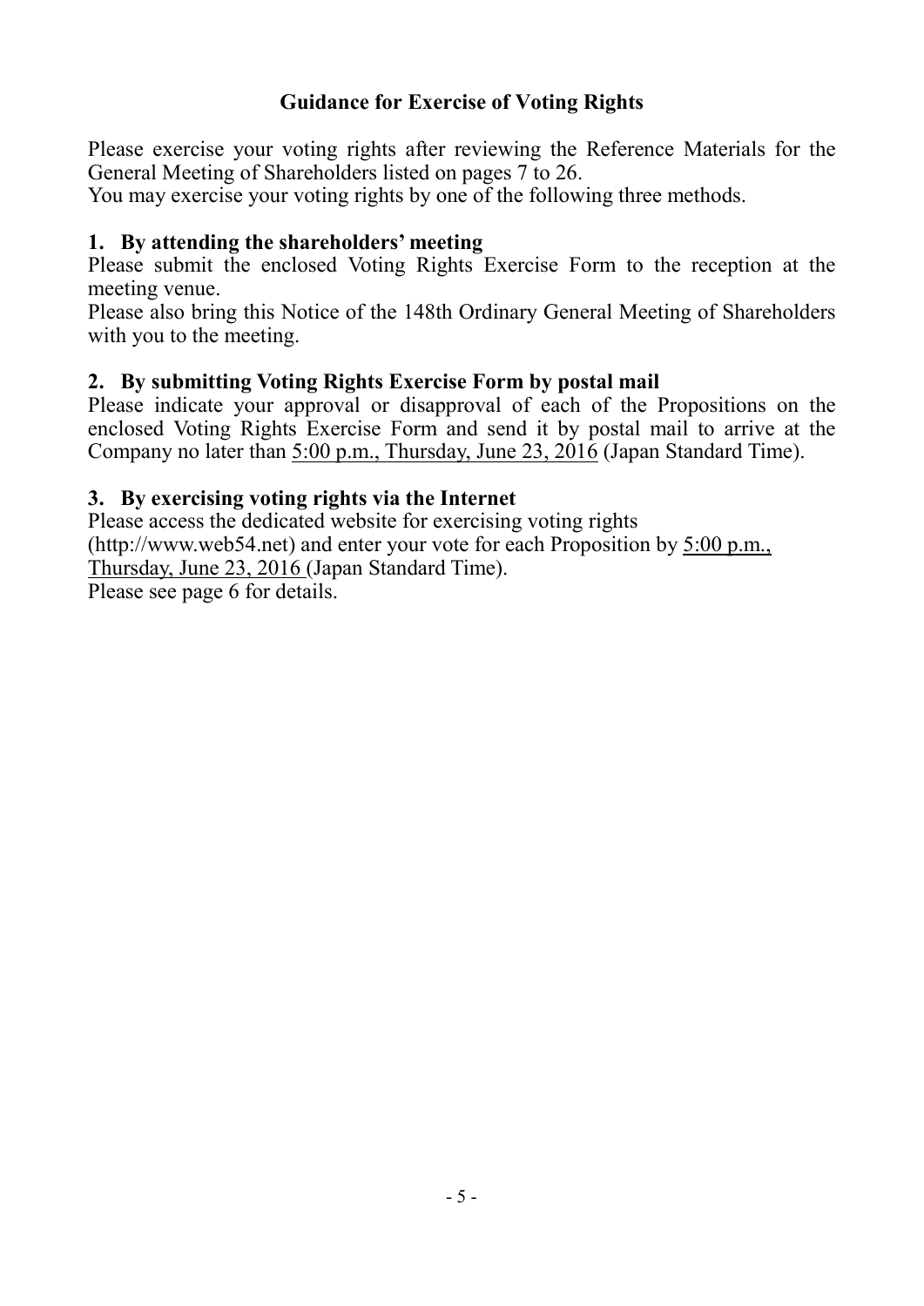## Guidance for Exercise of Voting Rights

Please exercise your voting rights after reviewing the Reference Materials for the General Meeting of Shareholders listed on pages 7 to 26.

You may exercise your voting rights by one of the following three methods.

### 1. By attending the shareholders' meeting

Please submit the enclosed Voting Rights Exercise Form to the reception at the meeting venue.

Please also bring this Notice of the 148th Ordinary General Meeting of Shareholders with you to the meeting.

### 2. By submitting Voting Rights Exercise Form by postal mail

Please indicate your approval or disapproval of each of the Propositions on the enclosed Voting Rights Exercise Form and send it by postal mail to arrive at the Company no later than 5:00 p.m., Thursday, June 23, 2016 (Japan Standard Time).

### 3. By exercising voting rights via the Internet

Please access the dedicated website for exercising voting rights (http://www.web54.net) and enter your vote for each Proposition by 5:00 p.m., Thursday, June 23, 2016 (Japan Standard Time).

Please see page 6 for details.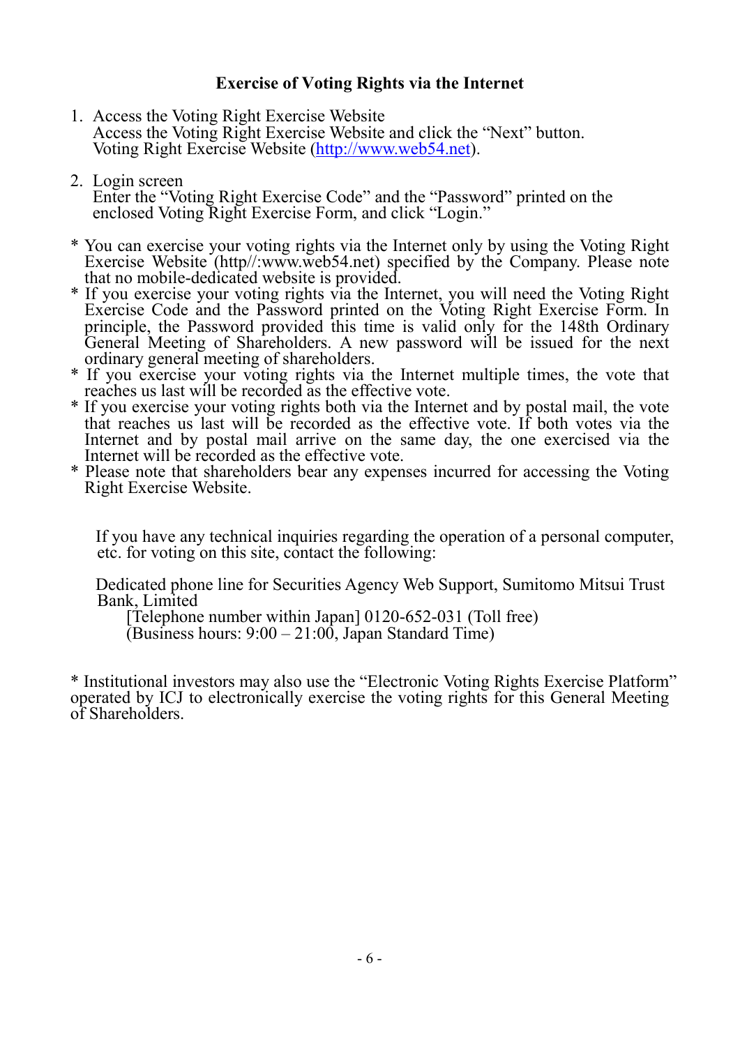## Exercise of Voting Rights via the Internet

1. Access the Voting Right Exercise Website
   Access the Voting Right Exercise Website and click the "Next" button.
   Voting Right Exercise Website (http://www.web54.net).

2. Login screen
   Enter the "Voting Right Exercise Code" and the "Password" printed on the enclosed Voting Right Exercise Form, and click "Login."

* You can exercise your voting rights via the Internet only by using the Voting Right Exercise Website (http//:www.web54.net) specified by the Company. Please note that no mobile-dedicated website is provided.
* If you exercise your voting rights via the Internet, you will need the Voting Right Exercise Code and the Password printed on the Voting Right Exercise Form. In principle, the Password provided this time is valid only for the 148th Ordinary General Meeting of Shareholders. A new password will be issued for the next ordinary general meeting of shareholders.
* If you exercise your voting rights via the Internet multiple times, the vote that reaches us last will be recorded as the effective vote.
* If you exercise your voting rights both via the Internet and by postal mail, the vote that reaches us last will be recorded as the effective vote. If both votes via the Internet and by postal mail arrive on the same day, the one exercised via the Internet will be recorded as the effective vote.
* Please note that shareholders bear any expenses incurred for accessing the Voting Right Exercise Website.

If you have any technical inquiries regarding the operation of a personal computer, etc. for voting on this site, contact the following:

Dedicated phone line for Securities Agency Web Support, Sumitomo Mitsui Trust Bank, Limited
[Telephone number within Japan] 0120-652-031 (Toll free)
(Business hours: 9:00 – 21:00, Japan Standard Time)

* Institutional investors may also use the "Electronic Voting Rights Exercise Platform" operated by ICJ to electronically exercise the voting rights for this General Meeting of Shareholders.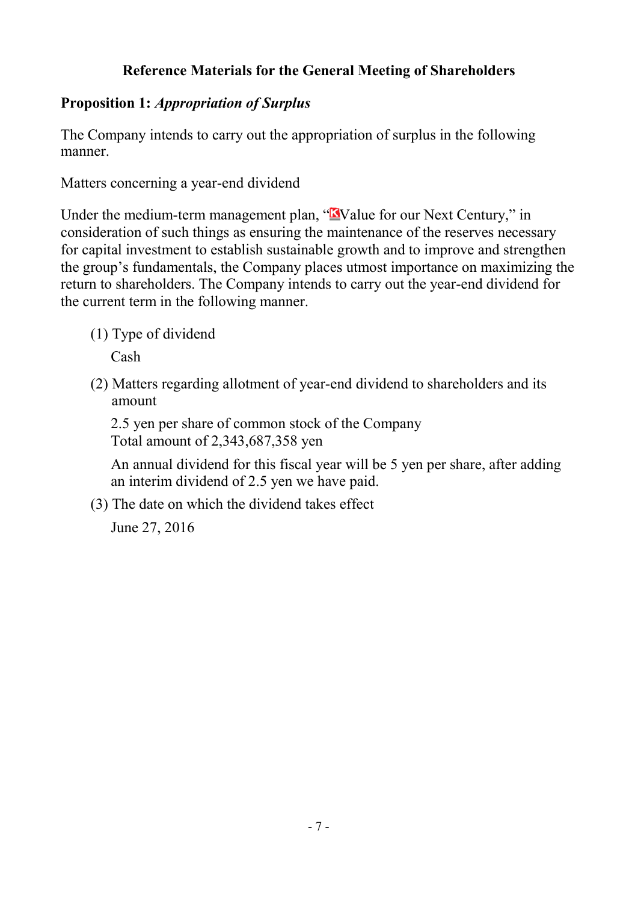## Reference Materials for the General Meeting of Shareholders

### Proposition 1: *Appropriation of Surplus*

The Company intends to carry out the appropriation of surplus in the following manner.

Matters concerning a year-end dividend

Under the medium-term management plan, "Value for our Next Century," in consideration of such things as ensuring the maintenance of the reserves necessary for capital investment to establish sustainable growth and to improve and strengthen the group's fundamentals, the Company places utmost importance on maximizing the return to shareholders. The Company intends to carry out the year-end dividend for the current term in the following manner.

(1) Type of dividend

Cash

(2) Matters regarding allotment of year-end dividend to shareholders and its amount

2.5 yen per share of common stock of the Company
Total amount of 2,343,687,358 yen

An annual dividend for this fiscal year will be 5 yen per share, after adding an interim dividend of 2.5 yen we have paid.

(3) The date on which the dividend takes effect

June 27, 2016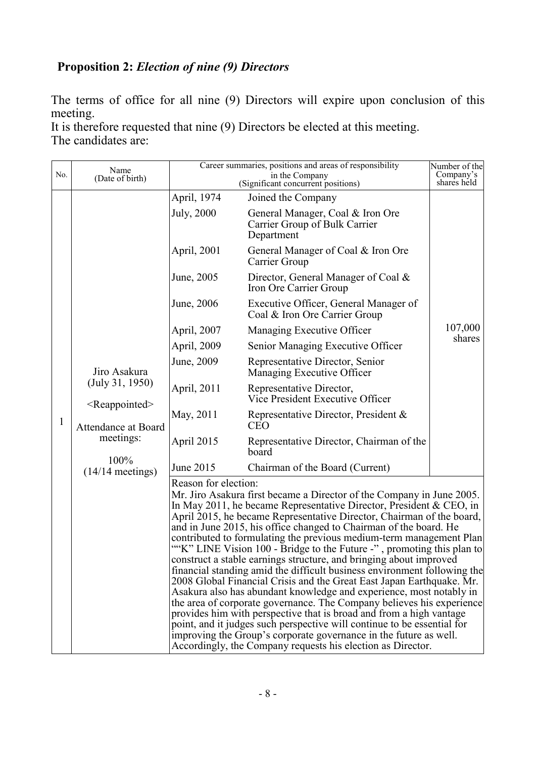## **Proposition 2:** *Election of nine (9) Directors*

The terms of office for all nine (9) Directors will expire upon conclusion of this meeting.
It is therefore requested that nine (9) Directors be elected at this meeting.
The candidates are:

| No. | Name (Date of birth) | Career summaries, positions and areas of responsibility in the Company (Significant concurrent positions) | | Number of the Company's shares held |
|---|---|---|---|---|
| 1 | Jiro Asakura (July 31, 1950) <Reappointed> Attendance at Board meetings: 100% (14/14 meetings) | April, 1974 | Joined the Company | 107,000 shares |
| | | July, 2000 | General Manager, Coal & Iron Ore Carrier Group of Bulk Carrier Department | |
| | | April, 2001 | General Manager of Coal & Iron Ore Carrier Group | |
| | | June, 2005 | Director, General Manager of Coal & Iron Ore Carrier Group | |
| | | June, 2006 | Executive Officer, General Manager of Coal & Iron Ore Carrier Group | |
| | | April, 2007 | Managing Executive Officer | |
| | | April, 2009 | Senior Managing Executive Officer | |
| | | June, 2009 | Representative Director, Senior Managing Executive Officer | |
| | | April, 2011 | Representative Director, Vice President Executive Officer | |
| | | May, 2011 | Representative Director, President & CEO | |
| | | April 2015 | Representative Director, Chairman of the board | |
| | | June 2015 | Chairman of the Board (Current) | |
| | | Reason for election: Mr. Jiro Asakura first became a Director of the Company in June 2005. In May 2011, he became Representative Director, President & CEO, in April 2015, he became Representative Director, Chairman of the board, and in June 2015, his office changed to Chairman of the board. He contributed to formulating the previous medium-term management Plan ""K" LINE Vision 100 - Bridge to the Future -" , promoting this plan to construct a stable earnings structure, and bringing about improved financial standing amid the difficult business environment following the 2008 Global Financial Crisis and the Great East Japan Earthquake. Mr. Asakura also has abundant knowledge and experience, most notably in the area of corporate governance. The Company believes his experience provides him with perspective that is broad and from a high vantage point, and it judges such perspective will continue to be essential for improving the Group's corporate governance in the future as well. Accordingly, the Company requests his election as Director. | | |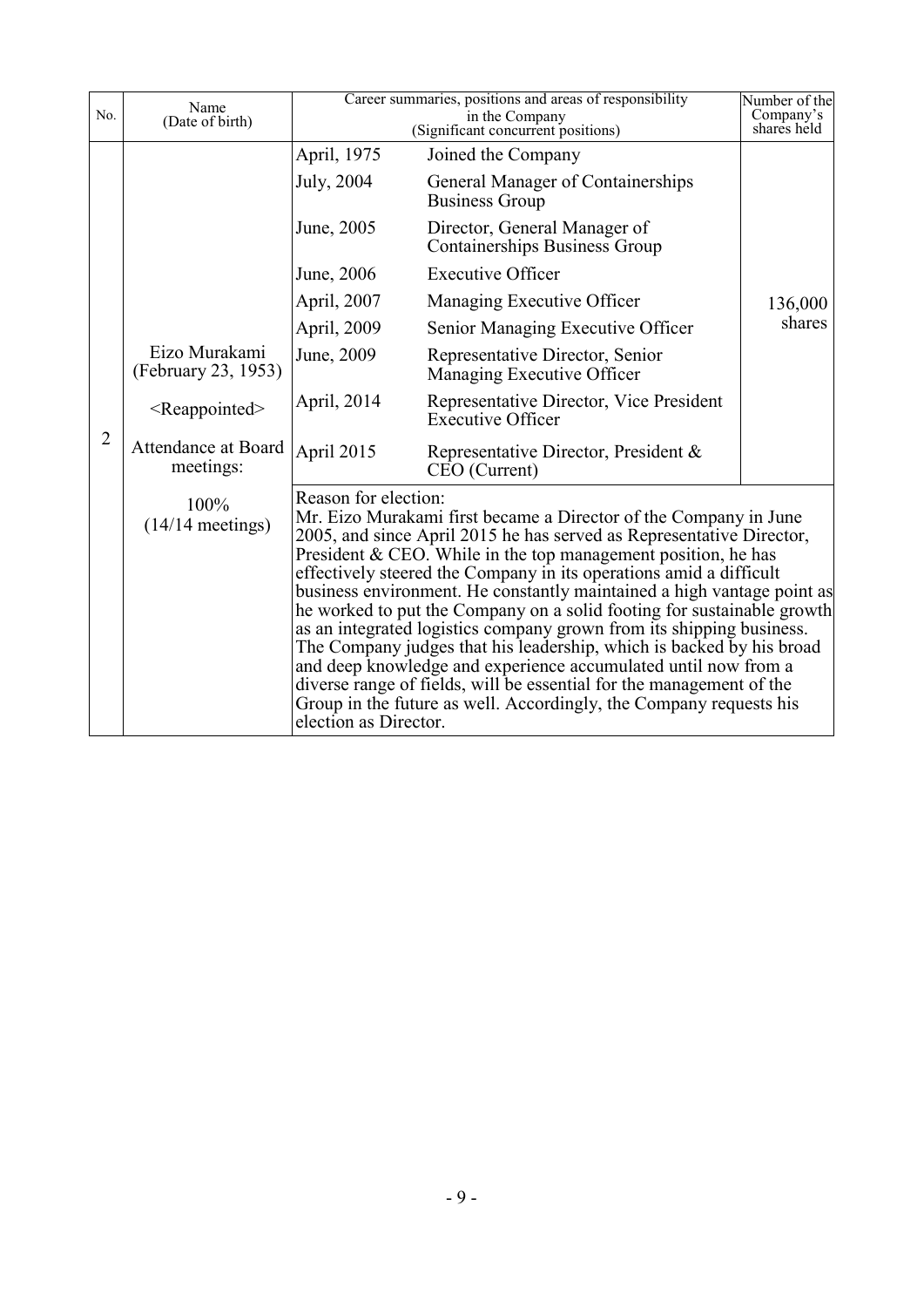| No. | Name (Date of birth) | Career summaries, positions and areas of responsibility in the Company (Significant concurrent positions) | | Number of the Company's shares held |
|---|---|---|---|---|
| 2 | Eizo Murakami (February 23, 1953)<br><br><Reappointed><br><br>Attendance at Board meetings:<br><br>100% (14/14 meetings) | April, 1975 | Joined the Company | 136,000 shares |
| | | July, 2004 | General Manager of Containerships Business Group | |
| | | June, 2005 | Director, General Manager of Containerships Business Group | |
| | | June, 2006 | Executive Officer | |
| | | April, 2007 | Managing Executive Officer | |
| | | April, 2009 | Senior Managing Executive Officer | |
| | | June, 2009 | Representative Director, Senior Managing Executive Officer | |
| | | April, 2014 | Representative Director, Vice President Executive Officer | |
| | | April 2015 | Representative Director, President & CEO (Current) | |
| | | Reason for election:<br>Mr. Eizo Murakami first became a Director of the Company in June 2005, and since April 2015 he has served as Representative Director, President & CEO. While in the top management position, he has effectively steered the Company in its operations amid a difficult business environment. He constantly maintained a high vantage point as he worked to put the Company on a solid footing for sustainable growth as an integrated logistics company grown from its shipping business. The Company judges that his leadership, which is backed by his broad and deep knowledge and experience accumulated until now from a diverse range of fields, will be essential for the management of the Group in the future as well. Accordingly, the Company requests his election as Director. | | |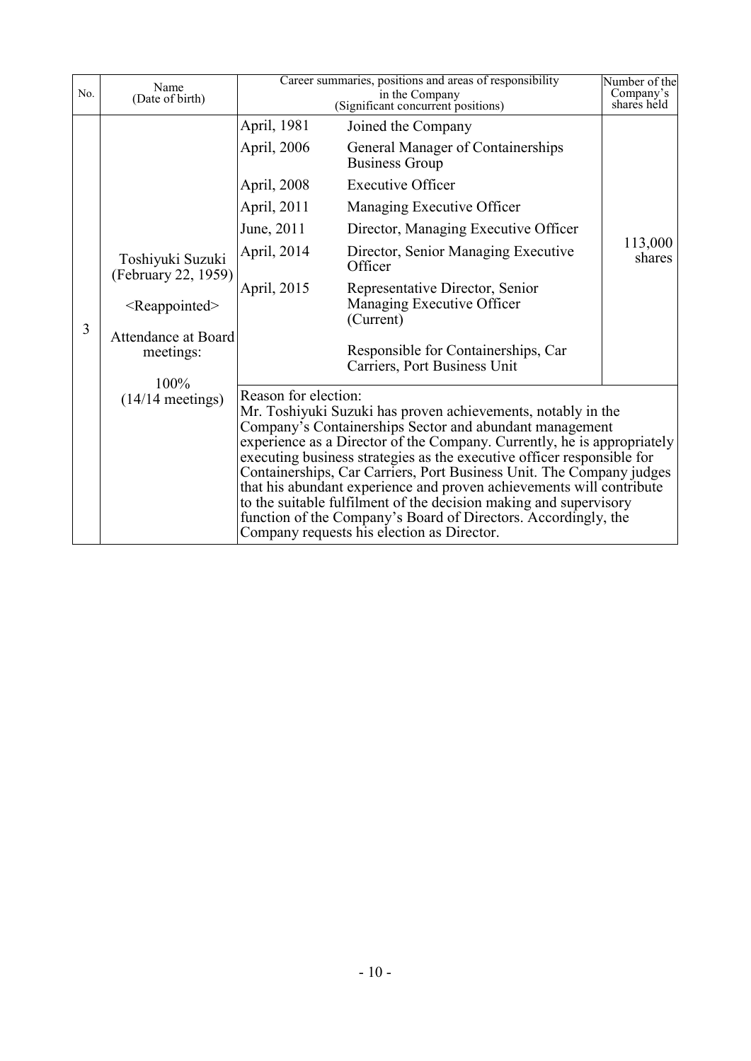| No. | Name (Date of birth) | Career summaries, positions and areas of responsibility in the Company (Significant concurrent positions) | | Number of the Company's shares held |
|---|---|---|---|---|
| 3 | Toshiyuki Suzuki (February 22, 1959)<br><br><Reappointed><br><br>Attendance at Board meetings:<br><br>100% (14/14 meetings) | April, 1981 | Joined the Company | 113,000 shares |
| | | April, 2006 | General Manager of Containerships Business Group | |
| | | April, 2008 | Executive Officer | |
| | | April, 2011 | Managing Executive Officer | |
| | | June, 2011 | Director, Managing Executive Officer | |
| | | April, 2014 | Director, Senior Managing Executive Officer | |
| | | April, 2015 | Representative Director, Senior Managing Executive Officer (Current)<br><br>Responsible for Containerships, Car Carriers, Port Business Unit | |
| | | Reason for election:<br>Mr. Toshiyuki Suzuki has proven achievements, notably in the Company's Containerships Sector and abundant management experience as a Director of the Company. Currently, he is appropriately executing business strategies as the executive officer responsible for Containerships, Car Carriers, Port Business Unit. The Company judges that his abundant experience and proven achievements will contribute to the suitable fulfilment of the decision making and supervisory function of the Company's Board of Directors. Accordingly, the Company requests his election as Director. | | |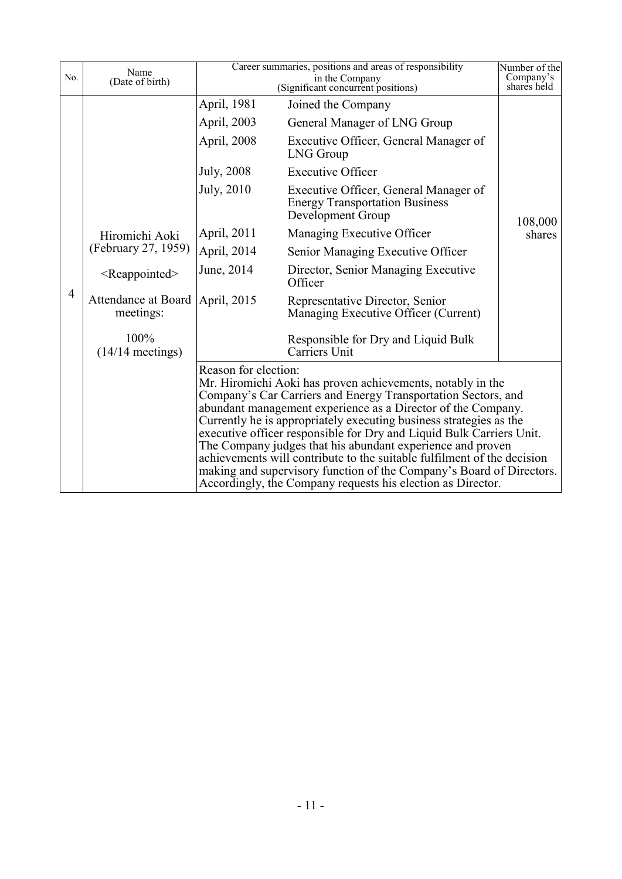| No. | Name (Date of birth) | Career summaries, positions and areas of responsibility in the Company (Significant concurrent positions) | | Number of the Company's shares held |
|---|---|---|---|---|
| 4 | Hiromichi Aoki (February 27, 1959) <Reappointed> Attendance at Board meetings: 100% (14/14 meetings) | April, 1981 | Joined the Company | 108,000 shares |
| | | April, 2003 | General Manager of LNG Group | |
| | | April, 2008 | Executive Officer, General Manager of LNG Group | |
| | | July, 2008 | Executive Officer | |
| | | July, 2010 | Executive Officer, General Manager of Energy Transportation Business Development Group | |
| | | April, 2011 | Managing Executive Officer | |
| | | April, 2014 | Senior Managing Executive Officer | |
| | | June, 2014 | Director, Senior Managing Executive Officer | |
| | | April, 2015 | Representative Director, Senior Managing Executive Officer (Current) | |
| | | | Responsible for Dry and Liquid Bulk Carriers Unit | |
| | | Reason for election: Mr. Hiromichi Aoki has proven achievements, notably in the Company's Car Carriers and Energy Transportation Sectors, and abundant management experience as a Director of the Company. Currently he is appropriately executing business strategies as the executive officer responsible for Dry and Liquid Bulk Carriers Unit. The Company judges that his abundant experience and proven achievements will contribute to the suitable fulfilment of the decision making and supervisory function of the Company's Board of Directors. Accordingly, the Company requests his election as Director. | | |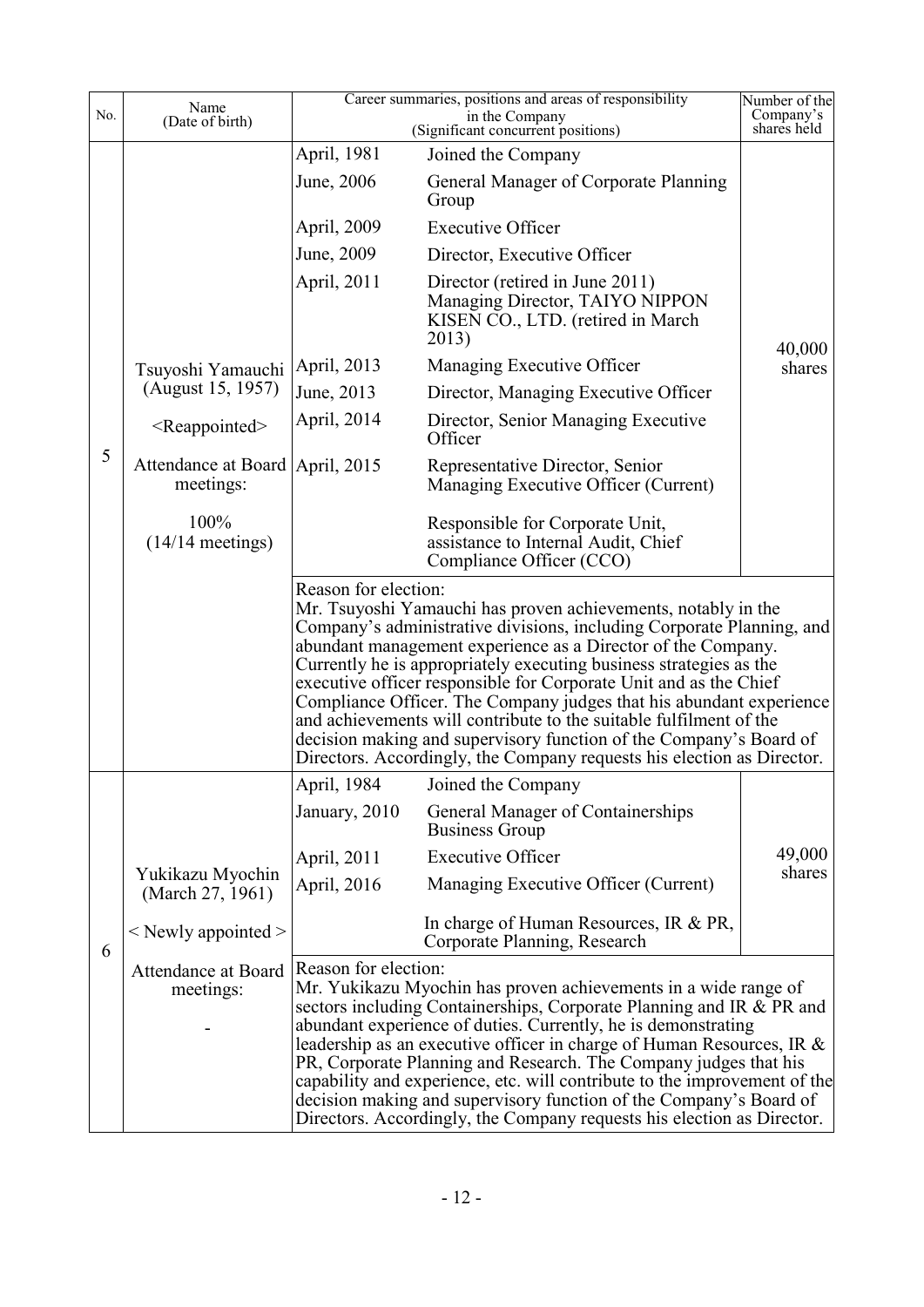| No. | Name (Date of birth) | Career summaries, positions and areas of responsibility in the Company (Significant concurrent positions) | | Number of the Company's shares held |
|---|---|---|---|---|
| 5 | Tsuyoshi Yamauchi (August 15, 1957)<br><Reappointed><br>Attendance at Board meetings:<br>100% (14/14 meetings) | April, 1981 | Joined the Company | 40,000 shares |
| | | June, 2006 | General Manager of Corporate Planning Group | |
| | | April, 2009 | Executive Officer | |
| | | June, 2009 | Director, Executive Officer | |
| | | April, 2011 | Director (retired in June 2011)<br>Managing Director, TAIYO NIPPON KISEN CO., LTD. (retired in March 2013) | |
| | | April, 2013 | Managing Executive Officer | |
| | | June, 2013 | Director, Managing Executive Officer | |
| | | April, 2014 | Director, Senior Managing Executive Officer | |
| | | April, 2015 | Representative Director, Senior Managing Executive Officer (Current) | |
| | | | Responsible for Corporate Unit, assistance to Internal Audit, Chief Compliance Officer (CCO) | |
| | | Reason for election:<br>Mr. Tsuyoshi Yamauchi has proven achievements, notably in the Company's administrative divisions, including Corporate Planning, and abundant management experience as a Director of the Company. Currently he is appropriately executing business strategies as the executive officer responsible for Corporate Unit and as the Chief Compliance Officer. The Company judges that his abundant experience and achievements will contribute to the suitable fulfilment of the decision making and supervisory function of the Company's Board of Directors. Accordingly, the Company requests his election as Director. | | |
| 6 | Yukikazu Myochin (March 27, 1961)<br>< Newly appointed ><br>Attendance at Board meetings:<br>- | April, 1984 | Joined the Company | 49,000 shares |
| | | January, 2010 | General Manager of Containerships Business Group | |
| | | April, 2011 | Executive Officer | |
| | | April, 2016 | Managing Executive Officer (Current) | |
| | | | In charge of Human Resources, IR & PR, Corporate Planning, Research | |
| | | Reason for election:<br>Mr. Yukikazu Myochin has proven achievements in a wide range of sectors including Containerships, Corporate Planning and IR & PR and abundant experience of duties. Currently, he is demonstrating leadership as an executive officer in charge of Human Resources, IR & PR, Corporate Planning and Research. The Company judges that his capability and experience, etc. will contribute to the improvement of the decision making and supervisory function of the Company's Board of Directors. Accordingly, the Company requests his election as Director. | | |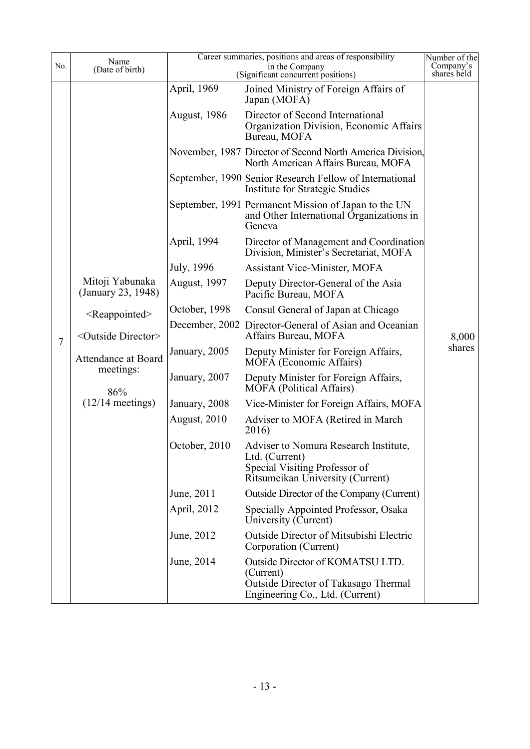| No. | Name (Date of birth) | Career summaries, positions and areas of responsibility in the Company (Significant concurrent positions) | | Number of the Company's shares held |
|---|---|---|---|---|
| 7 | Mitoji Yabunaka (January 23, 1948)<br><Reappointed><br><Outside Director><br>Attendance at Board meetings:<br>86%<br>(12/14 meetings) | April, 1969 | Joined Ministry of Foreign Affairs of Japan (MOFA) | 8,000 shares |
| | | August, 1986 | Director of Second International Organization Division, Economic Affairs Bureau, MOFA | |
| | | November, 1987 | Director of Second North America Division, North American Affairs Bureau, MOFA | |
| | | September, 1990 | Senior Research Fellow of International Institute for Strategic Studies | |
| | | September, 1991 | Permanent Mission of Japan to the UN and Other International Organizations in Geneva | |
| | | April, 1994 | Director of Management and Coordination Division, Minister's Secretariat, MOFA | |
| | | July, 1996 | Assistant Vice-Minister, MOFA | |
| | | August, 1997 | Deputy Director-General of the Asia Pacific Bureau, MOFA | |
| | | October, 1998 | Consul General of Japan at Chicago | |
| | | December, 2002 | Director-General of Asian and Oceanian Affairs Bureau, MOFA | |
| | | January, 2005 | Deputy Minister for Foreign Affairs, MOFA (Economic Affairs) | |
| | | January, 2007 | Deputy Minister for Foreign Affairs, MOFA (Political Affairs) | |
| | | January, 2008 | Vice-Minister for Foreign Affairs, MOFA | |
| | | August, 2010 | Adviser to MOFA (Retired in March 2016) | |
| | | October, 2010 | Adviser to Nomura Research Institute, Ltd. (Current)<br>Special Visiting Professor of Ritsumeikan University (Current) | |
| | | June, 2011 | Outside Director of the Company (Current) | |
| | | April, 2012 | Specially Appointed Professor, Osaka University (Current) | |
| | | June, 2012 | Outside Director of Mitsubishi Electric Corporation (Current) | |
| | | June, 2014 | Outside Director of KOMATSU LTD. (Current)<br>Outside Director of Takasago Thermal Engineering Co., Ltd. (Current) | |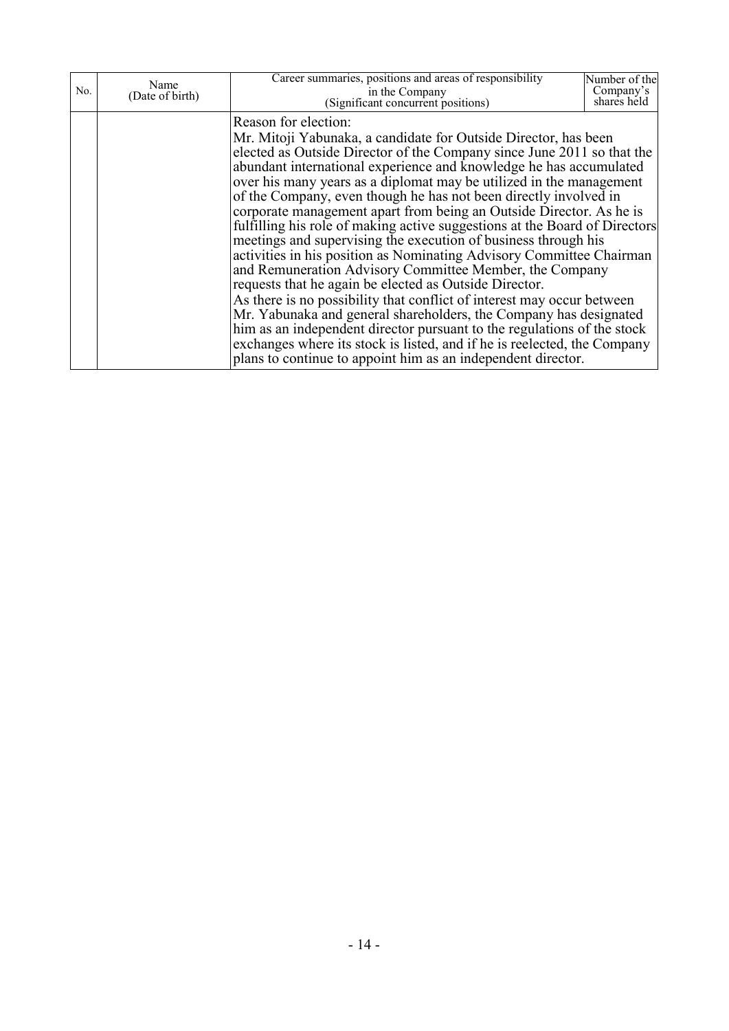| No. | Name (Date of birth) | Career summaries, positions and areas of responsibility in the Company (Significant concurrent positions) | Number of the Company's shares held |
|---|---|---|---|
| | | Reason for election:<br>Mr. Mitoji Yabunaka, a candidate for Outside Director, has been elected as Outside Director of the Company since June 2011 so that the abundant international experience and knowledge he has accumulated over his many years as a diplomat may be utilized in the management of the Company, even though he has not been directly involved in corporate management apart from being an Outside Director. As he is fulfilling his role of making active suggestions at the Board of Directors meetings and supervising the execution of business through his activities in his position as Nominating Advisory Committee Chairman and Remuneration Advisory Committee Member, the Company requests that he again be elected as Outside Director.<br>As there is no possibility that conflict of interest may occur between Mr. Yabunaka and general shareholders, the Company has designated him as an independent director pursuant to the regulations of the stock exchanges where its stock is listed, and if he is reelected, the Company plans to continue to appoint him as an independent director. | |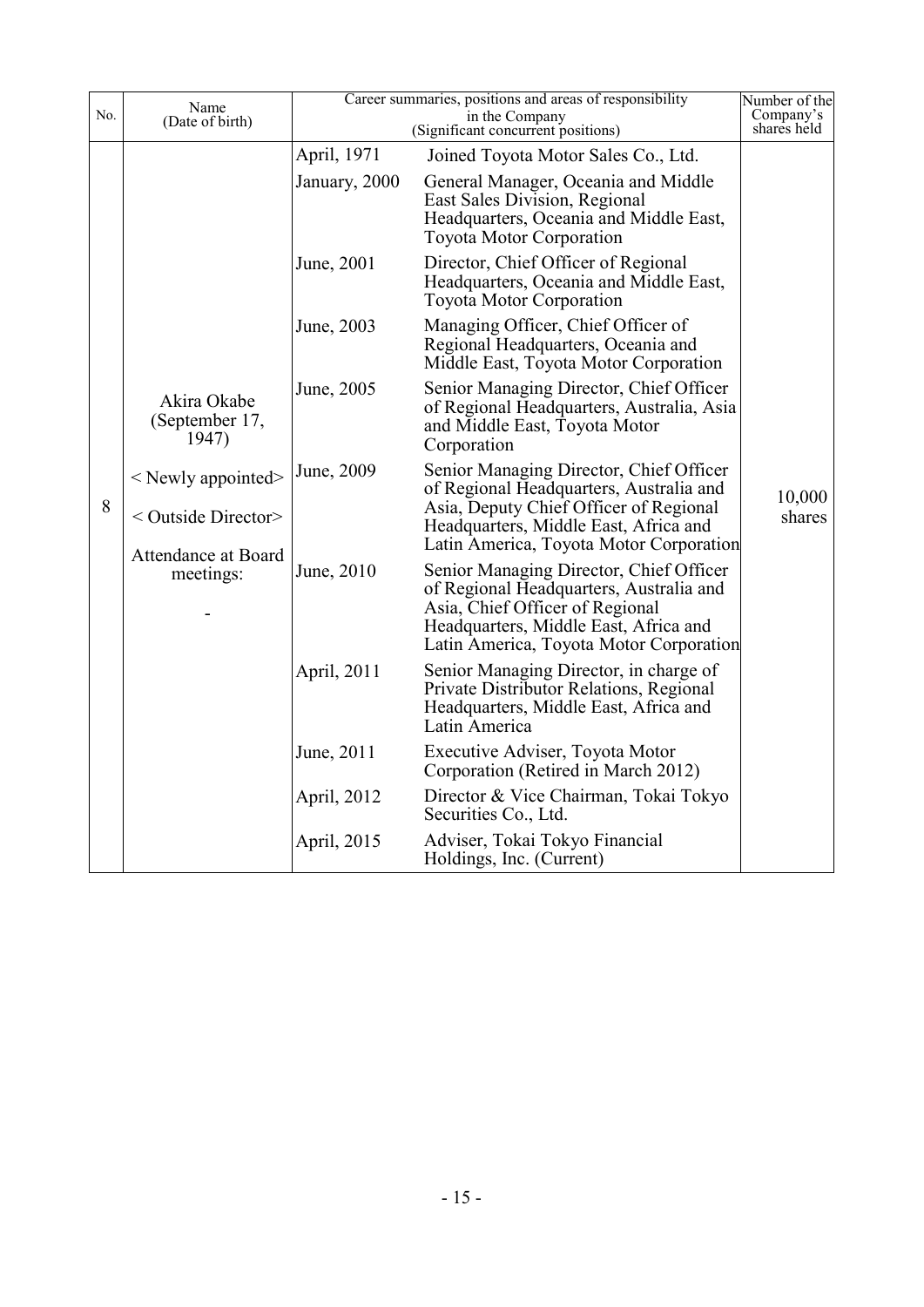| No. | Name (Date of birth) | Career summaries, positions and areas of responsibility in the Company (Significant concurrent positions) | | Number of the Company's shares held |
|---|---|---|---|---|
| 8 | Akira Okabe (September 17, 1947)<br><br>< Newly appointed><br><br>< Outside Director><br><br>Attendance at Board meetings:<br><br>- | April, 1971 | Joined Toyota Motor Sales Co., Ltd. | 10,000 shares |
| | | January, 2000 | General Manager, Oceania and Middle East Sales Division, Regional Headquarters, Oceania and Middle East, Toyota Motor Corporation | |
| | | June, 2001 | Director, Chief Officer of Regional Headquarters, Oceania and Middle East, Toyota Motor Corporation | |
| | | June, 2003 | Managing Officer, Chief Officer of Regional Headquarters, Oceania and Middle East, Toyota Motor Corporation | |
| | | June, 2005 | Senior Managing Director, Chief Officer of Regional Headquarters, Australia, Asia and Middle East, Toyota Motor Corporation | |
| | | June, 2009 | Senior Managing Director, Chief Officer of Regional Headquarters, Australia and Asia, Deputy Chief Officer of Regional Headquarters, Middle East, Africa and Latin America, Toyota Motor Corporation | |
| | | June, 2010 | Senior Managing Director, Chief Officer of Regional Headquarters, Australia and Asia, Chief Officer of Regional Headquarters, Middle East, Africa and Latin America, Toyota Motor Corporation | |
| | | April, 2011 | Senior Managing Director, in charge of Private Distributor Relations, Regional Headquarters, Middle East, Africa and Latin America | |
| | | June, 2011 | Executive Adviser, Toyota Motor Corporation (Retired in March 2012) | |
| | | April, 2012 | Director & Vice Chairman, Tokai Tokyo Securities Co., Ltd. | |
| | | April, 2015 | Adviser, Tokai Tokyo Financial Holdings, Inc. (Current) | |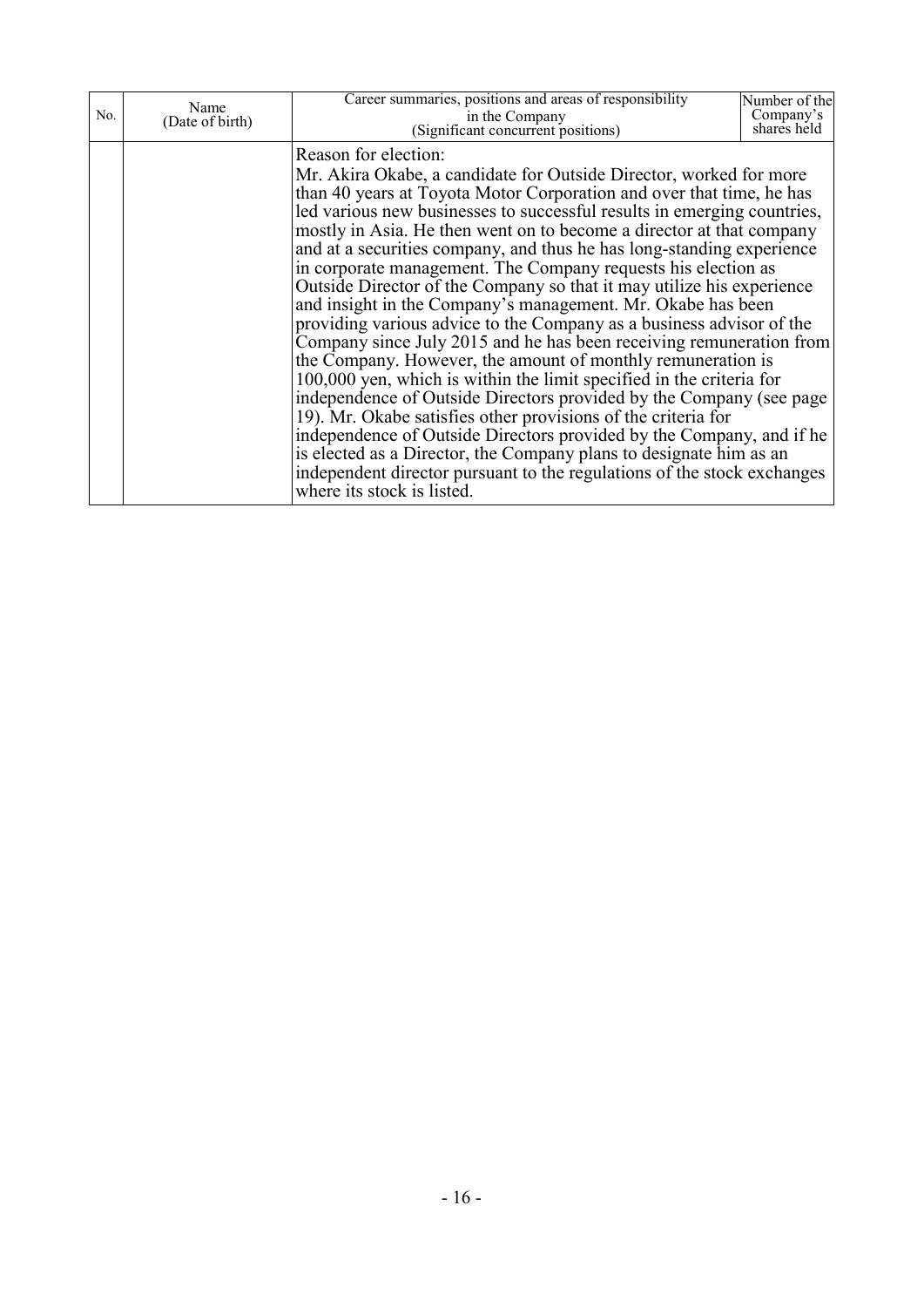| No. | Name (Date of birth) | Career summaries, positions and areas of responsibility in the Company (Significant concurrent positions) | Number of the Company's shares held |
|---|---|---|---|
| | | Reason for election:<br>Mr. Akira Okabe, a candidate for Outside Director, worked for more than 40 years at Toyota Motor Corporation and over that time, he has led various new businesses to successful results in emerging countries, mostly in Asia. He then went on to become a director at that company and at a securities company, and thus he has long-standing experience in corporate management. The Company requests his election as Outside Director of the Company so that it may utilize his experience and insight in the Company's management. Mr. Okabe has been providing various advice to the Company as a business advisor of the Company since July 2015 and he has been receiving remuneration from the Company. However, the amount of monthly remuneration is 100,000 yen, which is within the limit specified in the criteria for independence of Outside Directors provided by the Company (see page 19). Mr. Okabe satisfies other provisions of the criteria for independence of Outside Directors provided by the Company, and if he is elected as a Director, the Company plans to designate him as an independent director pursuant to the regulations of the stock exchanges where its stock is listed. | |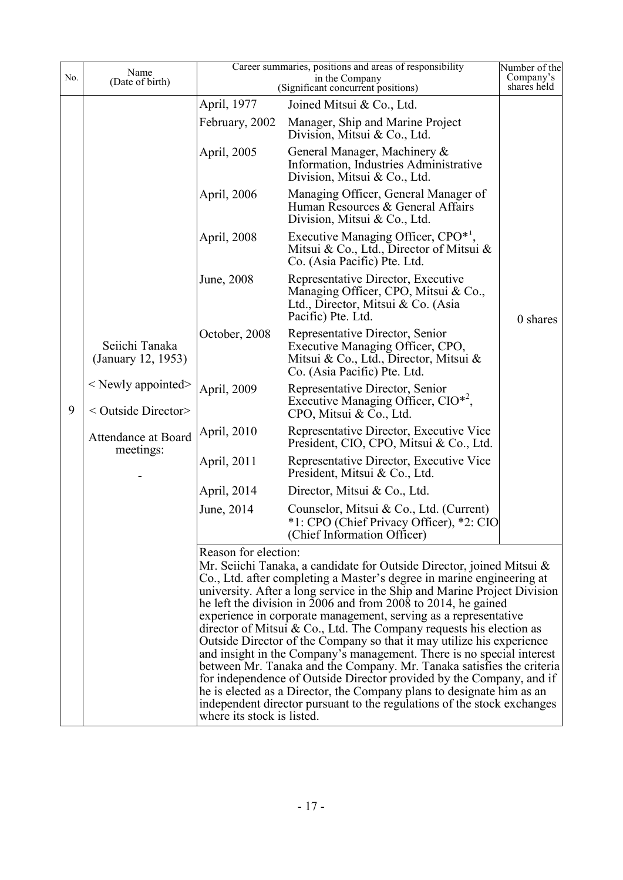| No. | Name (Date of birth) | Career summaries, positions and areas of responsibility in the Company (Significant concurrent positions) | | Number of the Company's shares held |
|---|---|---|---|---|
| 9 | Seiichi Tanaka (January 12, 1953)<br>< Newly appointed><br>< Outside Director><br>Attendance at Board meetings:<br>- | April, 1977 | Joined Mitsui & Co., Ltd. | 0 shares |
| | | February, 2002 | Manager, Ship and Marine Project Division, Mitsui & Co., Ltd. | |
| | | April, 2005 | General Manager, Machinery & Information, Industries Administrative Division, Mitsui & Co., Ltd. | |
| | | April, 2006 | Managing Officer, General Manager of Human Resources & General Affairs Division, Mitsui & Co., Ltd. | |
| | | April, 2008 | Executive Managing Officer, CPO*[1], Mitsui & Co., Ltd., Director of Mitsui & Co. (Asia Pacific) Pte. Ltd. | |
| | | June, 2008 | Representative Director, Executive Managing Officer, CPO, Mitsui & Co., Ltd., Director, Mitsui & Co. (Asia Pacific) Pte. Ltd. | |
| | | October, 2008 | Representative Director, Senior Executive Managing Officer, CPO, Mitsui & Co., Ltd., Director, Mitsui & Co. (Asia Pacific) Pte. Ltd. | |
| | | April, 2009 | Representative Director, Senior Executive Managing Officer, CIO*[2], CPO, Mitsui & Co., Ltd. | |
| | | April, 2010 | Representative Director, Executive Vice President, CIO, CPO, Mitsui & Co., Ltd. | |
| | | April, 2011 | Representative Director, Executive Vice President, Mitsui & Co., Ltd. | |
| | | April, 2014 | Director, Mitsui & Co., Ltd. | |
| | | June, 2014 | Counselor, Mitsui & Co., Ltd. (Current)<br>*1: CPO (Chief Privacy Officer), *2: CIO (Chief Information Officer) | |
| | | Reason for election:<br>Mr. Seiichi Tanaka, a candidate for Outside Director, joined Mitsui & Co., Ltd. after completing a Master's degree in marine engineering at university. After a long service in the Ship and Marine Project Division he left the division in 2006 and from 2008 to 2014, he gained experience in corporate management, serving as a representative director of Mitsui & Co., Ltd. The Company requests his election as Outside Director of the Company so that it may utilize his experience and insight in the Company's management. There is no special interest between Mr. Tanaka and the Company. Mr. Tanaka satisfies the criteria for independence of Outside Director provided by the Company, and if he is elected as a Director, the Company plans to designate him as an independent director pursuant to the regulations of the stock exchanges where its stock is listed. | | |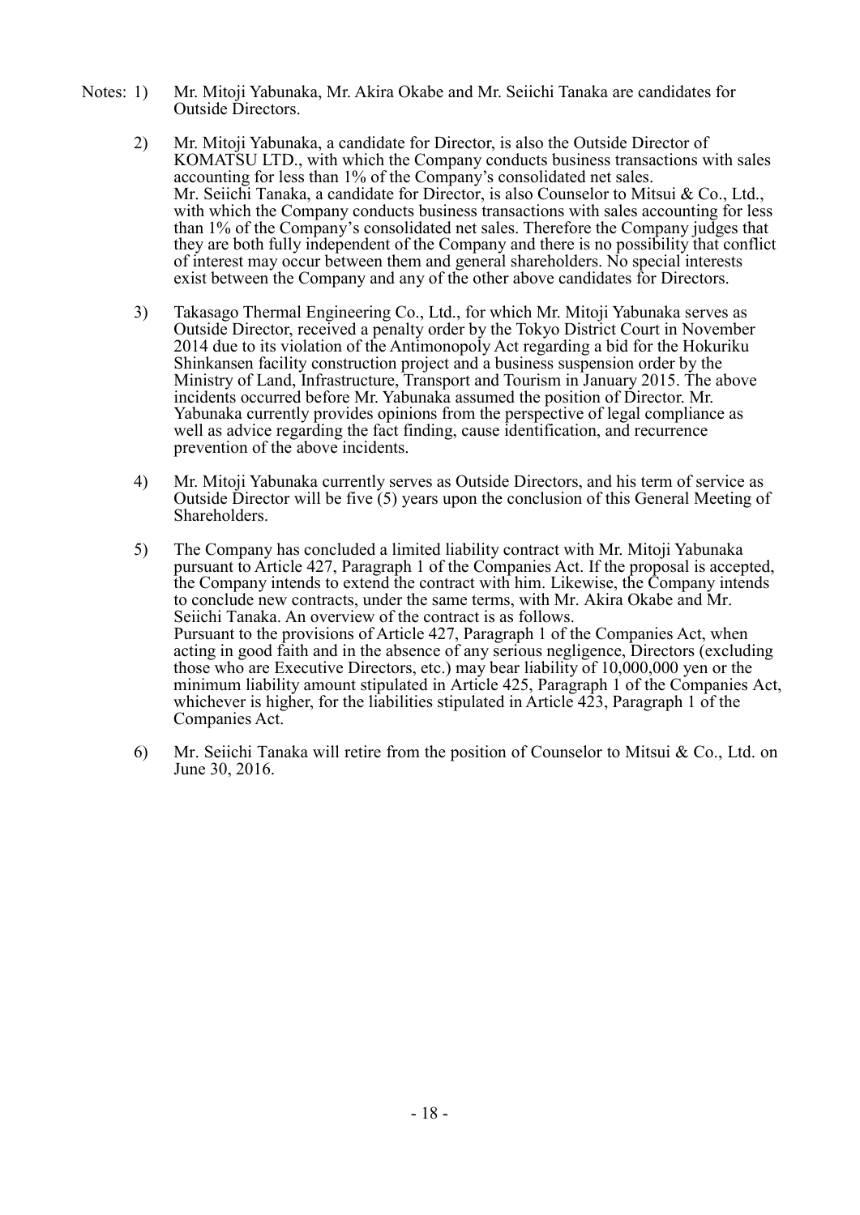Notes: 1) Mr. Mitoji Yabunaka, Mr. Akira Okabe and Mr. Seiichi Tanaka are candidates for Outside Directors.

2) Mr. Mitoji Yabunaka, a candidate for Director, is also the Outside Director of KOMATSU LTD., with which the Company conducts business transactions with sales accounting for less than 1% of the Company's consolidated net sales.
Mr. Seiichi Tanaka, a candidate for Director, is also Counselor to Mitsui & Co., Ltd., with which the Company conducts business transactions with sales accounting for less than 1% of the Company's consolidated net sales. Therefore the Company judges that they are both fully independent of the Company and there is no possibility that conflict of interest may occur between them and general shareholders. No special interests exist between the Company and any of the other above candidates for Directors.

3) Takasago Thermal Engineering Co., Ltd., for which Mr. Mitoji Yabunaka serves as Outside Director, received a penalty order by the Tokyo District Court in November 2014 due to its violation of the Antimonopoly Act regarding a bid for the Hokuriku Shinkansen facility construction project and a business suspension order by the Ministry of Land, Infrastructure, Transport and Tourism in January 2015. The above incidents occurred before Mr. Yabunaka assumed the position of Director. Mr. Yabunaka currently provides opinions from the perspective of legal compliance as well as advice regarding the fact finding, cause identification, and recurrence prevention of the above incidents.

4) Mr. Mitoji Yabunaka currently serves as Outside Directors, and his term of service as Outside Director will be five (5) years upon the conclusion of this General Meeting of Shareholders.

5) The Company has concluded a limited liability contract with Mr. Mitoji Yabunaka pursuant to Article 427, Paragraph 1 of the Companies Act. If the proposal is accepted, the Company intends to extend the contract with him. Likewise, the Company intends to conclude new contracts, under the same terms, with Mr. Akira Okabe and Mr. Seiichi Tanaka. An overview of the contract is as follows.
Pursuant to the provisions of Article 427, Paragraph 1 of the Companies Act, when acting in good faith and in the absence of any serious negligence, Directors (excluding those who are Executive Directors, etc.) may bear liability of 10,000,000 yen or the minimum liability amount stipulated in Article 425, Paragraph 1 of the Companies Act, whichever is higher, for the liabilities stipulated in Article 423, Paragraph 1 of the Companies Act.

6) Mr. Seiichi Tanaka will retire from the position of Counselor to Mitsui & Co., Ltd. on June 30, 2016.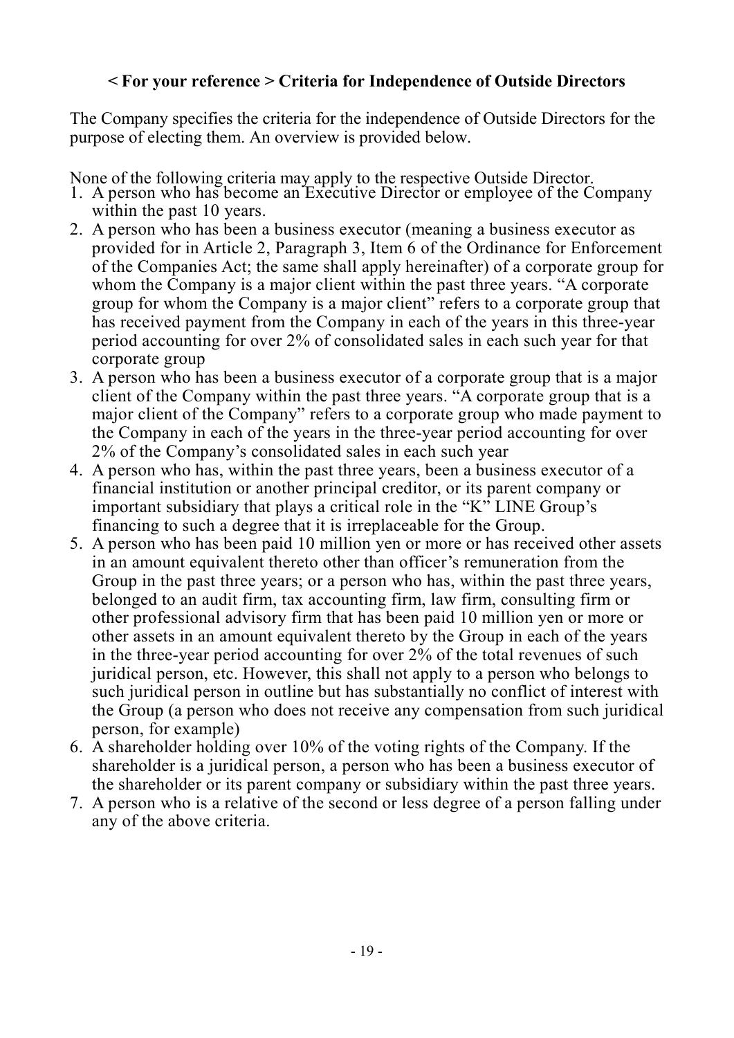## < For your reference > Criteria for Independence of Outside Directors

The Company specifies the criteria for the independence of Outside Directors for the purpose of electing them. An overview is provided below.

None of the following criteria may apply to the respective Outside Director.

1. A person who has become an Executive Director or employee of the Company within the past 10 years.
2. A person who has been a business executor (meaning a business executor as provided for in Article 2, Paragraph 3, Item 6 of the Ordinance for Enforcement of the Companies Act; the same shall apply hereinafter) of a corporate group for whom the Company is a major client within the past three years. "A corporate group for whom the Company is a major client" refers to a corporate group that has received payment from the Company in each of the years in this three-year period accounting for over 2% of consolidated sales in each such year for that corporate group
3. A person who has been a business executor of a corporate group that is a major client of the Company within the past three years. "A corporate group that is a major client of the Company" refers to a corporate group who made payment to the Company in each of the years in the three-year period accounting for over 2% of the Company's consolidated sales in each such year
4. A person who has, within the past three years, been a business executor of a financial institution or another principal creditor, or its parent company or important subsidiary that plays a critical role in the "K" LINE Group's financing to such a degree that it is irreplaceable for the Group.
5. A person who has been paid 10 million yen or more or has received other assets in an amount equivalent thereto other than officer's remuneration from the Group in the past three years; or a person who has, within the past three years, belonged to an audit firm, tax accounting firm, law firm, consulting firm or other professional advisory firm that has been paid 10 million yen or more or other assets in an amount equivalent thereto by the Group in each of the years in the three-year period accounting for over 2% of the total revenues of such juridical person, etc. However, this shall not apply to a person who belongs to such juridical person in outline but has substantially no conflict of interest with the Group (a person who does not receive any compensation from such juridical person, for example)
6. A shareholder holding over 10% of the voting rights of the Company. If the shareholder is a juridical person, a person who has been a business executor of the shareholder or its parent company or subsidiary within the past three years.
7. A person who is a relative of the second or less degree of a person falling under any of the above criteria.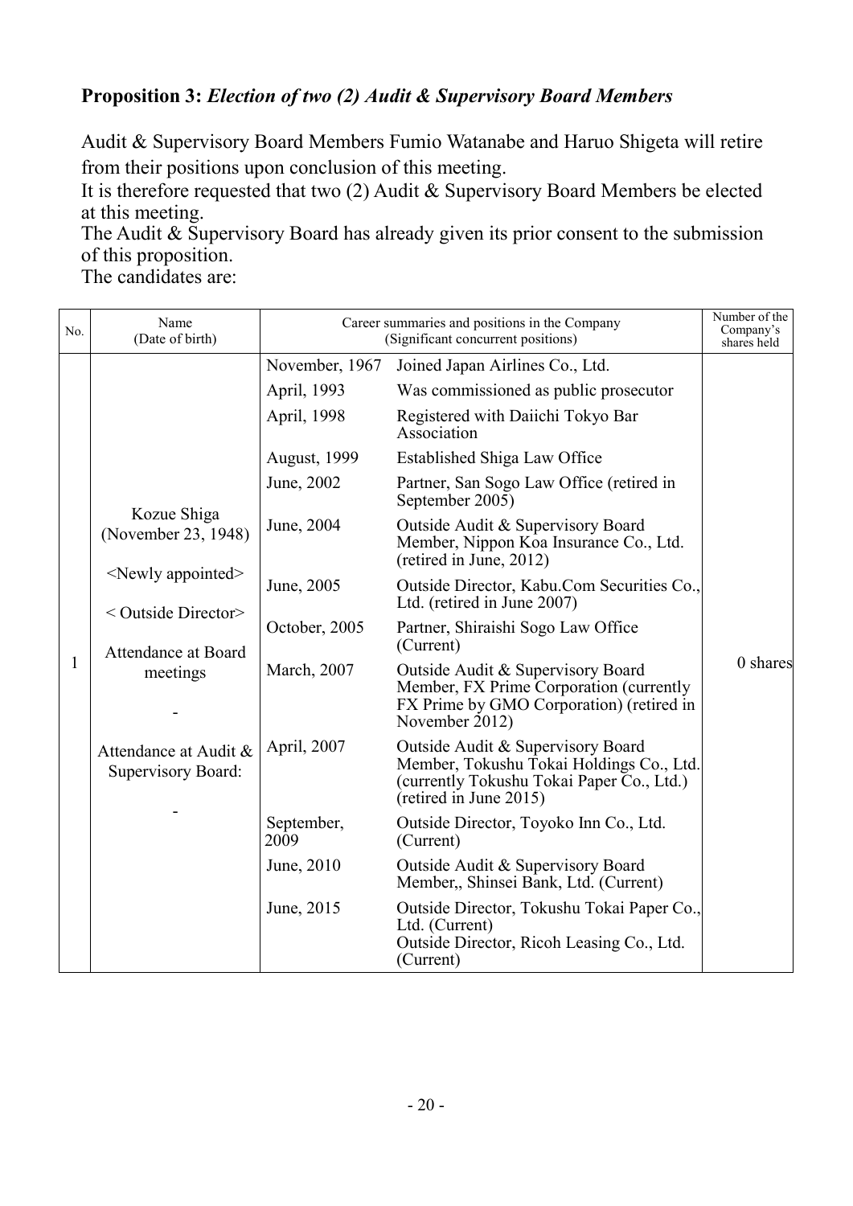**Proposition 3:** ***Election of two (2) Audit & Supervisory Board Members***

Audit & Supervisory Board Members Fumio Watanabe and Haruo Shigeta will retire from their positions upon conclusion of this meeting.
It is therefore requested that two (2) Audit & Supervisory Board Members be elected at this meeting.
The Audit & Supervisory Board has already given its prior consent to the submission of this proposition.
The candidates are:

| No. | Name (Date of birth) | Career summaries and positions in the Company (Significant concurrent positions) | | Number of the Company's shares held |
|---|---|---|---|---|
| 1 | Kozue Shiga (November 23, 1948) <Newly appointed> < Outside Director> Attendance at Board meetings - Attendance at Audit & Supervisory Board: - | November, 1967 | Joined Japan Airlines Co., Ltd. | 0 shares |
| | | April, 1993 | Was commissioned as public prosecutor | |
| | | April, 1998 | Registered with Daiichi Tokyo Bar Association | |
| | | August, 1999 | Established Shiga Law Office | |
| | | June, 2002 | Partner, San Sogo Law Office (retired in September 2005) | |
| | | June, 2004 | Outside Audit & Supervisory Board Member, Nippon Koa Insurance Co., Ltd. (retired in June, 2012) | |
| | | June, 2005 | Outside Director, Kabu.Com Securities Co., Ltd. (retired in June 2007) | |
| | | October, 2005 | Partner, Shiraishi Sogo Law Office (Current) | |
| | | March, 2007 | Outside Audit & Supervisory Board Member, FX Prime Corporation (currently FX Prime by GMO Corporation) (retired in November 2012) | |
| | | April, 2007 | Outside Audit & Supervisory Board Member, Tokushu Tokai Holdings Co., Ltd. (currently Tokushu Tokai Paper Co., Ltd.) (retired in June 2015) | |
| | | September, 2009 | Outside Director, Toyoko Inn Co., Ltd. (Current) | |
| | | June, 2010 | Outside Audit & Supervisory Board Member,, Shinsei Bank, Ltd. (Current) | |
| | | June, 2015 | Outside Director, Tokushu Tokai Paper Co., Ltd. (Current) Outside Director, Ricoh Leasing Co., Ltd. (Current) | |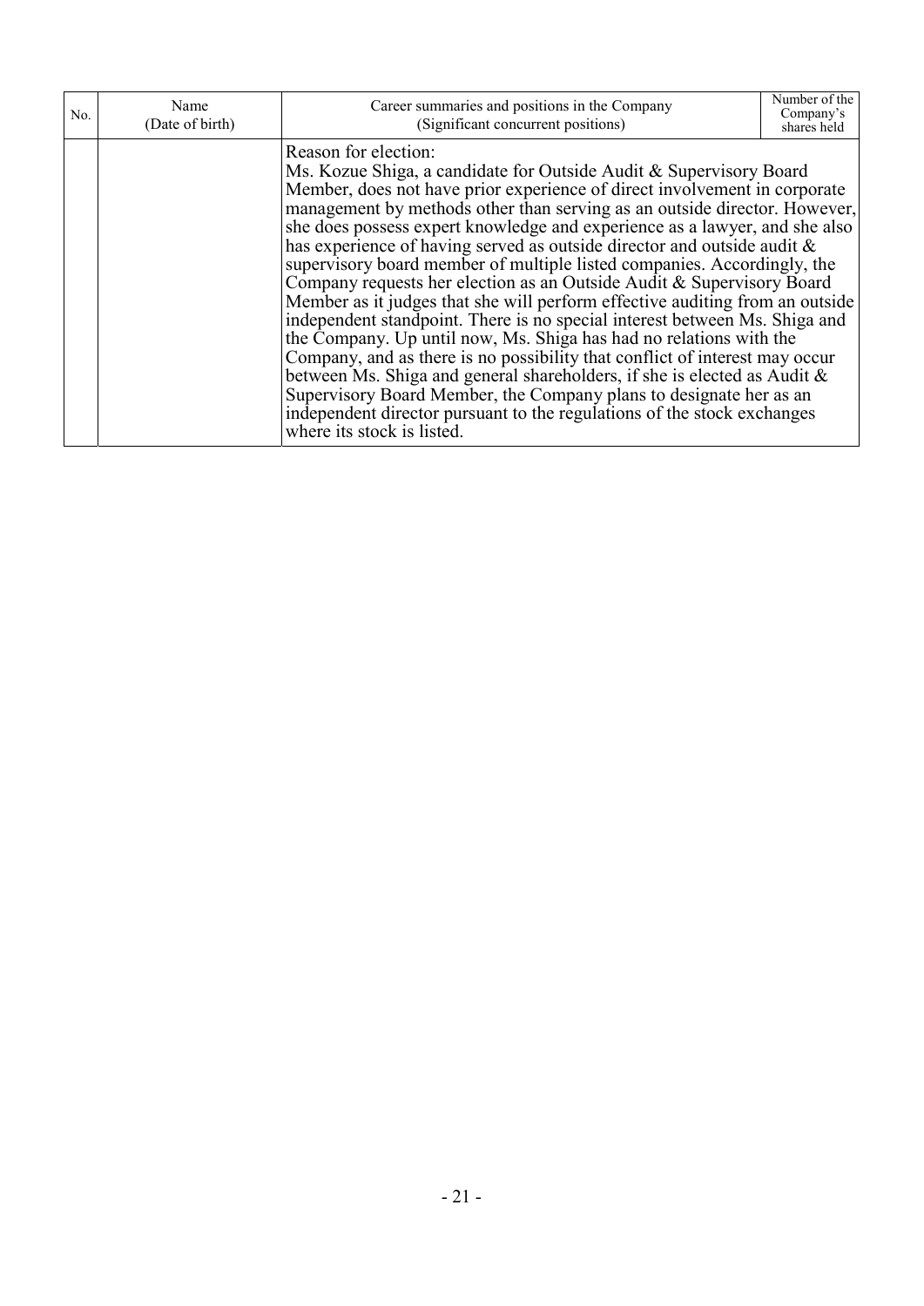| No. | Name (Date of birth) | Career summaries and positions in the Company (Significant concurrent positions) | Number of the Company's shares held |
|---|---|---|---|
| | | Reason for election: Ms. Kozue Shiga, a candidate for Outside Audit & Supervisory Board Member, does not have prior experience of direct involvement in corporate management by methods other than serving as an outside director. However, she does possess expert knowledge and experience as a lawyer, and she also has experience of having served as outside director and outside audit & supervisory board member of multiple listed companies. Accordingly, the Company requests her election as an Outside Audit & Supervisory Board Member as it judges that she will perform effective auditing from an outside independent standpoint. There is no special interest between Ms. Shiga and the Company. Up until now, Ms. Shiga has had no relations with the Company, and as there is no possibility that conflict of interest may occur between Ms. Shiga and general shareholders, if she is elected as Audit & Supervisory Board Member, the Company plans to designate her as an independent director pursuant to the regulations of the stock exchanges where its stock is listed. | |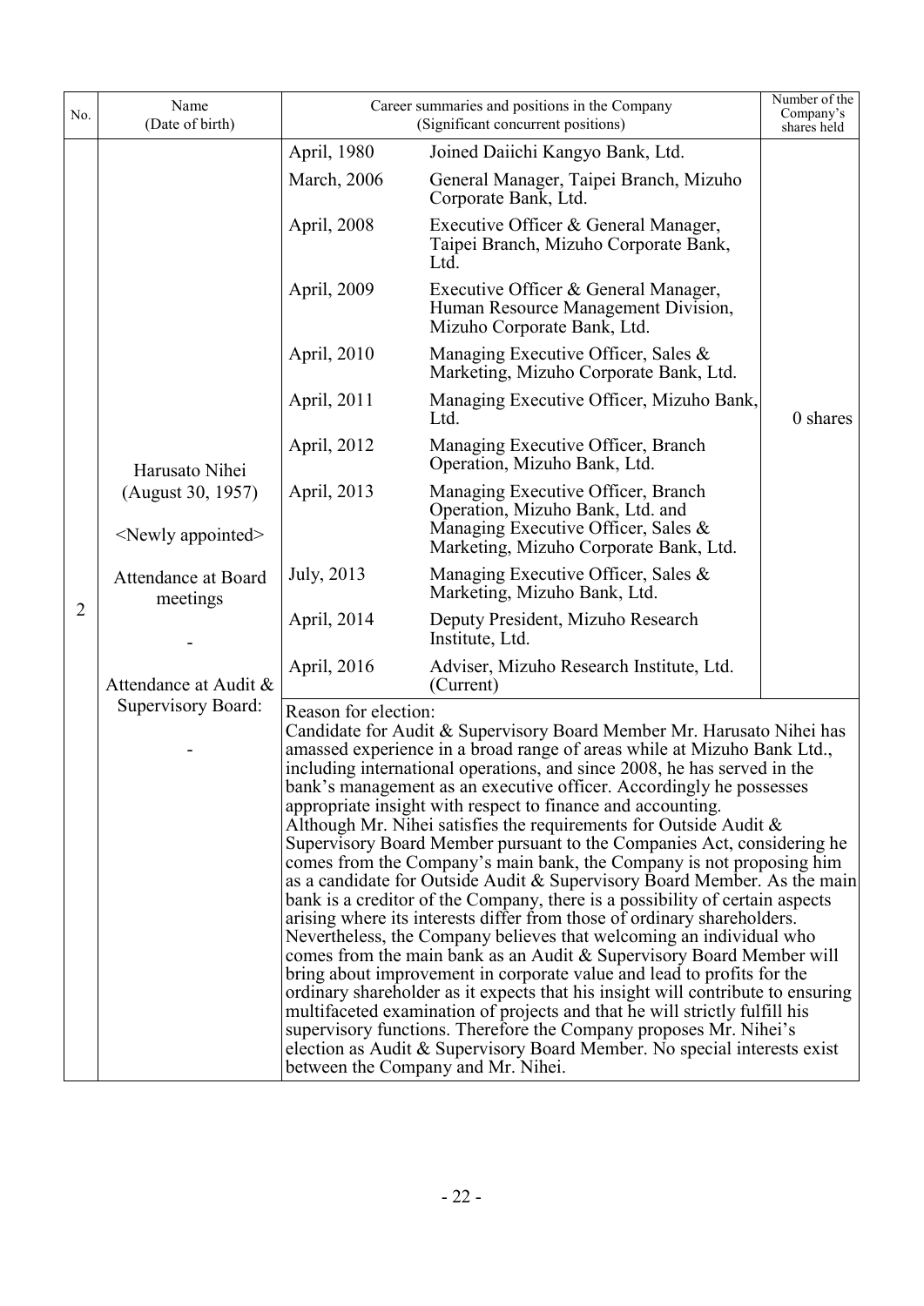| No. | Name (Date of birth) | Career summaries and positions in the Company (Significant concurrent positions) | | Number of the Company's shares held |
|---|---|---|---|---|
| 2 | Harusato Nihei (August 30, 1957) <Newly appointed> Attendance at Board meetings - Attendance at Audit & Supervisory Board: - | April, 1980 | Joined Daiichi Kangyo Bank, Ltd. | 0 shares |
| | | March, 2006 | General Manager, Taipei Branch, Mizuho Corporate Bank, Ltd. | |
| | | April, 2008 | Executive Officer & General Manager, Taipei Branch, Mizuho Corporate Bank, Ltd. | |
| | | April, 2009 | Executive Officer & General Manager, Human Resource Management Division, Mizuho Corporate Bank, Ltd. | |
| | | April, 2010 | Managing Executive Officer, Sales & Marketing, Mizuho Corporate Bank, Ltd. | |
| | | April, 2011 | Managing Executive Officer, Mizuho Bank, Ltd. | |
| | | April, 2012 | Managing Executive Officer, Branch Operation, Mizuho Bank, Ltd. | |
| | | April, 2013 | Managing Executive Officer, Branch Operation, Mizuho Bank, Ltd. and Managing Executive Officer, Sales & Marketing, Mizuho Corporate Bank, Ltd. | |
| | | July, 2013 | Managing Executive Officer, Sales & Marketing, Mizuho Bank, Ltd. | |
| | | April, 2014 | Deputy President, Mizuho Research Institute, Ltd. | |
| | | April, 2016 | Adviser, Mizuho Research Institute, Ltd. (Current) | |
| | | Reason for election: Candidate for Audit & Supervisory Board Member Mr. Harusato Nihei has amassed experience in a broad range of areas while at Mizuho Bank Ltd., including international operations, and since 2008, he has served in the bank's management as an executive officer. Accordingly he possesses appropriate insight with respect to finance and accounting. Although Mr. Nihei satisfies the requirements for Outside Audit & Supervisory Board Member pursuant to the Companies Act, considering he comes from the Company's main bank, the Company is not proposing him as a candidate for Outside Audit & Supervisory Board Member. As the main bank is a creditor of the Company, there is a possibility of certain aspects arising where its interests differ from those of ordinary shareholders. Nevertheless, the Company believes that welcoming an individual who comes from the main bank as an Audit & Supervisory Board Member will bring about improvement in corporate value and lead to profits for the ordinary shareholder as it expects that his insight will contribute to ensuring multifaceted examination of projects and that he will strictly fulfill his supervisory functions. Therefore the Company proposes Mr. Nihei's election as Audit & Supervisory Board Member. No special interests exist between the Company and Mr. Nihei. | | |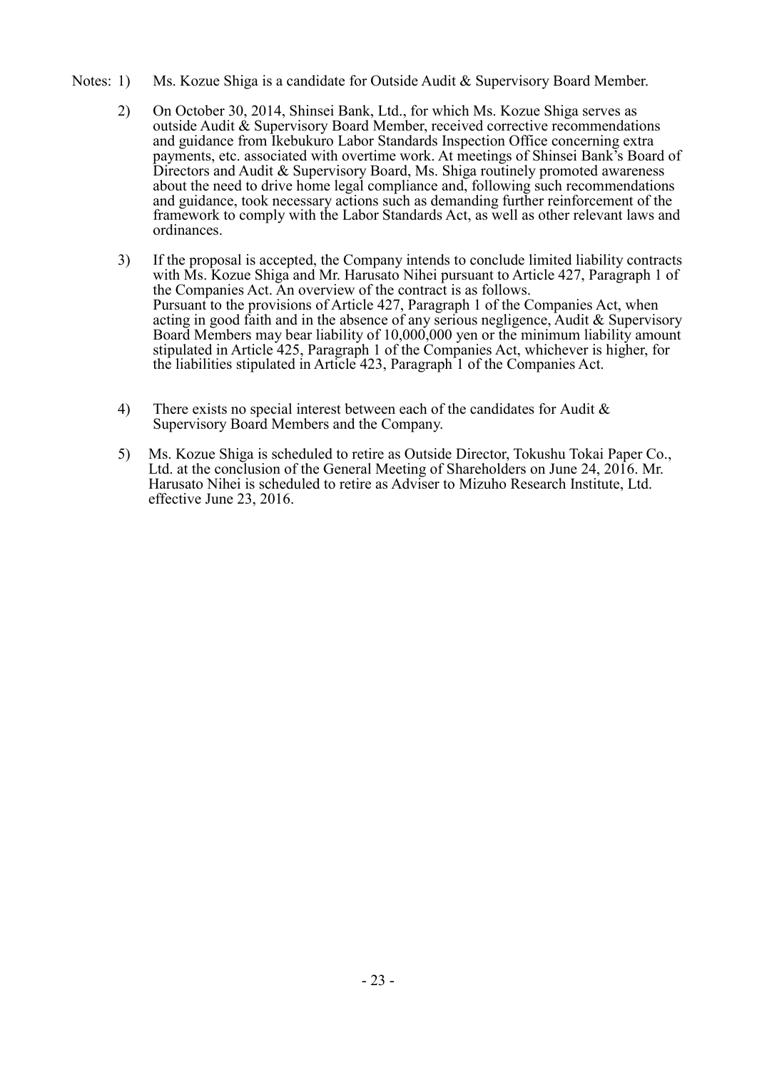Notes: 1) Ms. Kozue Shiga is a candidate for Outside Audit & Supervisory Board Member.

2) On October 30, 2014, Shinsei Bank, Ltd., for which Ms. Kozue Shiga serves as outside Audit & Supervisory Board Member, received corrective recommendations and guidance from Ikebukuro Labor Standards Inspection Office concerning extra payments, etc. associated with overtime work. At meetings of Shinsei Bank's Board of Directors and Audit & Supervisory Board, Ms. Shiga routinely promoted awareness about the need to drive home legal compliance and, following such recommendations and guidance, took necessary actions such as demanding further reinforcement of the framework to comply with the Labor Standards Act, as well as other relevant laws and ordinances.

3) If the proposal is accepted, the Company intends to conclude limited liability contracts with Ms. Kozue Shiga and Mr. Harusato Nihei pursuant to Article 427, Paragraph 1 of the Companies Act. An overview of the contract is as follows.
Pursuant to the provisions of Article 427, Paragraph 1 of the Companies Act, when acting in good faith and in the absence of any serious negligence, Audit & Supervisory Board Members may bear liability of 10,000,000 yen or the minimum liability amount stipulated in Article 425, Paragraph 1 of the Companies Act, whichever is higher, for the liabilities stipulated in Article 423, Paragraph 1 of the Companies Act.

4) There exists no special interest between each of the candidates for Audit & Supervisory Board Members and the Company.

5) Ms. Kozue Shiga is scheduled to retire as Outside Director, Tokushu Tokai Paper Co., Ltd. at the conclusion of the General Meeting of Shareholders on June 24, 2016. Mr. Harusato Nihei is scheduled to retire as Adviser to Mizuho Research Institute, Ltd. effective June 23, 2016.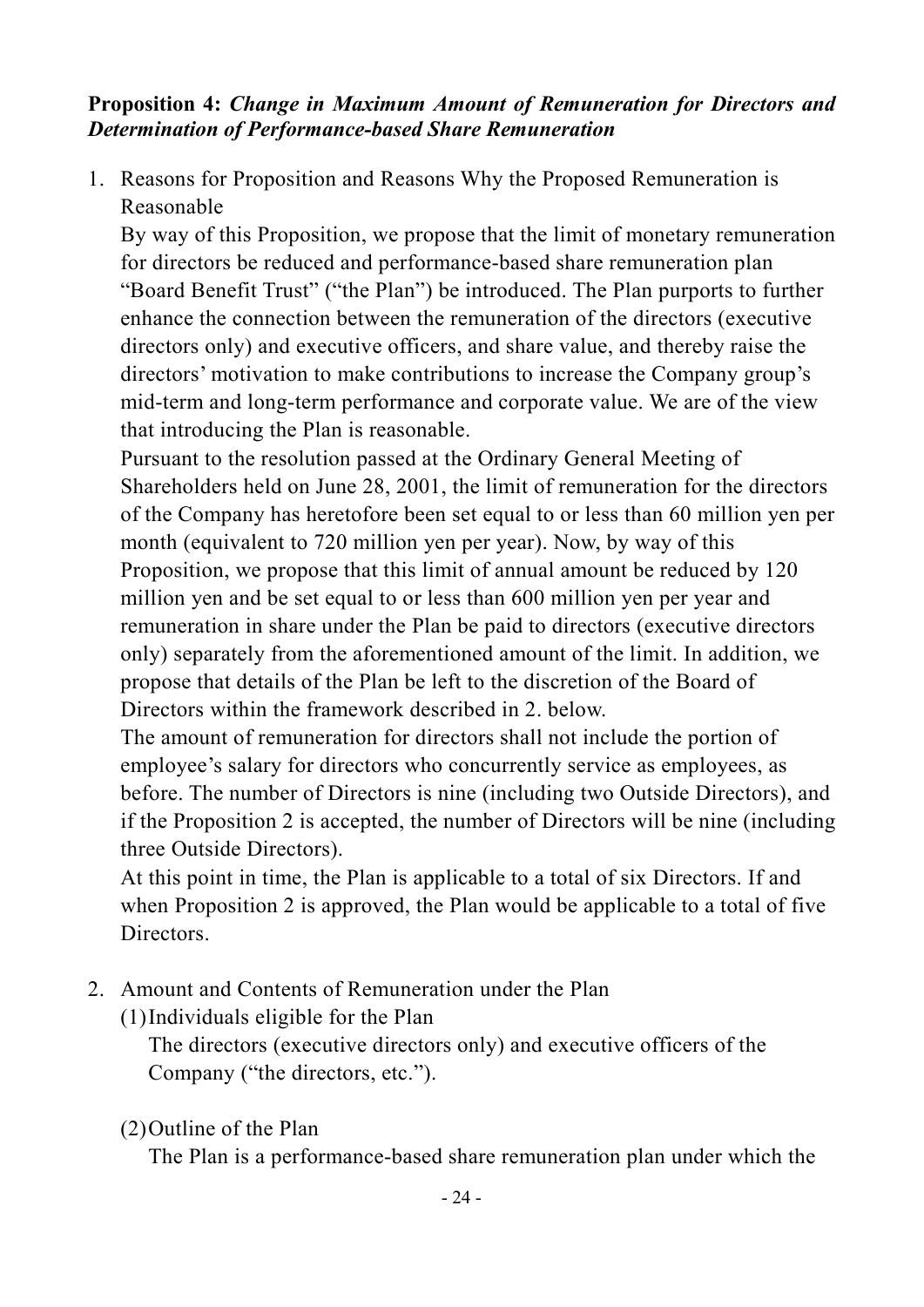**Proposition 4:** ***Change in Maximum Amount of Remuneration for Directors and Determination of Performance-based Share Remuneration***

1. Reasons for Proposition and Reasons Why the Proposed Remuneration is Reasonable

   By way of this Proposition, we propose that the limit of monetary remuneration for directors be reduced and performance-based share remuneration plan "Board Benefit Trust" ("the Plan") be introduced. The Plan purports to further enhance the connection between the remuneration of the directors (executive directors only) and executive officers, and share value, and thereby raise the directors' motivation to make contributions to increase the Company group's mid-term and long-term performance and corporate value. We are of the view that introducing the Plan is reasonable.

   Pursuant to the resolution passed at the Ordinary General Meeting of Shareholders held on June 28, 2001, the limit of remuneration for the directors of the Company has heretofore been set equal to or less than 60 million yen per month (equivalent to 720 million yen per year). Now, by way of this Proposition, we propose that this limit of annual amount be reduced by 120 million yen and be set equal to or less than 600 million yen per year and remuneration in share under the Plan be paid to directors (executive directors only) separately from the aforementioned amount of the limit. In addition, we propose that details of the Plan be left to the discretion of the Board of Directors within the framework described in 2. below.

   The amount of remuneration for directors shall not include the portion of employee's salary for directors who concurrently service as employees, as before. The number of Directors is nine (including two Outside Directors), and if the Proposition 2 is accepted, the number of Directors will be nine (including three Outside Directors).

   At this point in time, the Plan is applicable to a total of six Directors. If and when Proposition 2 is approved, the Plan would be applicable to a total of five Directors.

2. Amount and Contents of Remuneration under the Plan

   (1) Individuals eligible for the Plan

   The directors (executive directors only) and executive officers of the Company ("the directors, etc.").

   (2) Outline of the Plan

   The Plan is a performance-based share remuneration plan under which the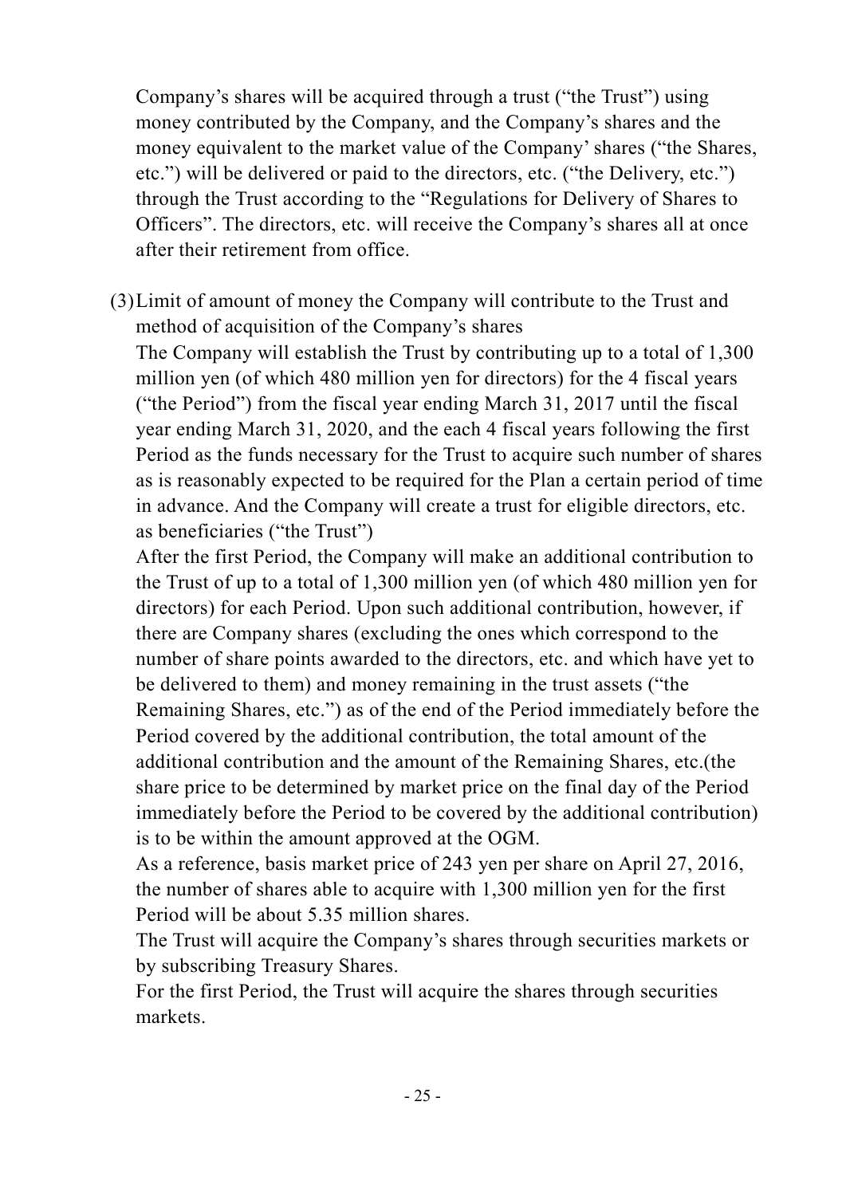Company's shares will be acquired through a trust ("the Trust") using money contributed by the Company, and the Company's shares and the money equivalent to the market value of the Company' shares ("the Shares, etc.") will be delivered or paid to the directors, etc. ("the Delivery, etc.") through the Trust according to the "Regulations for Delivery of Shares to Officers". The directors, etc. will receive the Company's shares all at once after their retirement from office.

(3) Limit of amount of money the Company will contribute to the Trust and method of acquisition of the Company's shares

The Company will establish the Trust by contributing up to a total of 1,300 million yen (of which 480 million yen for directors) for the 4 fiscal years ("the Period") from the fiscal year ending March 31, 2017 until the fiscal year ending March 31, 2020, and the each 4 fiscal years following the first Period as the funds necessary for the Trust to acquire such number of shares as is reasonably expected to be required for the Plan a certain period of time in advance. And the Company will create a trust for eligible directors, etc. as beneficiaries ("the Trust")

After the first Period, the Company will make an additional contribution to the Trust of up to a total of 1,300 million yen (of which 480 million yen for directors) for each Period. Upon such additional contribution, however, if there are Company shares (excluding the ones which correspond to the number of share points awarded to the directors, etc. and which have yet to be delivered to them) and money remaining in the trust assets ("the Remaining Shares, etc.") as of the end of the Period immediately before the Period covered by the additional contribution, the total amount of the additional contribution and the amount of the Remaining Shares, etc.(the share price to be determined by market price on the final day of the Period immediately before the Period to be covered by the additional contribution) is to be within the amount approved at the OGM.

As a reference, basis market price of 243 yen per share on April 27, 2016, the number of shares able to acquire with 1,300 million yen for the first Period will be about 5.35 million shares.

The Trust will acquire the Company's shares through securities markets or by subscribing Treasury Shares.

For the first Period, the Trust will acquire the shares through securities markets.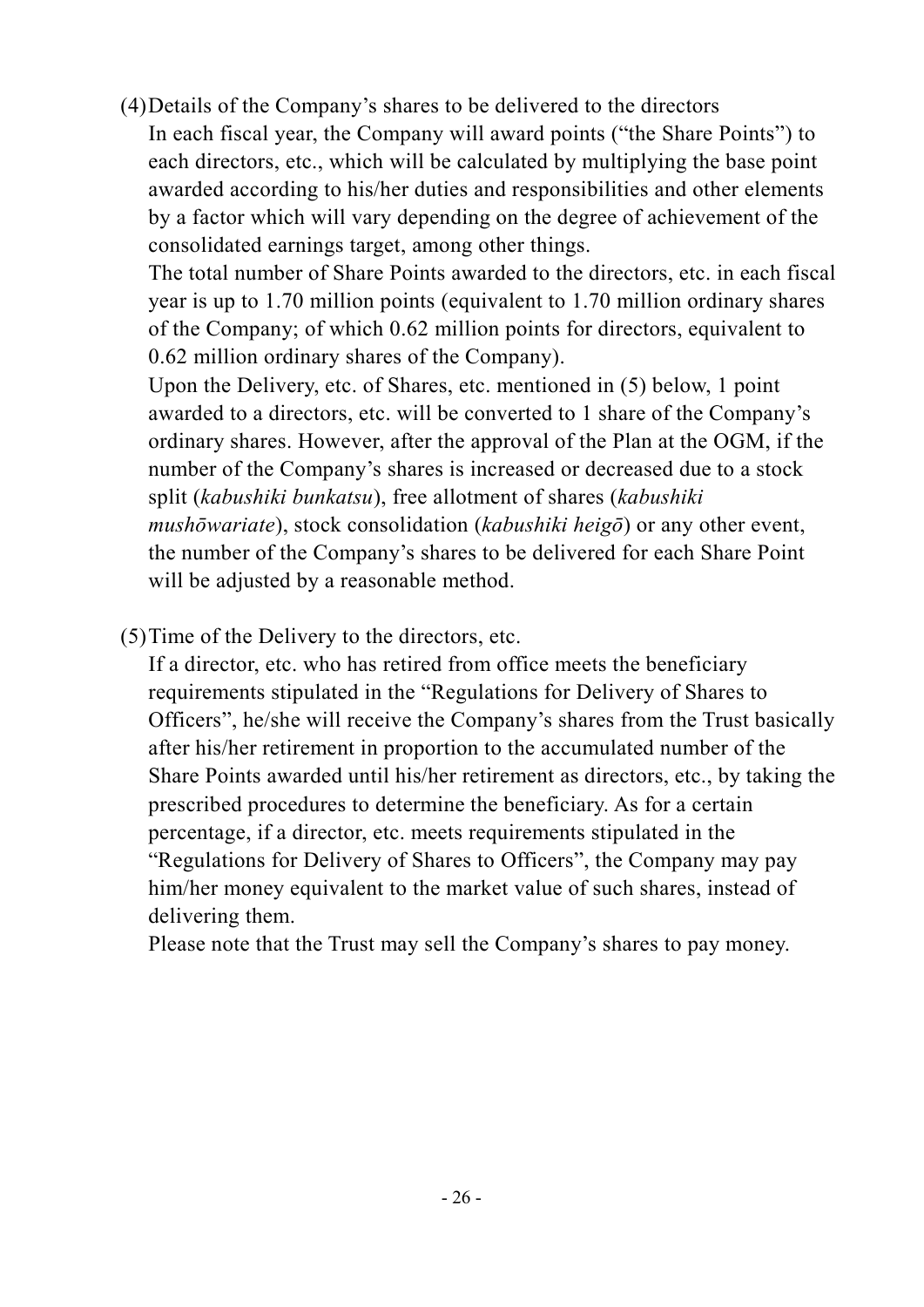(4) Details of the Company's shares to be delivered to the directors

In each fiscal year, the Company will award points ("the Share Points") to each directors, etc., which will be calculated by multiplying the base point awarded according to his/her duties and responsibilities and other elements by a factor which will vary depending on the degree of achievement of the consolidated earnings target, among other things.

The total number of Share Points awarded to the directors, etc. in each fiscal year is up to 1.70 million points (equivalent to 1.70 million ordinary shares of the Company; of which 0.62 million points for directors, equivalent to 0.62 million ordinary shares of the Company).

Upon the Delivery, etc. of Shares, etc. mentioned in (5) below, 1 point awarded to a directors, etc. will be converted to 1 share of the Company's ordinary shares. However, after the approval of the Plan at the OGM, if the number of the Company's shares is increased or decreased due to a stock split (*kabushiki bunkatsu*), free allotment of shares (*kabushiki mushōwariate*), stock consolidation (*kabushiki heigō*) or any other event, the number of the Company's shares to be delivered for each Share Point will be adjusted by a reasonable method.

(5) Time of the Delivery to the directors, etc.

If a director, etc. who has retired from office meets the beneficiary requirements stipulated in the "Regulations for Delivery of Shares to Officers", he/she will receive the Company's shares from the Trust basically after his/her retirement in proportion to the accumulated number of the Share Points awarded until his/her retirement as directors, etc., by taking the prescribed procedures to determine the beneficiary. As for a certain percentage, if a director, etc. meets requirements stipulated in the "Regulations for Delivery of Shares to Officers", the Company may pay him/her money equivalent to the market value of such shares, instead of delivering them.

Please note that the Trust may sell the Company's shares to pay money.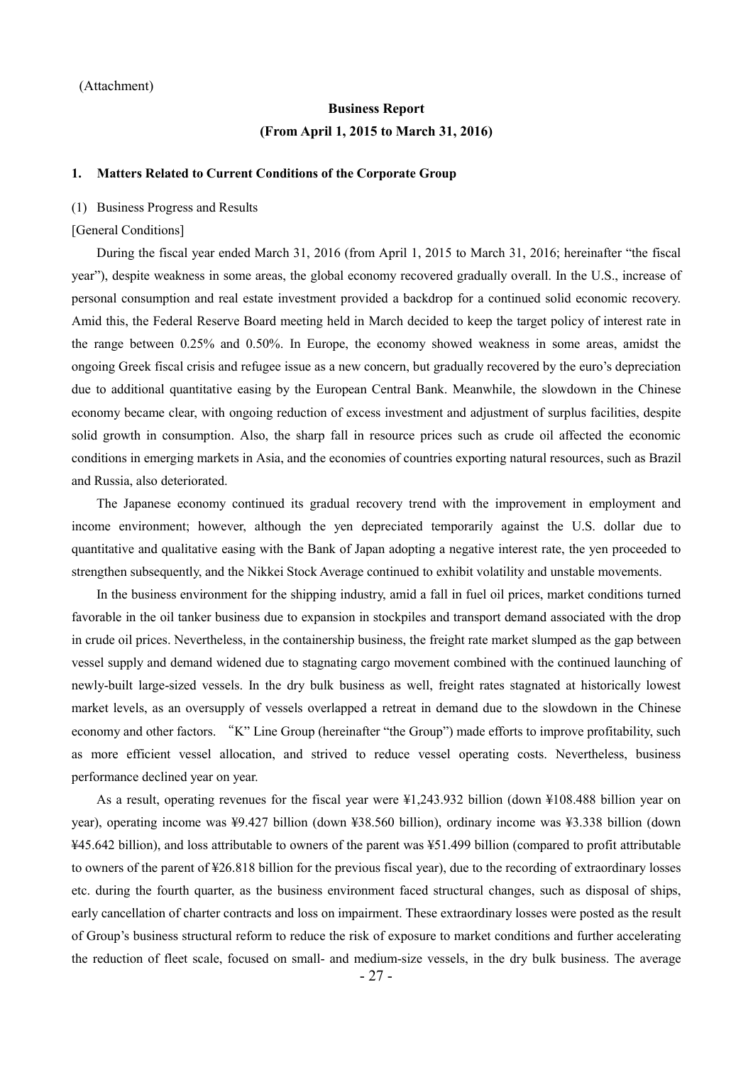(Attachment)

# Business Report
## (From April 1, 2015 to March 31, 2016)

### 1. Matters Related to Current Conditions of the Corporate Group

(1) Business Progress and Results

[General Conditions]

During the fiscal year ended March 31, 2016 (from April 1, 2015 to March 31, 2016; hereinafter "the fiscal year"), despite weakness in some areas, the global economy recovered gradually overall. In the U.S., increase of personal consumption and real estate investment provided a backdrop for a continued solid economic recovery. Amid this, the Federal Reserve Board meeting held in March decided to keep the target policy of interest rate in the range between 0.25% and 0.50%. In Europe, the economy showed weakness in some areas, amidst the ongoing Greek fiscal crisis and refugee issue as a new concern, but gradually recovered by the euro's depreciation due to additional quantitative easing by the European Central Bank. Meanwhile, the slowdown in the Chinese economy became clear, with ongoing reduction of excess investment and adjustment of surplus facilities, despite solid growth in consumption. Also, the sharp fall in resource prices such as crude oil affected the economic conditions in emerging markets in Asia, and the economies of countries exporting natural resources, such as Brazil and Russia, also deteriorated.

The Japanese economy continued its gradual recovery trend with the improvement in employment and income environment; however, although the yen depreciated temporarily against the U.S. dollar due to quantitative and qualitative easing with the Bank of Japan adopting a negative interest rate, the yen proceeded to strengthen subsequently, and the Nikkei Stock Average continued to exhibit volatility and unstable movements.

In the business environment for the shipping industry, amid a fall in fuel oil prices, market conditions turned favorable in the oil tanker business due to expansion in stockpiles and transport demand associated with the drop in crude oil prices. Nevertheless, in the containership business, the freight rate market slumped as the gap between vessel supply and demand widened due to stagnating cargo movement combined with the continued launching of newly-built large-sized vessels. In the dry bulk business as well, freight rates stagnated at historically lowest market levels, as an oversupply of vessels overlapped a retreat in demand due to the slowdown in the Chinese economy and other factors. "K" Line Group (hereinafter "the Group") made efforts to improve profitability, such as more efficient vessel allocation, and strived to reduce vessel operating costs. Nevertheless, business performance declined year on year.

As a result, operating revenues for the fiscal year were ¥1,243.932 billion (down ¥108.488 billion year on year), operating income was ¥9.427 billion (down ¥38.560 billion), ordinary income was ¥3.338 billion (down ¥45.642 billion), and loss attributable to owners of the parent was ¥51.499 billion (compared to profit attributable to owners of the parent of ¥26.818 billion for the previous fiscal year), due to the recording of extraordinary losses etc. during the fourth quarter, as the business environment faced structural changes, such as disposal of ships, early cancellation of charter contracts and loss on impairment. These extraordinary losses were posted as the result of Group's business structural reform to reduce the risk of exposure to market conditions and further accelerating the reduction of fleet scale, focused on small- and medium-size vessels, in the dry bulk business. The average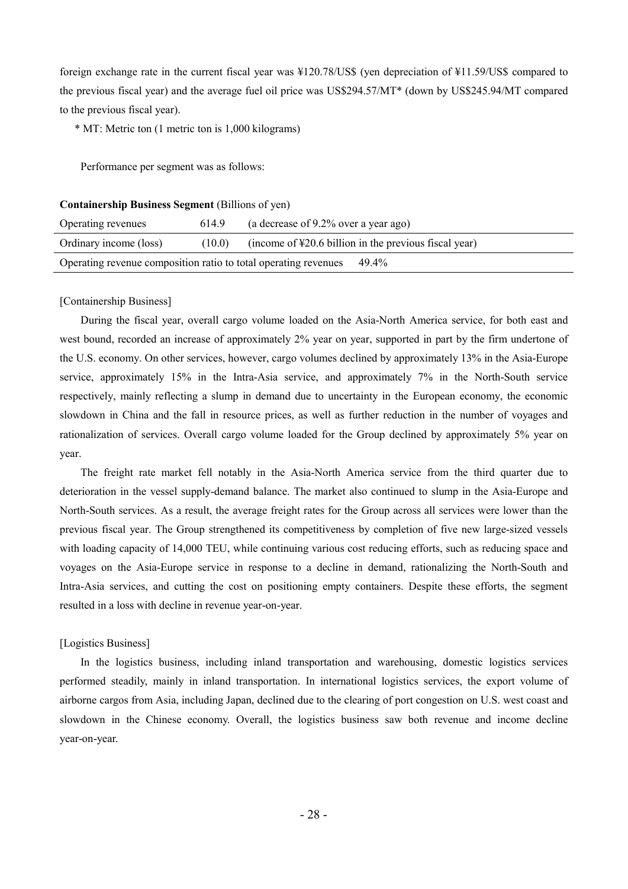foreign exchange rate in the current fiscal year was ¥120.78/US$ (yen depreciation of ¥11.59/US$ compared to the previous fiscal year) and the average fuel oil price was US$294.57/MT* (down by US$245.94/MT compared to the previous fiscal year).

\* MT: Metric ton (1 metric ton is 1,000 kilograms)

Performance per segment was as follows:

**Containership Business Segment** (Billions of yen)

| | | |
|---|---|---|
| Operating revenues | 614.9 | (a decrease of 9.2% over a year ago) |
| Ordinary income (loss) | (10.0) | (income of ¥20.6 billion in the previous fiscal year) |
| Operating revenue composition ratio to total operating revenues | | 49.4% |

[Containership Business]

During the fiscal year, overall cargo volume loaded on the Asia-North America service, for both east and west bound, recorded an increase of approximately 2% year on year, supported in part by the firm undertone of the U.S. economy. On other services, however, cargo volumes declined by approximately 13% in the Asia-Europe service, approximately 15% in the Intra-Asia service, and approximately 7% in the North-South service respectively, mainly reflecting a slump in demand due to uncertainty in the European economy, the economic slowdown in China and the fall in resource prices, as well as further reduction in the number of voyages and rationalization of services. Overall cargo volume loaded for the Group declined by approximately 5% year on year.

The freight rate market fell notably in the Asia-North America service from the third quarter due to deterioration in the vessel supply-demand balance. The market also continued to slump in the Asia-Europe and North-South services. As a result, the average freight rates for the Group across all services were lower than the previous fiscal year. The Group strengthened its competitiveness by completion of five new large-sized vessels with loading capacity of 14,000 TEU, while continuing various cost reducing efforts, such as reducing space and voyages on the Asia-Europe service in response to a decline in demand, rationalizing the North-South and Intra-Asia services, and cutting the cost on positioning empty containers. Despite these efforts, the segment resulted in a loss with decline in revenue year-on-year.

[Logistics Business]

In the logistics business, including inland transportation and warehousing, domestic logistics services performed steadily, mainly in inland transportation. In international logistics services, the export volume of airborne cargos from Asia, including Japan, declined due to the clearing of port congestion on U.S. west coast and slowdown in the Chinese economy. Overall, the logistics business saw both revenue and income decline year-on-year.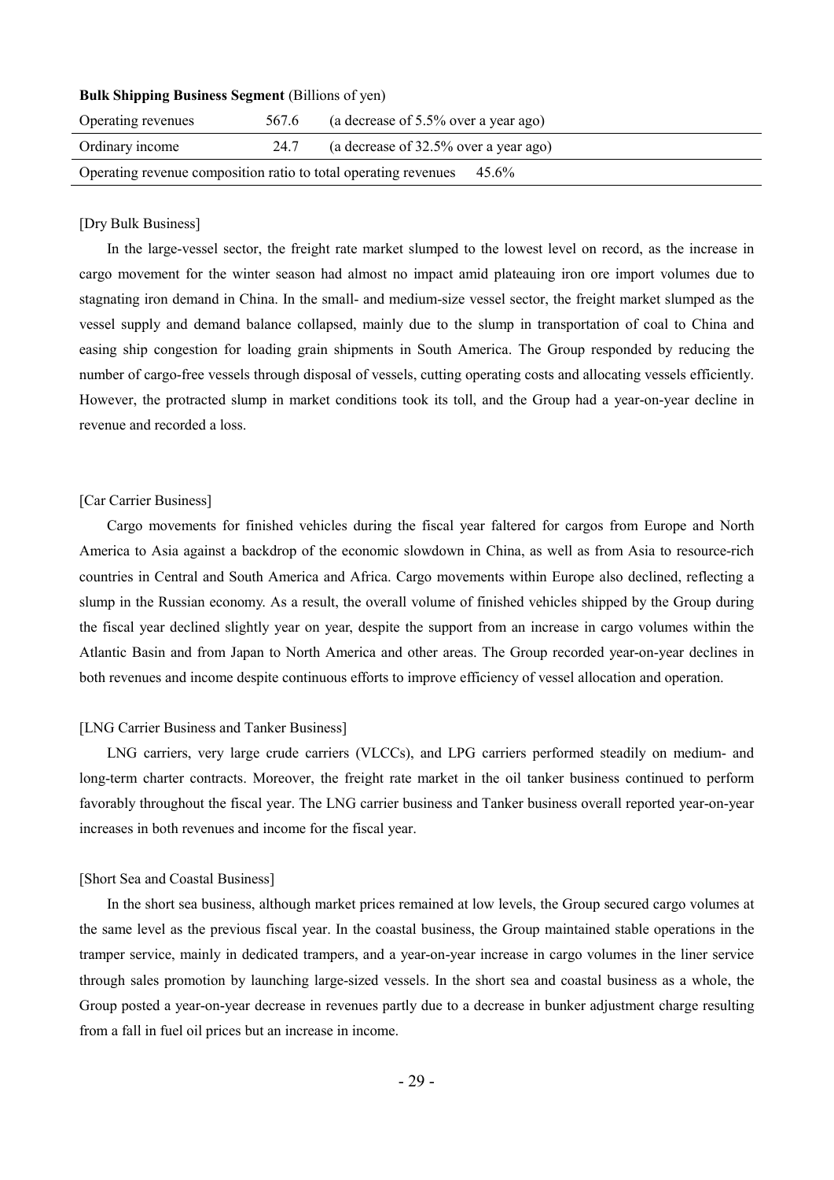**Bulk Shipping Business Segment** (Billions of yen)

| Operating revenues | 567.6 | (a decrease of 5.5% over a year ago) |
|---|---|---|
| Ordinary income | 24.7 | (a decrease of 32.5% over a year ago) |
| Operating revenue composition ratio to total operating revenues | 45.6% | |

[Dry Bulk Business]

In the large-vessel sector, the freight rate market slumped to the lowest level on record, as the increase in cargo movement for the winter season had almost no impact amid plateauing iron ore import volumes due to stagnating iron demand in China. In the small- and medium-size vessel sector, the freight market slumped as the vessel supply and demand balance collapsed, mainly due to the slump in transportation of coal to China and easing ship congestion for loading grain shipments in South America. The Group responded by reducing the number of cargo-free vessels through disposal of vessels, cutting operating costs and allocating vessels efficiently. However, the protracted slump in market conditions took its toll, and the Group had a year-on-year decline in revenue and recorded a loss.

[Car Carrier Business]

Cargo movements for finished vehicles during the fiscal year faltered for cargos from Europe and North America to Asia against a backdrop of the economic slowdown in China, as well as from Asia to resource-rich countries in Central and South America and Africa. Cargo movements within Europe also declined, reflecting a slump in the Russian economy. As a result, the overall volume of finished vehicles shipped by the Group during the fiscal year declined slightly year on year, despite the support from an increase in cargo volumes within the Atlantic Basin and from Japan to North America and other areas. The Group recorded year-on-year declines in both revenues and income despite continuous efforts to improve efficiency of vessel allocation and operation.

[LNG Carrier Business and Tanker Business]

LNG carriers, very large crude carriers (VLCCs), and LPG carriers performed steadily on medium- and long-term charter contracts. Moreover, the freight rate market in the oil tanker business continued to perform favorably throughout the fiscal year. The LNG carrier business and Tanker business overall reported year-on-year increases in both revenues and income for the fiscal year.

[Short Sea and Coastal Business]

In the short sea business, although market prices remained at low levels, the Group secured cargo volumes at the same level as the previous fiscal year. In the coastal business, the Group maintained stable operations in the tramper service, mainly in dedicated trampers, and a year-on-year increase in cargo volumes in the liner service through sales promotion by launching large-sized vessels. In the short sea and coastal business as a whole, the Group posted a year-on-year decrease in revenues partly due to a decrease in bunker adjustment charge resulting from a fall in fuel oil prices but an increase in income.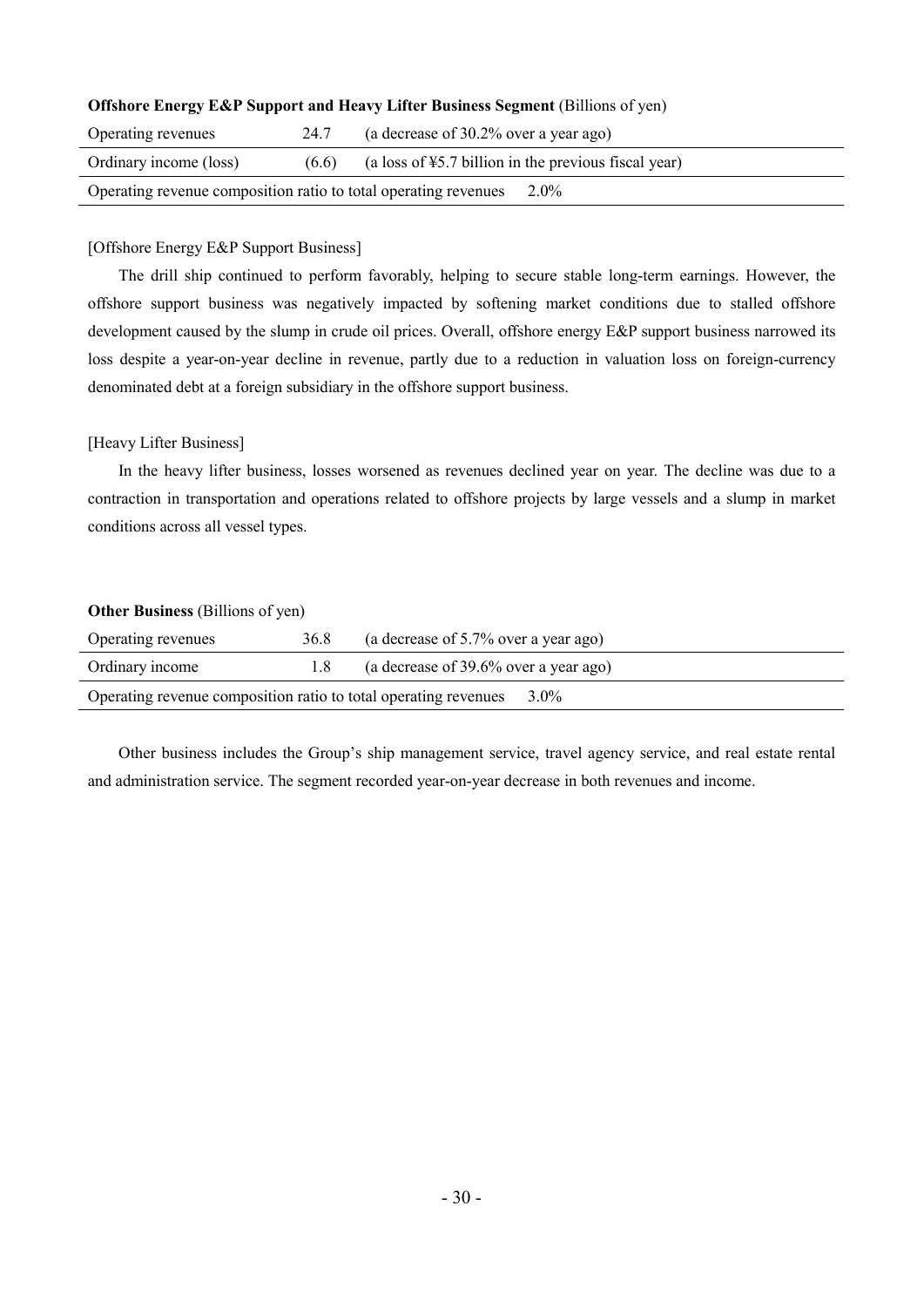**Offshore Energy E&P Support and Heavy Lifter Business Segment** (Billions of yen)

| | | |
|---|---|---|
| Operating revenues | 24.7 | (a decrease of 30.2% over a year ago) |
| Ordinary income (loss) | (6.6) | (a loss of ¥5.7 billion in the previous fiscal year) |
| Operating revenue composition ratio to total operating revenues | | 2.0% |

[Offshore Energy E&P Support Business]

The drill ship continued to perform favorably, helping to secure stable long-term earnings. However, the offshore support business was negatively impacted by softening market conditions due to stalled offshore development caused by the slump in crude oil prices. Overall, offshore energy E&P support business narrowed its loss despite a year-on-year decline in revenue, partly due to a reduction in valuation loss on foreign-currency denominated debt at a foreign subsidiary in the offshore support business.

[Heavy Lifter Business]

In the heavy lifter business, losses worsened as revenues declined year on year. The decline was due to a contraction in transportation and operations related to offshore projects by large vessels and a slump in market conditions across all vessel types.

**Other Business** (Billions of yen)

| | | |
|---|---|---|
| Operating revenues | 36.8 | (a decrease of 5.7% over a year ago) |
| Ordinary income | 1.8 | (a decrease of 39.6% over a year ago) |
| Operating revenue composition ratio to total operating revenues | | 3.0% |

Other business includes the Group's ship management service, travel agency service, and real estate rental and administration service. The segment recorded year-on-year decrease in both revenues and income.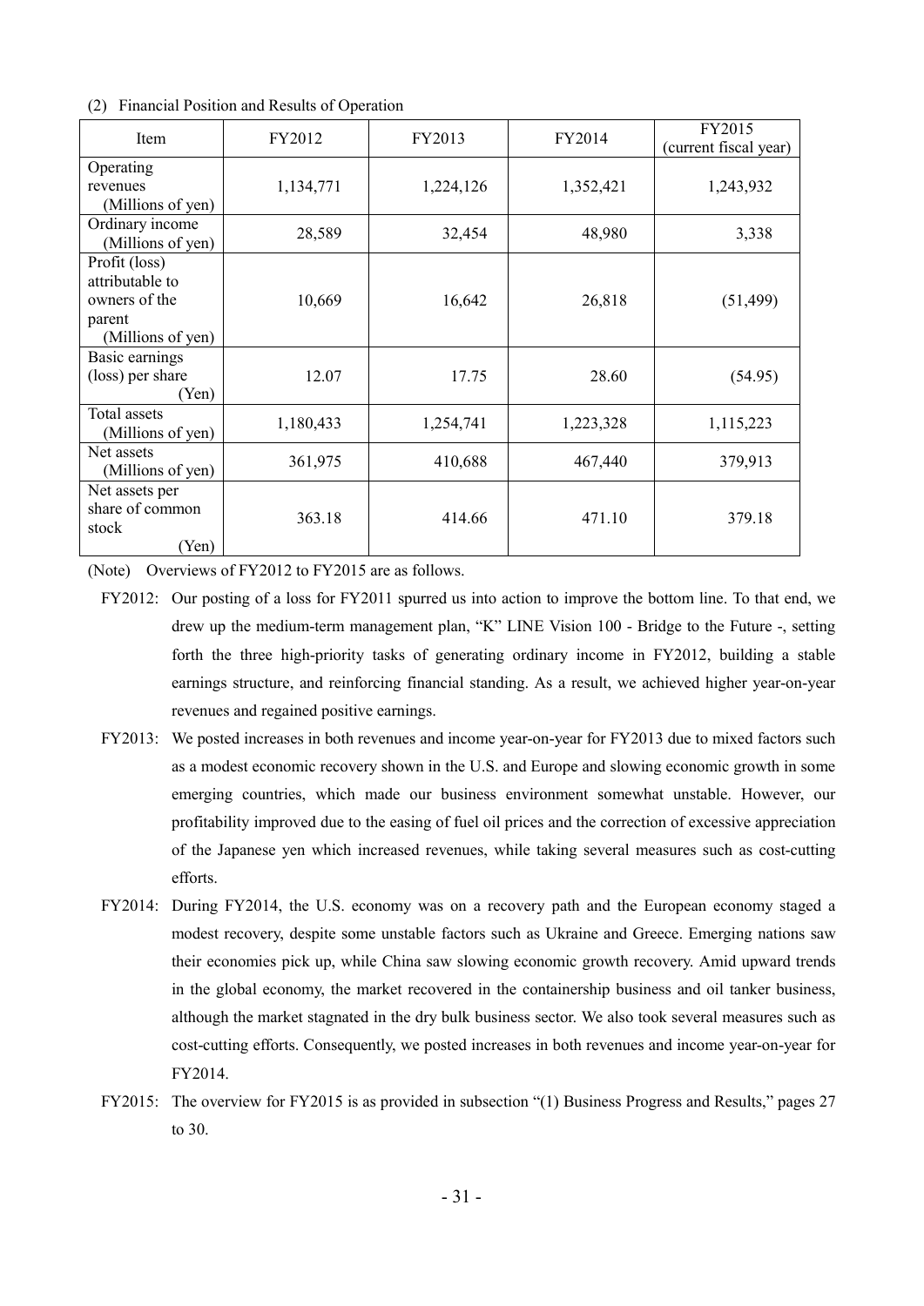(2) Financial Position and Results of Operation

| Item | FY2012 | FY2013 | FY2014 | FY2015 (current fiscal year) |
|---|---|---|---|---|
| Operating revenues (Millions of yen) | 1,134,771 | 1,224,126 | 1,352,421 | 1,243,932 |
| Ordinary income (Millions of yen) | 28,589 | 32,454 | 48,980 | 3,338 |
| Profit (loss) attributable to owners of the parent (Millions of yen) | 10,669 | 16,642 | 26,818 | (51,499) |
| Basic earnings (loss) per share (Yen) | 12.07 | 17.75 | 28.60 | (54.95) |
| Total assets (Millions of yen) | 1,180,433 | 1,254,741 | 1,223,328 | 1,115,223 |
| Net assets (Millions of yen) | 361,975 | 410,688 | 467,440 | 379,913 |
| Net assets per share of common stock (Yen) | 363.18 | 414.66 | 471.10 | 379.18 |

(Note) Overviews of FY2012 to FY2015 are as follows.

FY2012: Our posting of a loss for FY2011 spurred us into action to improve the bottom line. To that end, we drew up the medium-term management plan, "K" LINE Vision 100 - Bridge to the Future -, setting forth the three high-priority tasks of generating ordinary income in FY2012, building a stable earnings structure, and reinforcing financial standing. As a result, we achieved higher year-on-year revenues and regained positive earnings.

FY2013: We posted increases in both revenues and income year-on-year for FY2013 due to mixed factors such as a modest economic recovery shown in the U.S. and Europe and slowing economic growth in some emerging countries, which made our business environment somewhat unstable. However, our profitability improved due to the easing of fuel oil prices and the correction of excessive appreciation of the Japanese yen which increased revenues, while taking several measures such as cost-cutting efforts.

FY2014: During FY2014, the U.S. economy was on a recovery path and the European economy staged a modest recovery, despite some unstable factors such as Ukraine and Greece. Emerging nations saw their economies pick up, while China saw slowing economic growth recovery. Amid upward trends in the global economy, the market recovered in the containership business and oil tanker business, although the market stagnated in the dry bulk business sector. We also took several measures such as cost-cutting efforts. Consequently, we posted increases in both revenues and income year-on-year for FY2014.

FY2015: The overview for FY2015 is as provided in subsection "(1) Business Progress and Results," pages 27 to 30.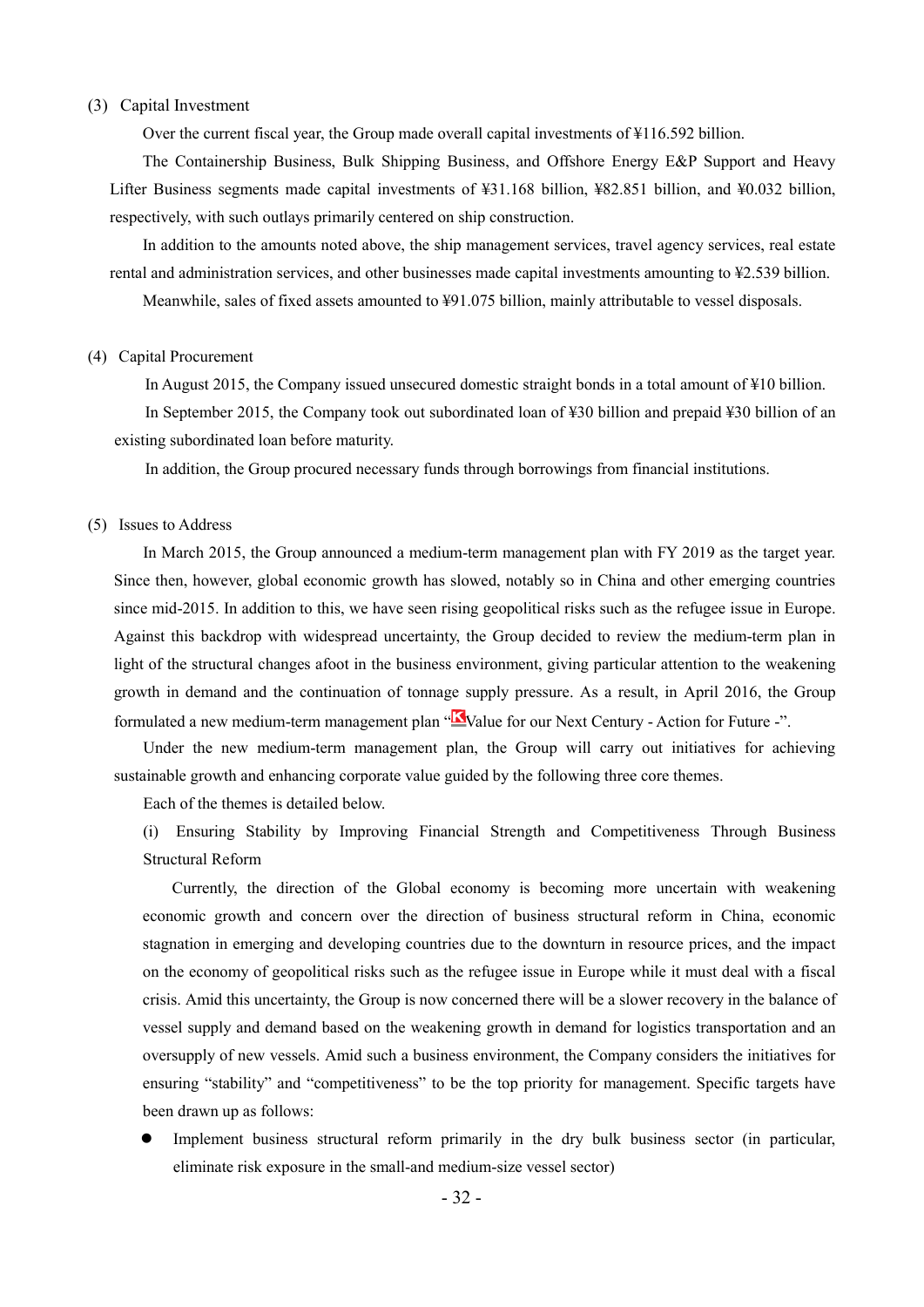(3) Capital Investment

Over the current fiscal year, the Group made overall capital investments of ¥116.592 billion.

The Containership Business, Bulk Shipping Business, and Offshore Energy E&P Support and Heavy Lifter Business segments made capital investments of ¥31.168 billion, ¥82.851 billion, and ¥0.032 billion, respectively, with such outlays primarily centered on ship construction.

In addition to the amounts noted above, the ship management services, travel agency services, real estate rental and administration services, and other businesses made capital investments amounting to ¥2.539 billion.

Meanwhile, sales of fixed assets amounted to ¥91.075 billion, mainly attributable to vessel disposals.

(4) Capital Procurement

In August 2015, the Company issued unsecured domestic straight bonds in a total amount of ¥10 billion.

In September 2015, the Company took out subordinated loan of ¥30 billion and prepaid ¥30 billion of an existing subordinated loan before maturity.

In addition, the Group procured necessary funds through borrowings from financial institutions.

(5) Issues to Address

In March 2015, the Group announced a medium-term management plan with FY 2019 as the target year. Since then, however, global economic growth has slowed, notably so in China and other emerging countries since mid-2015. In addition to this, we have seen rising geopolitical risks such as the refugee issue in Europe. Against this backdrop with widespread uncertainty, the Group decided to review the medium-term plan in light of the structural changes afoot in the business environment, giving particular attention to the weakening growth in demand and the continuation of tonnage supply pressure. As a result, in April 2016, the Group formulated a new medium-term management plan "K Value for our Next Century - Action for Future -".

Under the new medium-term management plan, the Group will carry out initiatives for achieving sustainable growth and enhancing corporate value guided by the following three core themes.

Each of the themes is detailed below.

(i) Ensuring Stability by Improving Financial Strength and Competitiveness Through Business Structural Reform

Currently, the direction of the Global economy is becoming more uncertain with weakening economic growth and concern over the direction of business structural reform in China, economic stagnation in emerging and developing countries due to the downturn in resource prices, and the impact on the economy of geopolitical risks such as the refugee issue in Europe while it must deal with a fiscal crisis. Amid this uncertainty, the Group is now concerned there will be a slower recovery in the balance of vessel supply and demand based on the weakening growth in demand for logistics transportation and an oversupply of new vessels. Amid such a business environment, the Company considers the initiatives for ensuring "stability" and "competitiveness" to be the top priority for management. Specific targets have been drawn up as follows:

- Implement business structural reform primarily in the dry bulk business sector (in particular, eliminate risk exposure in the small-and medium-size vessel sector)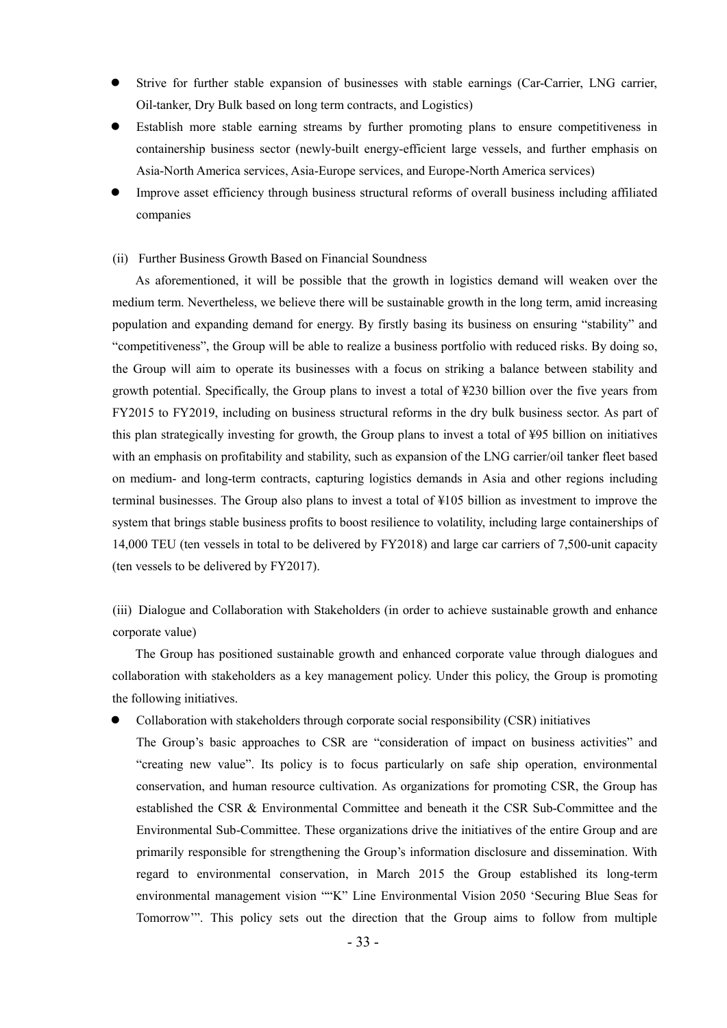- Strive for further stable expansion of businesses with stable earnings (Car-Carrier, LNG carrier, Oil-tanker, Dry Bulk based on long term contracts, and Logistics)
- Establish more stable earning streams by further promoting plans to ensure competitiveness in containership business sector (newly-built energy-efficient large vessels, and further emphasis on Asia-North America services, Asia-Europe services, and Europe-North America services)
- Improve asset efficiency through business structural reforms of overall business including affiliated companies

(ii) Further Business Growth Based on Financial Soundness

As aforementioned, it will be possible that the growth in logistics demand will weaken over the medium term. Nevertheless, we believe there will be sustainable growth in the long term, amid increasing population and expanding demand for energy. By firstly basing its business on ensuring "stability" and "competitiveness", the Group will be able to realize a business portfolio with reduced risks. By doing so, the Group will aim to operate its businesses with a focus on striking a balance between stability and growth potential. Specifically, the Group plans to invest a total of ¥230 billion over the five years from FY2015 to FY2019, including on business structural reforms in the dry bulk business sector. As part of this plan strategically investing for growth, the Group plans to invest a total of ¥95 billion on initiatives with an emphasis on profitability and stability, such as expansion of the LNG carrier/oil tanker fleet based on medium- and long-term contracts, capturing logistics demands in Asia and other regions including terminal businesses. The Group also plans to invest a total of ¥105 billion as investment to improve the system that brings stable business profits to boost resilience to volatility, including large containerships of 14,000 TEU (ten vessels in total to be delivered by FY2018) and large car carriers of 7,500-unit capacity (ten vessels to be delivered by FY2017).

(iii) Dialogue and Collaboration with Stakeholders (in order to achieve sustainable growth and enhance corporate value)

The Group has positioned sustainable growth and enhanced corporate value through dialogues and collaboration with stakeholders as a key management policy. Under this policy, the Group is promoting the following initiatives.

- Collaboration with stakeholders through corporate social responsibility (CSR) initiatives

  The Group's basic approaches to CSR are "consideration of impact on business activities" and "creating new value". Its policy is to focus particularly on safe ship operation, environmental conservation, and human resource cultivation. As organizations for promoting CSR, the Group has established the CSR & Environmental Committee and beneath it the CSR Sub-Committee and the Environmental Sub-Committee. These organizations drive the initiatives of the entire Group and are primarily responsible for strengthening the Group's information disclosure and dissemination. With regard to environmental conservation, in March 2015 the Group established its long-term environmental management vision ""K" Line Environmental Vision 2050 'Securing Blue Seas for Tomorrow'". This policy sets out the direction that the Group aims to follow from multiple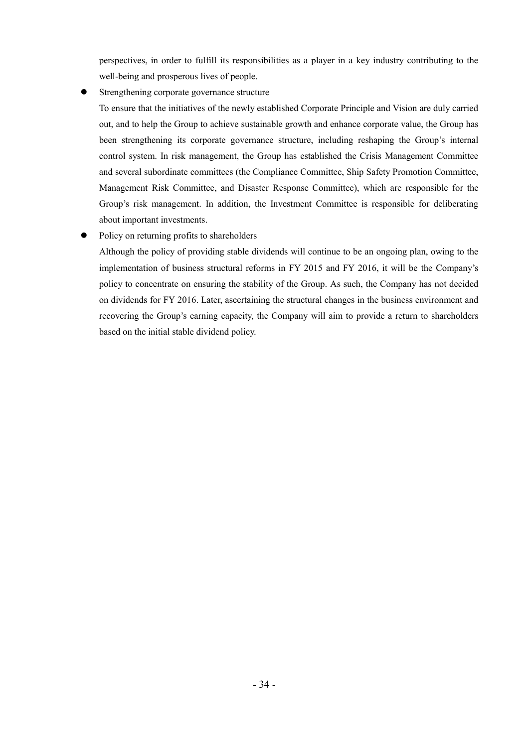perspectives, in order to fulfill its responsibilities as a player in a key industry contributing to the well-being and prosperous lives of people.

- Strengthening corporate governance structure

  To ensure that the initiatives of the newly established Corporate Principle and Vision are duly carried out, and to help the Group to achieve sustainable growth and enhance corporate value, the Group has been strengthening its corporate governance structure, including reshaping the Group's internal control system. In risk management, the Group has established the Crisis Management Committee and several subordinate committees (the Compliance Committee, Ship Safety Promotion Committee, Management Risk Committee, and Disaster Response Committee), which are responsible for the Group's risk management. In addition, the Investment Committee is responsible for deliberating about important investments.

- Policy on returning profits to shareholders

  Although the policy of providing stable dividends will continue to be an ongoing plan, owing to the implementation of business structural reforms in FY 2015 and FY 2016, it will be the Company's policy to concentrate on ensuring the stability of the Group. As such, the Company has not decided on dividends for FY 2016. Later, ascertaining the structural changes in the business environment and recovering the Group's earning capacity, the Company will aim to provide a return to shareholders based on the initial stable dividend policy.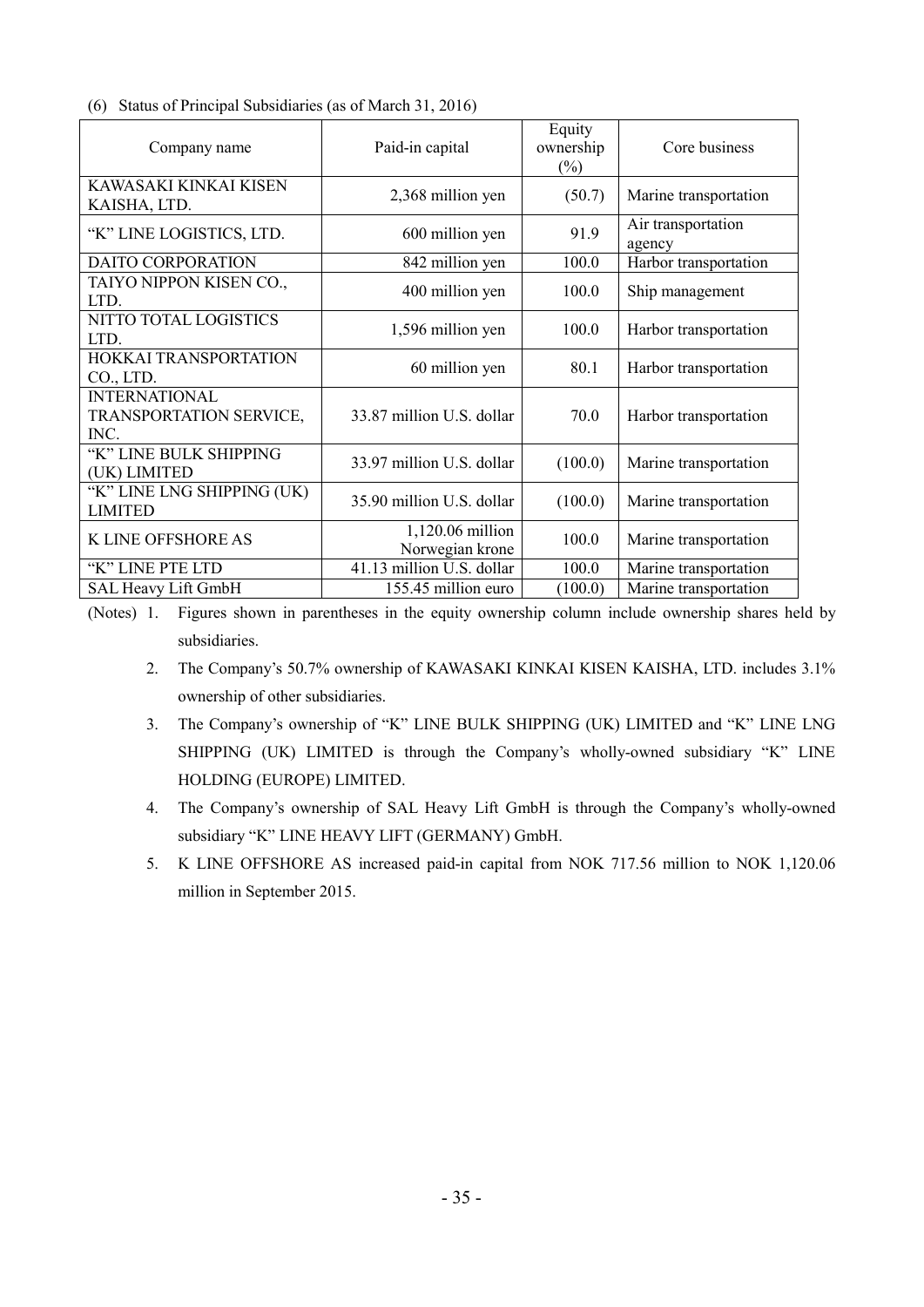(6) Status of Principal Subsidiaries (as of March 31, 2016)

| Company name | Paid-in capital | Equity ownership (%) | Core business |
|---|---|---|---|
| KAWASAKI KINKAI KISEN KAISHA, LTD. | 2,368 million yen | (50.7) | Marine transportation |
| "K" LINE LOGISTICS, LTD. | 600 million yen | 91.9 | Air transportation agency |
| DAITO CORPORATION | 842 million yen | 100.0 | Harbor transportation |
| TAIYO NIPPON KISEN CO., LTD. | 400 million yen | 100.0 | Ship management |
| NITTO TOTAL LOGISTICS LTD. | 1,596 million yen | 100.0 | Harbor transportation |
| HOKKAI TRANSPORTATION CO., LTD. | 60 million yen | 80.1 | Harbor transportation |
| INTERNATIONAL TRANSPORTATION SERVICE, INC. | 33.87 million U.S. dollar | 70.0 | Harbor transportation |
| "K" LINE BULK SHIPPING (UK) LIMITED | 33.97 million U.S. dollar | (100.0) | Marine transportation |
| "K" LINE LNG SHIPPING (UK) LIMITED | 35.90 million U.S. dollar | (100.0) | Marine transportation |
| K LINE OFFSHORE AS | 1,120.06 million Norwegian krone | 100.0 | Marine transportation |
| "K" LINE PTE LTD | 41.13 million U.S. dollar | 100.0 | Marine transportation |
| SAL Heavy Lift GmbH | 155.45 million euro | (100.0) | Marine transportation |

(Notes)
1. Figures shown in parentheses in the equity ownership column include ownership shares held by subsidiaries.
2. The Company's 50.7% ownership of KAWASAKI KINKAI KISEN KAISHA, LTD. includes 3.1% ownership of other subsidiaries.
3. The Company's ownership of "K" LINE BULK SHIPPING (UK) LIMITED and "K" LINE LNG SHIPPING (UK) LIMITED is through the Company's wholly-owned subsidiary "K" LINE HOLDING (EUROPE) LIMITED.
4. The Company's ownership of SAL Heavy Lift GmbH is through the Company's wholly-owned subsidiary "K" LINE HEAVY LIFT (GERMANY) GmbH.
5. K LINE OFFSHORE AS increased paid-in capital from NOK 717.56 million to NOK 1,120.06 million in September 2015.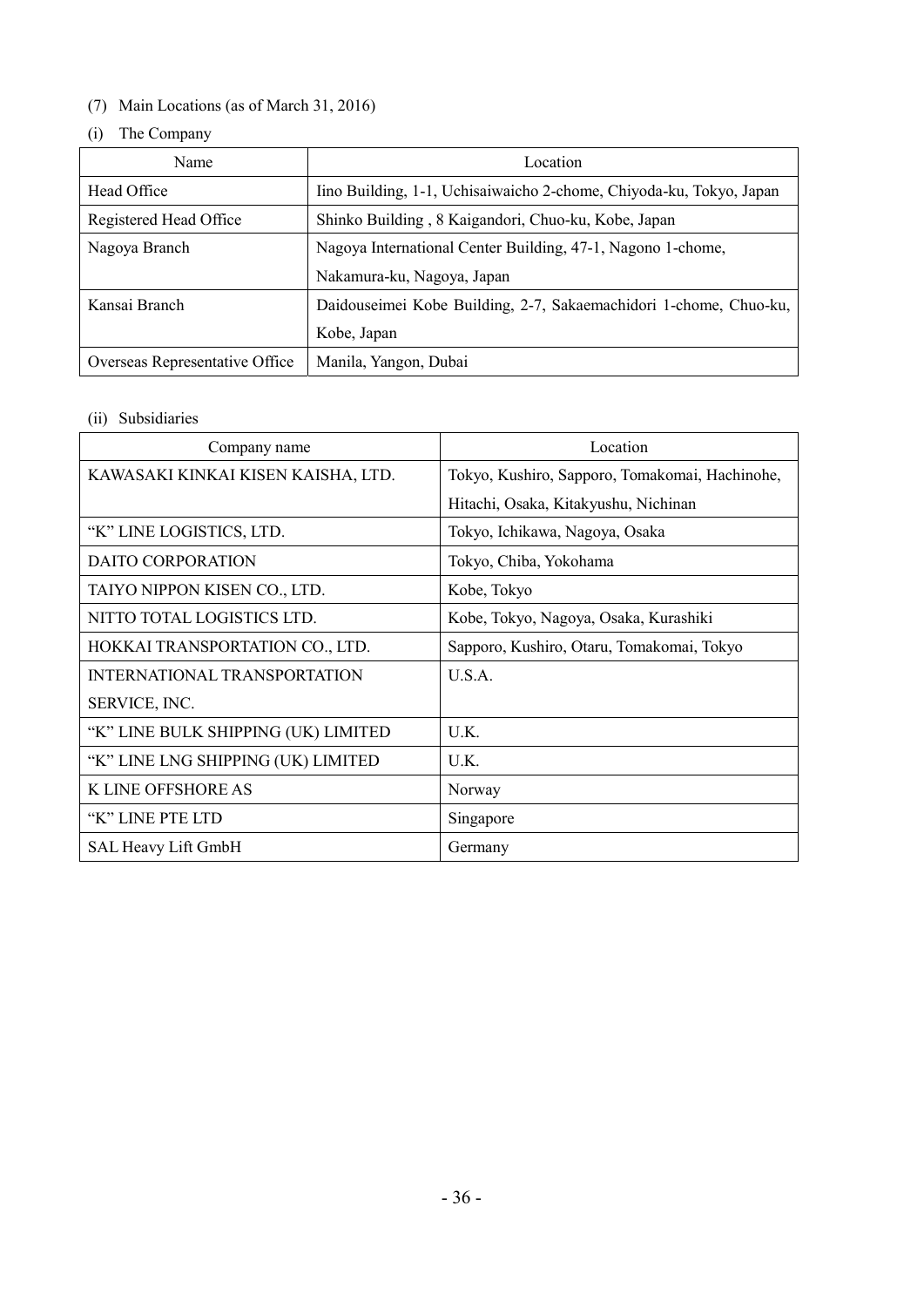(7) Main Locations (as of March 31, 2016)

(i) The Company

| Name | Location |
|---|---|
| Head Office | Iino Building, 1-1, Uchisaiwaicho 2-chome, Chiyoda-ku, Tokyo, Japan |
| Registered Head Office | Shinko Building , 8 Kaigandori, Chuo-ku, Kobe, Japan |
| Nagoya Branch | Nagoya International Center Building, 47-1, Nagono 1-chome, Nakamura-ku, Nagoya, Japan |
| Kansai Branch | Daidouseimei Kobe Building, 2-7, Sakaemachidori 1-chome, Chuo-ku, Kobe, Japan |
| Overseas Representative Office | Manila, Yangon, Dubai |

(ii) Subsidiaries

| Company name | Location |
|---|---|
| KAWASAKI KINKAI KISEN KAISHA, LTD. | Tokyo, Kushiro, Sapporo, Tomakomai, Hachinohe, Hitachi, Osaka, Kitakyushu, Nichinan |
| "K" LINE LOGISTICS, LTD. | Tokyo, Ichikawa, Nagoya, Osaka |
| DAITO CORPORATION | Tokyo, Chiba, Yokohama |
| TAIYO NIPPON KISEN CO., LTD. | Kobe, Tokyo |
| NITTO TOTAL LOGISTICS LTD. | Kobe, Tokyo, Nagoya, Osaka, Kurashiki |
| HOKKAI TRANSPORTATION CO., LTD. | Sapporo, Kushiro, Otaru, Tomakomai, Tokyo |
| INTERNATIONAL TRANSPORTATION SERVICE, INC. | U.S.A. |
| "K" LINE BULK SHIPPING (UK) LIMITED | U.K. |
| "K" LINE LNG SHIPPING (UK) LIMITED | U.K. |
| K LINE OFFSHORE AS | Norway |
| "K" LINE PTE LTD | Singapore |
| SAL Heavy Lift GmbH | Germany |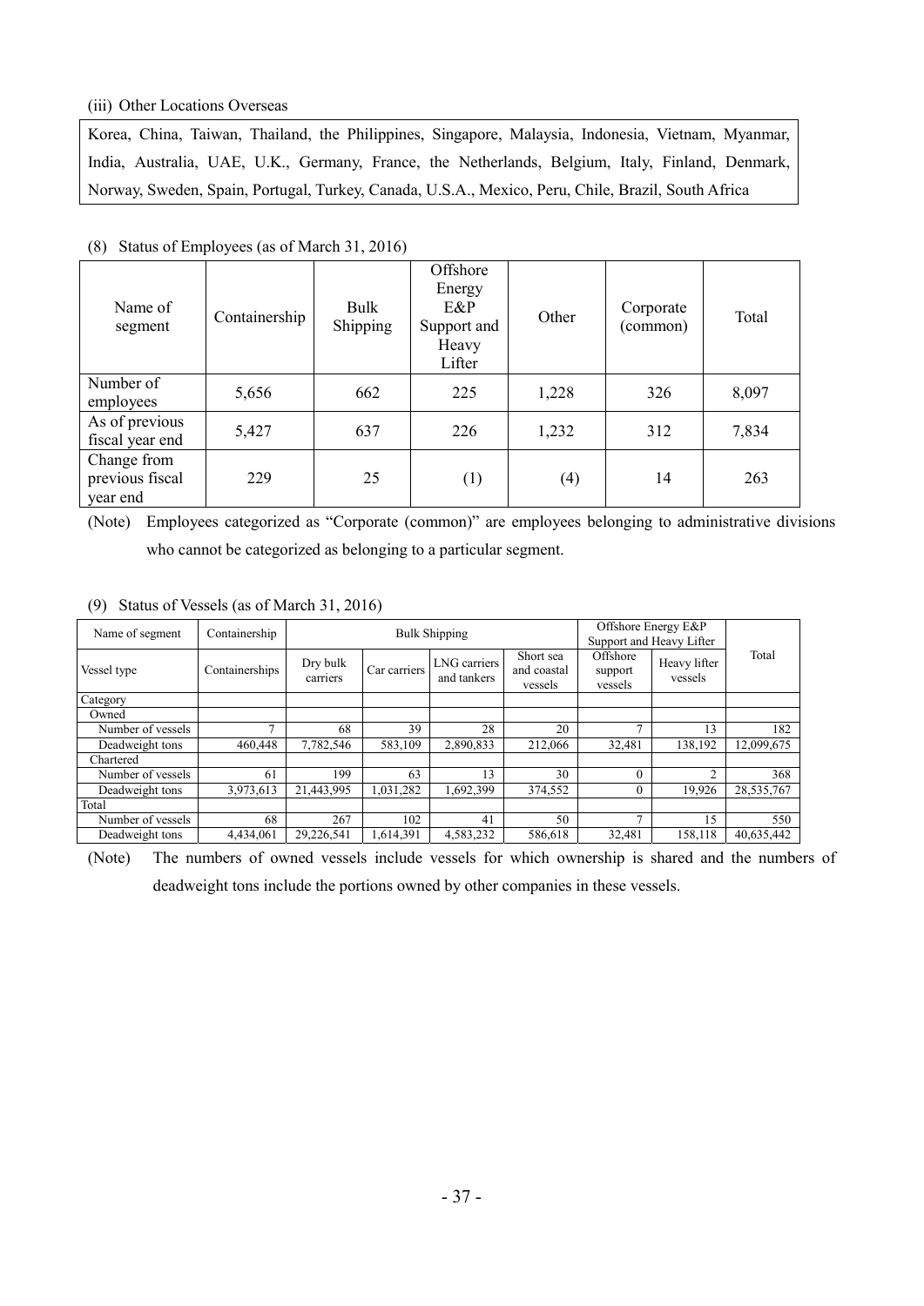(iii) Other Locations Overseas

| Korea, China, Taiwan, Thailand, the Philippines, Singapore, Malaysia, Indonesia, Vietnam, Myanmar, India, Australia, UAE, U.K., Germany, France, the Netherlands, Belgium, Italy, Finland, Denmark, Norway, Sweden, Spain, Portugal, Turkey, Canada, U.S.A., Mexico, Peru, Chile, Brazil, South Africa |
|---|

(8) Status of Employees (as of March 31, 2016)

| Name of segment | Containership | Bulk Shipping | Offshore Energy E&P Support and Heavy Lifter | Other | Corporate (common) | Total |
|---|---|---|---|---|---|---|
| Number of employees | 5,656 | 662 | 225 | 1,228 | 326 | 8,097 |
| As of previous fiscal year end | 5,427 | 637 | 226 | 1,232 | 312 | 7,834 |
| Change from previous fiscal year end | 229 | 25 | (1) | (4) | 14 | 263 |

(Note) Employees categorized as "Corporate (common)" are employees belonging to administrative divisions who cannot be categorized as belonging to a particular segment.

(9) Status of Vessels (as of March 31, 2016)

| Name of segment | Containership | Bulk Shipping | | | | Offshore Energy E&P Support and Heavy Lifter | | Total |
|---|---|---|---|---|---|---|---|---|
| Vessel type | Containerships | Dry bulk carriers | Car carriers | LNG carriers and tankers | Short sea and coastal vessels | Offshore support vessels | Heavy lifter vessels | |
| Category | | | | | | | | |
| Owned | | | | | | | | |
| Number of vessels | 7 | 68 | 39 | 28 | 20 | 7 | 13 | 182 |
| Deadweight tons | 460,448 | 7,782,546 | 583,109 | 2,890,833 | 212,066 | 32,481 | 138,192 | 12,099,675 |
| Chartered | | | | | | | | |
| Number of vessels | 61 | 199 | 63 | 13 | 30 | 0 | 2 | 368 |
| Deadweight tons | 3,973,613 | 21,443,995 | 1,031,282 | 1,692,399 | 374,552 | 0 | 19,926 | 28,535,767 |
| Total | | | | | | | | |
| Number of vessels | 68 | 267 | 102 | 41 | 50 | 7 | 15 | 550 |
| Deadweight tons | 4,434,061 | 29,226,541 | 1,614,391 | 4,583,232 | 586,618 | 32,481 | 158,118 | 40,635,442 |

(Note) The numbers of owned vessels include vessels for which ownership is shared and the numbers of deadweight tons include the portions owned by other companies in these vessels.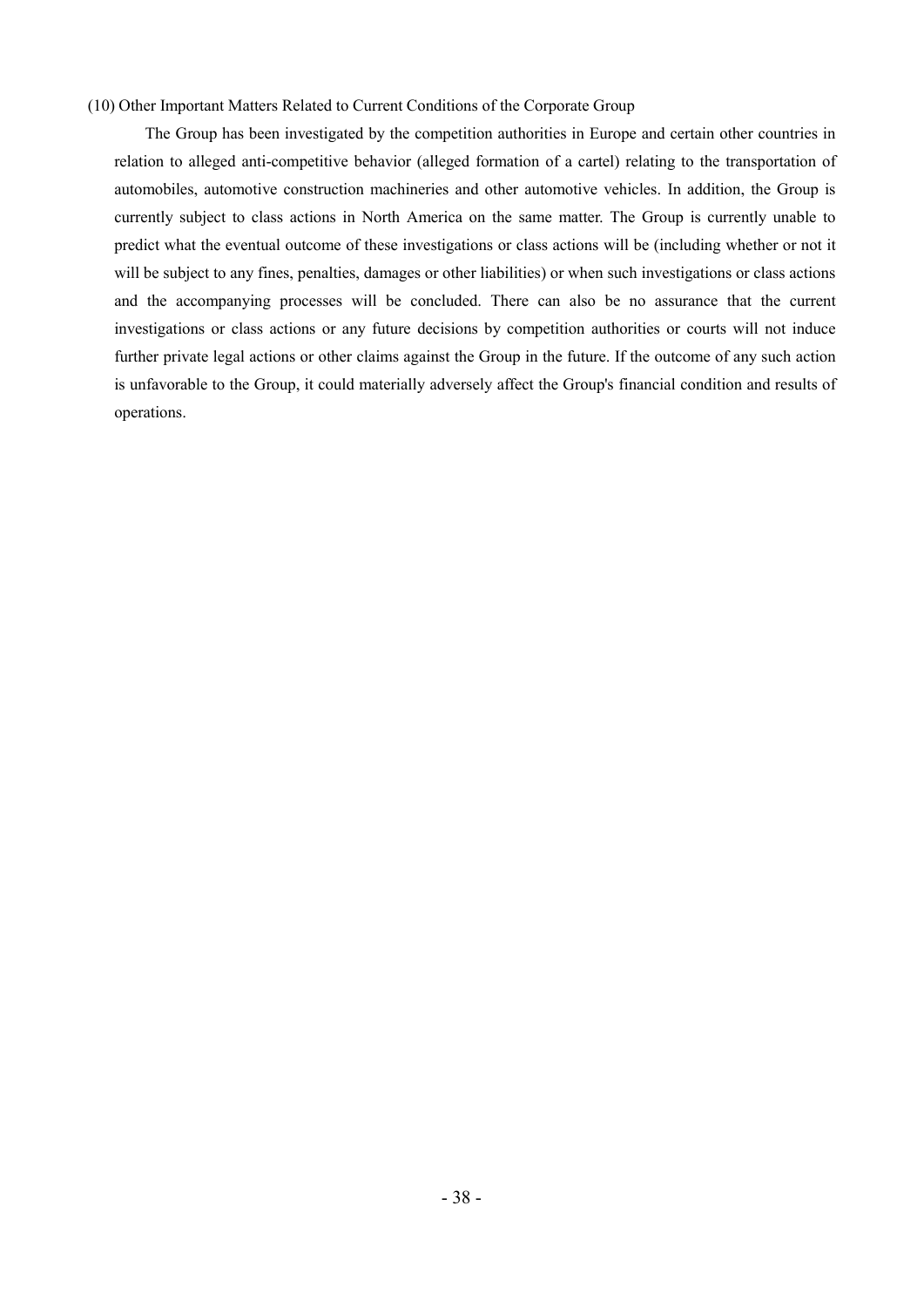### (10) Other Important Matters Related to Current Conditions of the Corporate Group

The Group has been investigated by the competition authorities in Europe and certain other countries in relation to alleged anti-competitive behavior (alleged formation of a cartel) relating to the transportation of automobiles, automotive construction machineries and other automotive vehicles. In addition, the Group is currently subject to class actions in North America on the same matter. The Group is currently unable to predict what the eventual outcome of these investigations or class actions will be (including whether or not it will be subject to any fines, penalties, damages or other liabilities) or when such investigations or class actions and the accompanying processes will be concluded. There can also be no assurance that the current investigations or class actions or any future decisions by competition authorities or courts will not induce further private legal actions or other claims against the Group in the future. If the outcome of any such action is unfavorable to the Group, it could materially adversely affect the Group's financial condition and results of operations.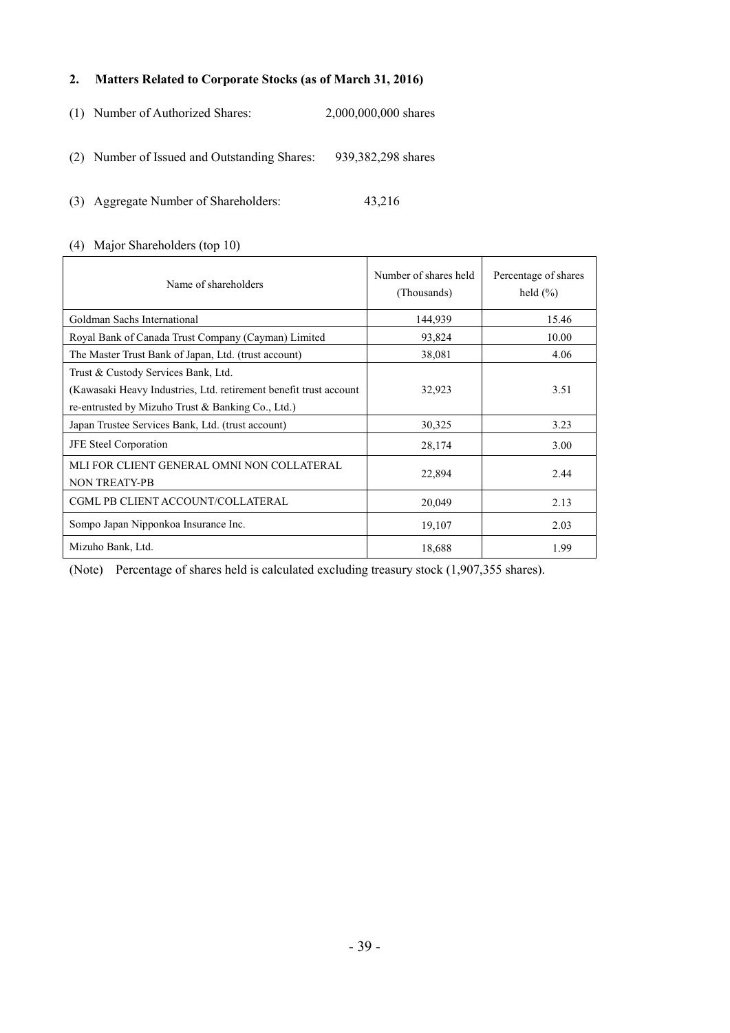## 2. Matters Related to Corporate Stocks (as of March 31, 2016)

(1) Number of Authorized Shares: 2,000,000,000 shares

(2) Number of Issued and Outstanding Shares: 939,382,298 shares

(3) Aggregate Number of Shareholders: 43,216

(4) Major Shareholders (top 10)

| Name of shareholders | Number of shares held (Thousands) | Percentage of shares held (%) |
|---|---|---|
| Goldman Sachs International | 144,939 | 15.46 |
| Royal Bank of Canada Trust Company (Cayman) Limited | 93,824 | 10.00 |
| The Master Trust Bank of Japan, Ltd. (trust account) | 38,081 | 4.06 |
| Trust & Custody Services Bank, Ltd. (Kawasaki Heavy Industries, Ltd. retirement benefit trust account re-entrusted by Mizuho Trust & Banking Co., Ltd.) | 32,923 | 3.51 |
| Japan Trustee Services Bank, Ltd. (trust account) | 30,325 | 3.23 |
| JFE Steel Corporation | 28,174 | 3.00 |
| MLI FOR CLIENT GENERAL OMNI NON COLLATERAL NON TREATY-PB | 22,894 | 2.44 |
| CGML PB CLIENT ACCOUNT/COLLATERAL | 20,049 | 2.13 |
| Sompo Japan Nipponkoa Insurance Inc. | 19,107 | 2.03 |
| Mizuho Bank, Ltd. | 18,688 | 1.99 |

(Note) Percentage of shares held is calculated excluding treasury stock (1,907,355 shares).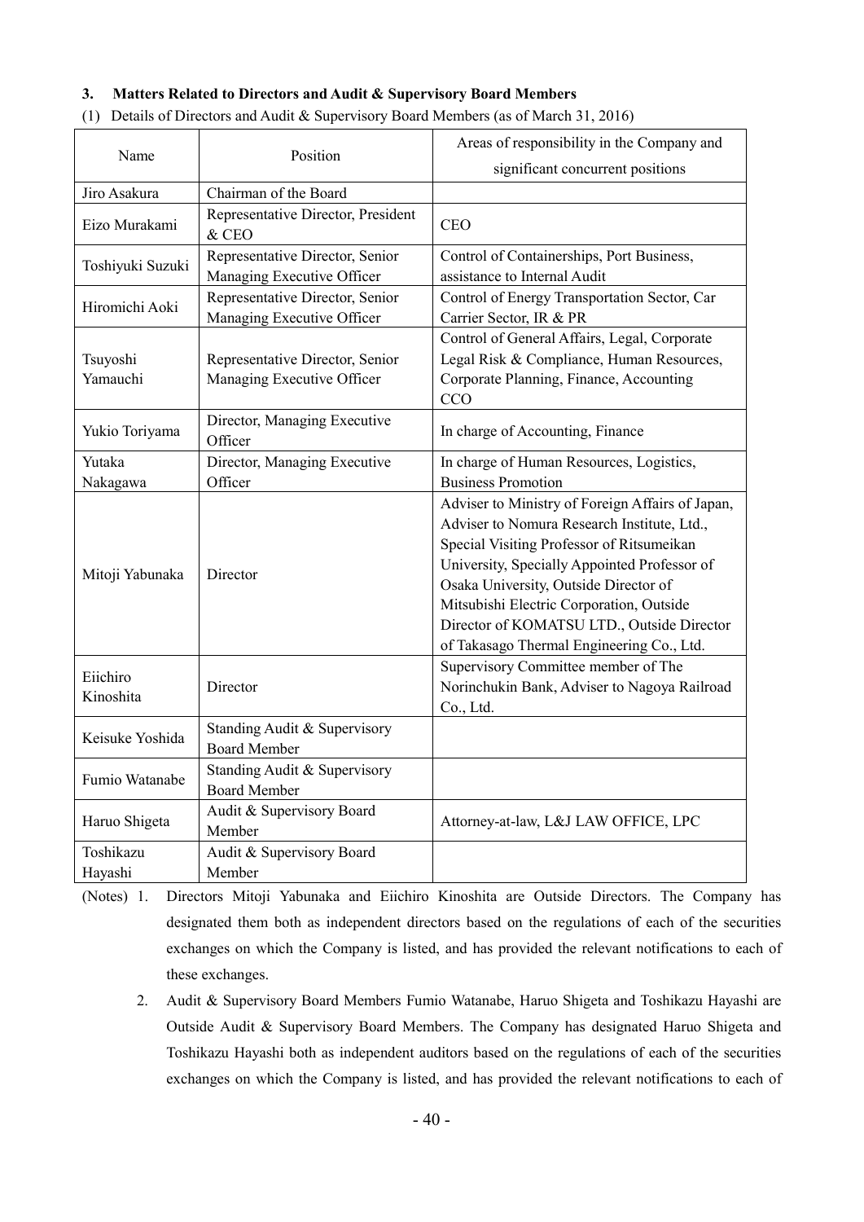### 3. Matters Related to Directors and Audit & Supervisory Board Members

(1) Details of Directors and Audit & Supervisory Board Members (as of March 31, 2016)

| Name | Position | Areas of responsibility in the Company and significant concurrent positions |
|---|---|---|
| Jiro Asakura | Chairman of the Board | |
| Eizo Murakami | Representative Director, President & CEO | CEO |
| Toshiyuki Suzuki | Representative Director, Senior Managing Executive Officer | Control of Containerships, Port Business, assistance to Internal Audit |
| Hiromichi Aoki | Representative Director, Senior Managing Executive Officer | Control of Energy Transportation Sector, Car Carrier Sector, IR & PR |
| Tsuyoshi Yamauchi | Representative Director, Senior Managing Executive Officer | Control of General Affairs, Legal, Corporate Legal Risk & Compliance, Human Resources, Corporate Planning, Finance, Accounting CCO |
| Yukio Toriyama | Director, Managing Executive Officer | In charge of Accounting, Finance |
| Yutaka Nakagawa | Director, Managing Executive Officer | In charge of Human Resources, Logistics, Business Promotion |
| Mitoji Yabunaka | Director | Adviser to Ministry of Foreign Affairs of Japan, Adviser to Nomura Research Institute, Ltd., Special Visiting Professor of Ritsumeikan University, Specially Appointed Professor of Osaka University, Outside Director of Mitsubishi Electric Corporation, Outside Director of KOMATSU LTD., Outside Director of Takasago Thermal Engineering Co., Ltd. |
| Eiichiro Kinoshita | Director | Supervisory Committee member of The Norinchukin Bank, Adviser to Nagoya Railroad Co., Ltd. |
| Keisuke Yoshida | Standing Audit & Supervisory Board Member | |
| Fumio Watanabe | Standing Audit & Supervisory Board Member | |
| Haruo Shigeta | Audit & Supervisory Board Member | Attorney-at-law, L&J LAW OFFICE, LPC |
| Toshikazu Hayashi | Audit & Supervisory Board Member | |

(Notes) 1. Directors Mitoji Yabunaka and Eiichiro Kinoshita are Outside Directors. The Company has designated them both as independent directors based on the regulations of each of the securities exchanges on which the Company is listed, and has provided the relevant notifications to each of these exchanges.

2. Audit & Supervisory Board Members Fumio Watanabe, Haruo Shigeta and Toshikazu Hayashi are Outside Audit & Supervisory Board Members. The Company has designated Haruo Shigeta and Toshikazu Hayashi both as independent auditors based on the regulations of each of the securities exchanges on which the Company is listed, and has provided the relevant notifications to each of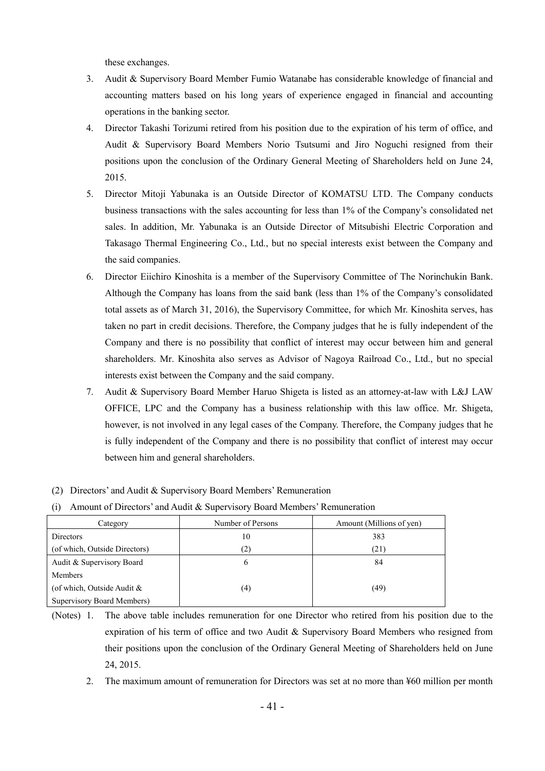these exchanges.

3. Audit & Supervisory Board Member Fumio Watanabe has considerable knowledge of financial and accounting matters based on his long years of experience engaged in financial and accounting operations in the banking sector.
4. Director Takashi Torizumi retired from his position due to the expiration of his term of office, and Audit & Supervisory Board Members Norio Tsutsumi and Jiro Noguchi resigned from their positions upon the conclusion of the Ordinary General Meeting of Shareholders held on June 24, 2015.
5. Director Mitoji Yabunaka is an Outside Director of KOMATSU LTD. The Company conducts business transactions with the sales accounting for less than 1% of the Company's consolidated net sales. In addition, Mr. Yabunaka is an Outside Director of Mitsubishi Electric Corporation and Takasago Thermal Engineering Co., Ltd., but no special interests exist between the Company and the said companies.
6. Director Eiichiro Kinoshita is a member of the Supervisory Committee of The Norinchukin Bank. Although the Company has loans from the said bank (less than 1% of the Company's consolidated total assets as of March 31, 2016), the Supervisory Committee, for which Mr. Kinoshita serves, has taken no part in credit decisions. Therefore, the Company judges that he is fully independent of the Company and there is no possibility that conflict of interest may occur between him and general shareholders. Mr. Kinoshita also serves as Advisor of Nagoya Railroad Co., Ltd., but no special interests exist between the Company and the said company.
7. Audit & Supervisory Board Member Haruo Shigeta is listed as an attorney-at-law with L&J LAW OFFICE, LPC and the Company has a business relationship with this law office. Mr. Shigeta, however, is not involved in any legal cases of the Company. Therefore, the Company judges that he is fully independent of the Company and there is no possibility that conflict of interest may occur between him and general shareholders.

(2) Directors' and Audit & Supervisory Board Members' Remuneration

(i) Amount of Directors' and Audit & Supervisory Board Members' Remuneration

| Category | Number of Persons | Amount (Millions of yen) |
|---|---|---|
| Directors | 10 | 383 |
| (of which, Outside Directors) | (2) | (21) |
| Audit & Supervisory Board Members | 6 | 84 |
| (of which, Outside Audit & Supervisory Board Members) | (4) | (49) |

(Notes) 1. The above table includes remuneration for one Director who retired from his position due to the expiration of his term of office and two Audit & Supervisory Board Members who resigned from their positions upon the conclusion of the Ordinary General Meeting of Shareholders held on June 24, 2015.

2. The maximum amount of remuneration for Directors was set at no more than ¥60 million per month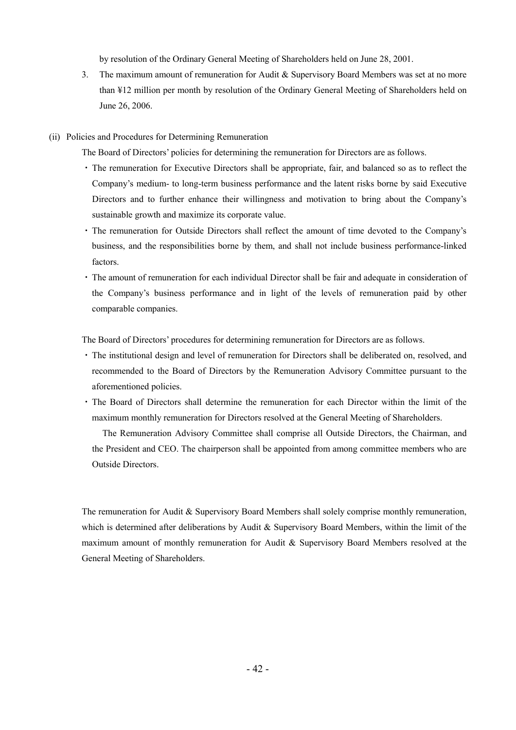by resolution of the Ordinary General Meeting of Shareholders held on June 28, 2001.

3. The maximum amount of remuneration for Audit & Supervisory Board Members was set at no more than ¥12 million per month by resolution of the Ordinary General Meeting of Shareholders held on June 26, 2006.

(ii) Policies and Procedures for Determining Remuneration

The Board of Directors' policies for determining the remuneration for Directors are as follows.

- The remuneration for Executive Directors shall be appropriate, fair, and balanced so as to reflect the Company's medium- to long-term business performance and the latent risks borne by said Executive Directors and to further enhance their willingness and motivation to bring about the Company's sustainable growth and maximize its corporate value.
- The remuneration for Outside Directors shall reflect the amount of time devoted to the Company's business, and the responsibilities borne by them, and shall not include business performance-linked factors.
- The amount of remuneration for each individual Director shall be fair and adequate in consideration of the Company's business performance and in light of the levels of remuneration paid by other comparable companies.

The Board of Directors' procedures for determining remuneration for Directors are as follows.

- The institutional design and level of remuneration for Directors shall be deliberated on, resolved, and recommended to the Board of Directors by the Remuneration Advisory Committee pursuant to the aforementioned policies.
- The Board of Directors shall determine the remuneration for each Director within the limit of the maximum monthly remuneration for Directors resolved at the General Meeting of Shareholders.

The Remuneration Advisory Committee shall comprise all Outside Directors, the Chairman, and the President and CEO. The chairperson shall be appointed from among committee members who are Outside Directors.

The remuneration for Audit & Supervisory Board Members shall solely comprise monthly remuneration, which is determined after deliberations by Audit & Supervisory Board Members, within the limit of the maximum amount of monthly remuneration for Audit & Supervisory Board Members resolved at the General Meeting of Shareholders.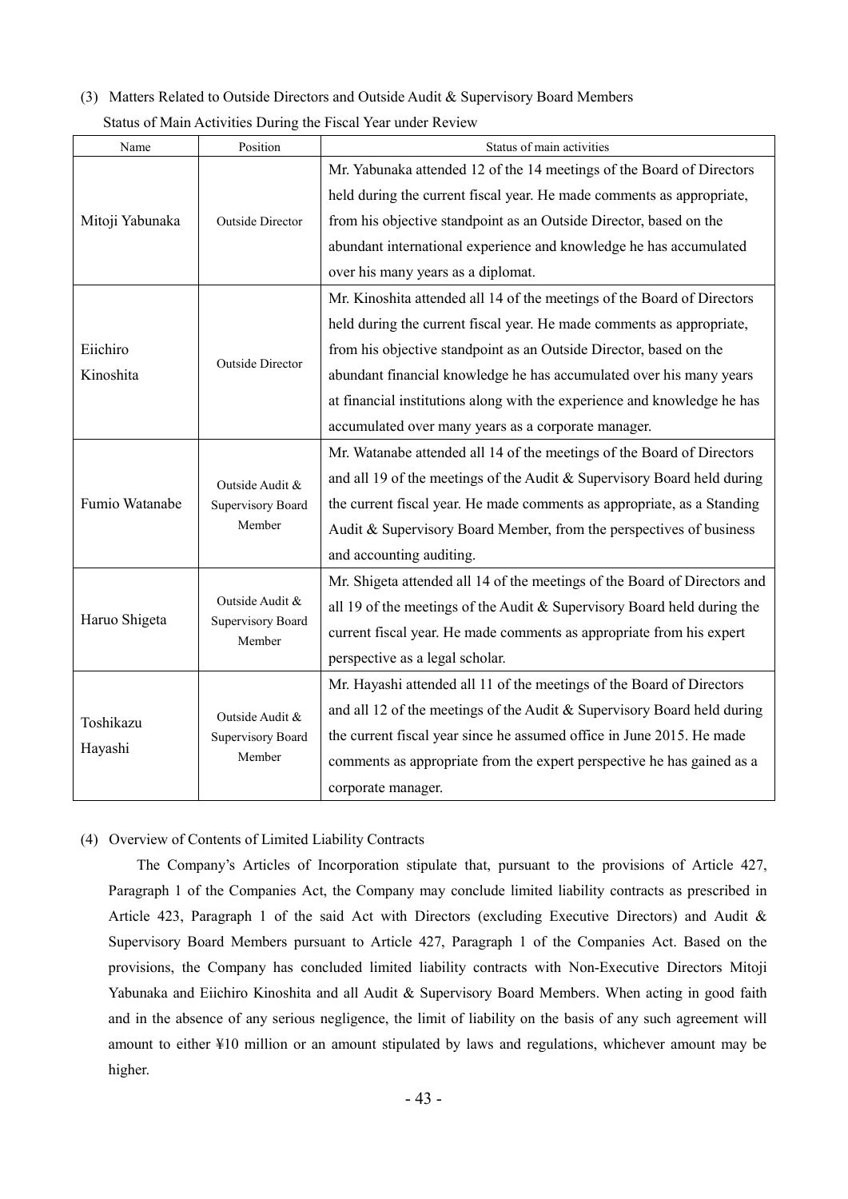### (3) Matters Related to Outside Directors and Outside Audit & Supervisory Board Members

Status of Main Activities During the Fiscal Year under Review

| Name | Position | Status of main activities |
|---|---|---|
| Mitoji Yabunaka | Outside Director | Mr. Yabunaka attended 12 of the 14 meetings of the Board of Directors held during the current fiscal year. He made comments as appropriate, from his objective standpoint as an Outside Director, based on the abundant international experience and knowledge he has accumulated over his many years as a diplomat. |
| Eiichiro Kinoshita | Outside Director | Mr. Kinoshita attended all 14 of the meetings of the Board of Directors held during the current fiscal year. He made comments as appropriate, from his objective standpoint as an Outside Director, based on the abundant financial knowledge he has accumulated over his many years at financial institutions along with the experience and knowledge he has accumulated over many years as a corporate manager. |
| Fumio Watanabe | Outside Audit & Supervisory Board Member | Mr. Watanabe attended all 14 of the meetings of the Board of Directors and all 19 of the meetings of the Audit & Supervisory Board held during the current fiscal year. He made comments as appropriate, as a Standing Audit & Supervisory Board Member, from the perspectives of business and accounting auditing. |
| Haruo Shigeta | Outside Audit & Supervisory Board Member | Mr. Shigeta attended all 14 of the meetings of the Board of Directors and all 19 of the meetings of the Audit & Supervisory Board held during the current fiscal year. He made comments as appropriate from his expert perspective as a legal scholar. |
| Toshikazu Hayashi | Outside Audit & Supervisory Board Member | Mr. Hayashi attended all 11 of the meetings of the Board of Directors and all 12 of the meetings of the Audit & Supervisory Board held during the current fiscal year since he assumed office in June 2015. He made comments as appropriate from the expert perspective he has gained as a corporate manager. |

### (4) Overview of Contents of Limited Liability Contracts

The Company's Articles of Incorporation stipulate that, pursuant to the provisions of Article 427, Paragraph 1 of the Companies Act, the Company may conclude limited liability contracts as prescribed in Article 423, Paragraph 1 of the said Act with Directors (excluding Executive Directors) and Audit & Supervisory Board Members pursuant to Article 427, Paragraph 1 of the Companies Act. Based on the provisions, the Company has concluded limited liability contracts with Non-Executive Directors Mitoji Yabunaka and Eiichiro Kinoshita and all Audit & Supervisory Board Members. When acting in good faith and in the absence of any serious negligence, the limit of liability on the basis of any such agreement will amount to either ¥10 million or an amount stipulated by laws and regulations, whichever amount may be higher.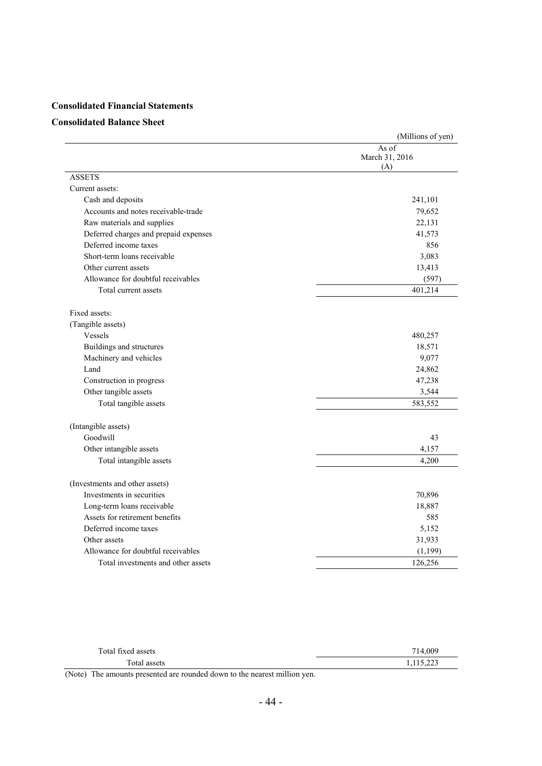# Consolidated Financial Statements

## Consolidated Balance Sheet

(Millions of yen)

| | As of March 31, 2016 (A) |
|---|---|
| ASSETS | |
| Current assets: | |
| Cash and deposits | 241,101 |
| Accounts and notes receivable-trade | 79,652 |
| Raw materials and supplies | 22,131 |
| Deferred charges and prepaid expenses | 41,573 |
| Deferred income taxes | 856 |
| Short-term loans receivable | 3,083 |
| Other current assets | 13,413 |
| Allowance for doubtful receivables | (597) |
| Total current assets | 401,214 |
| Fixed assets: | |
| (Tangible assets) | |
| Vessels | 480,257 |
| Buildings and structures | 18,571 |
| Machinery and vehicles | 9,077 |
| Land | 24,862 |
| Construction in progress | 47,238 |
| Other tangible assets | 3,544 |
| Total tangible assets | 583,552 |
| (Intangible assets) | |
| Goodwill | 43 |
| Other intangible assets | 4,157 |
| Total intangible assets | 4,200 |
| (Investments and other assets) | |
| Investments in securities | 70,896 |
| Long-term loans receivable | 18,887 |
| Assets for retirement benefits | 585 |
| Deferred income taxes | 5,152 |
| Other assets | 31,933 |
| Allowance for doubtful receivables | (1,199) |
| Total investments and other assets | 126,256 |
| Total fixed assets | 714,009 |
| Total assets | 1,115,223 |

(Note) The amounts presented are rounded down to the nearest million yen.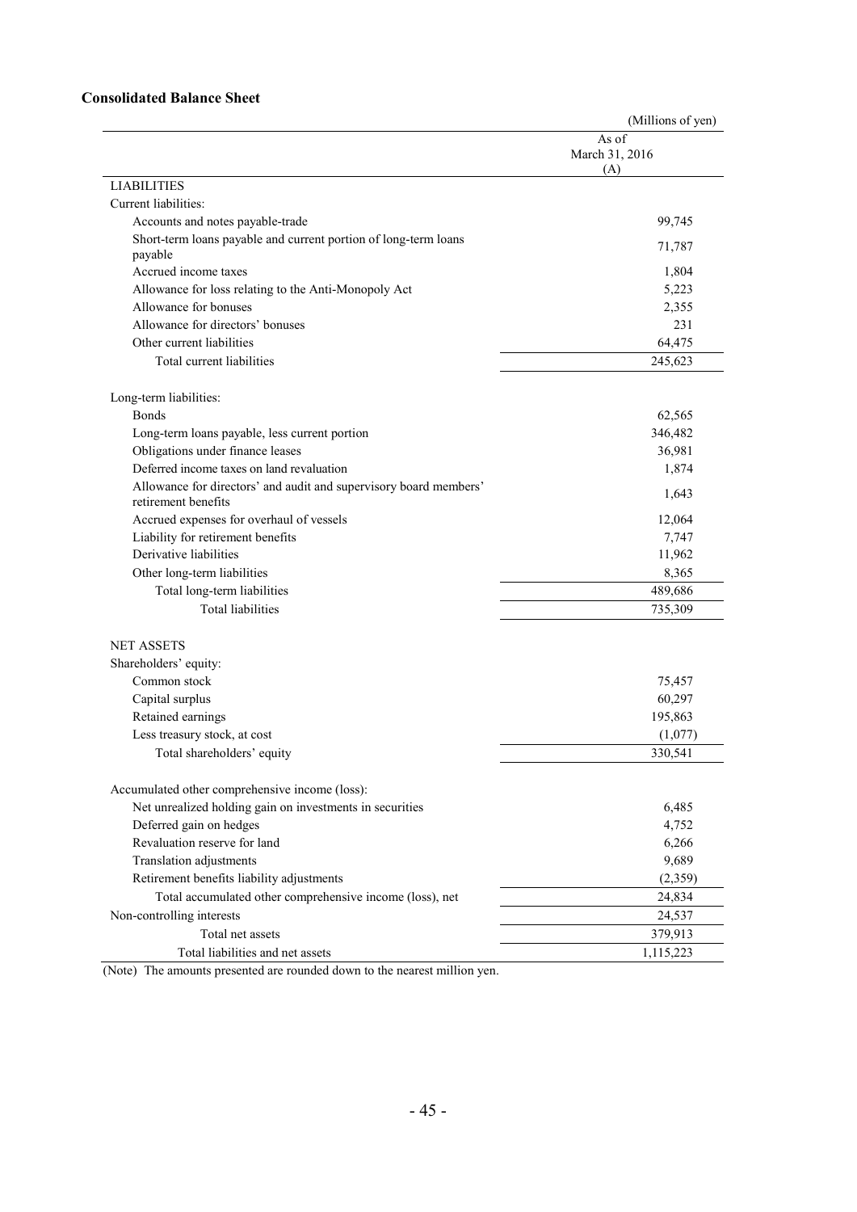**Consolidated Balance Sheet**

(Millions of yen)

| | As of March 31, 2016 (A) |
|---|---|
| LIABILITIES | |
| Current liabilities: | |
| Accounts and notes payable-trade | 99,745 |
| Short-term loans payable and current portion of long-term loans payable | 71,787 |
| Accrued income taxes | 1,804 |
| Allowance for loss relating to the Anti-Monopoly Act | 5,223 |
| Allowance for bonuses | 2,355 |
| Allowance for directors' bonuses | 231 |
| Other current liabilities | 64,475 |
| Total current liabilities | 245,623 |
| | |
| Long-term liabilities: | |
| Bonds | 62,565 |
| Long-term loans payable, less current portion | 346,482 |
| Obligations under finance leases | 36,981 |
| Deferred income taxes on land revaluation | 1,874 |
| Allowance for directors' and audit and supervisory board members' retirement benefits | 1,643 |
| Accrued expenses for overhaul of vessels | 12,064 |
| Liability for retirement benefits | 7,747 |
| Derivative liabilities | 11,962 |
| Other long-term liabilities | 8,365 |
| Total long-term liabilities | 489,686 |
| Total liabilities | 735,309 |
| | |
| NET ASSETS | |
| Shareholders' equity: | |
| Common stock | 75,457 |
| Capital surplus | 60,297 |
| Retained earnings | 195,863 |
| Less treasury stock, at cost | (1,077) |
| Total shareholders' equity | 330,541 |
| | |
| Accumulated other comprehensive income (loss): | |
| Net unrealized holding gain on investments in securities | 6,485 |
| Deferred gain on hedges | 4,752 |
| Revaluation reserve for land | 6,266 |
| Translation adjustments | 9,689 |
| Retirement benefits liability adjustments | (2,359) |
| Total accumulated other comprehensive income (loss), net | 24,834 |
| Non-controlling interests | 24,537 |
| Total net assets | 379,913 |
| Total liabilities and net assets | 1,115,223 |

(Note) The amounts presented are rounded down to the nearest million yen.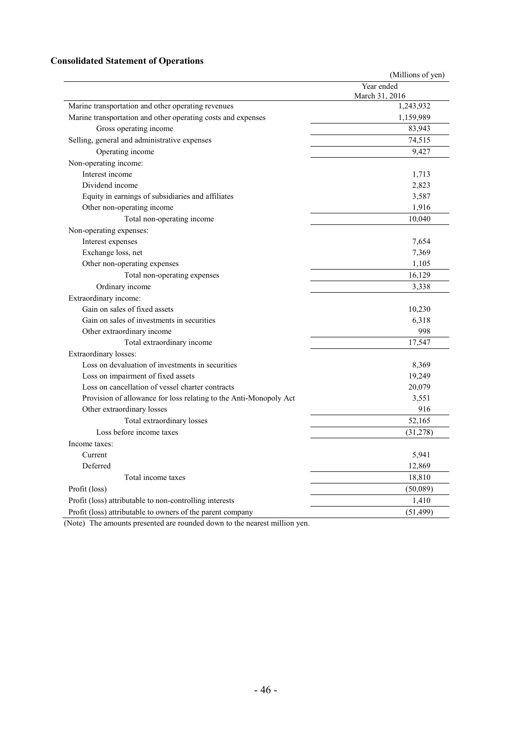**Consolidated Statement of Operations**

(Millions of yen)

| | Year ended March 31, 2016 |
|---|---|
| Marine transportation and other operating revenues | 1,243,932 |
| Marine transportation and other operating costs and expenses | 1,159,989 |
| Gross operating income | 83,943 |
| Selling, general and administrative expenses | 74,515 |
| Operating income | 9,427 |
| Non-operating income: | |
| Interest income | 1,713 |
| Dividend income | 2,823 |
| Equity in earnings of subsidiaries and affiliates | 3,587 |
| Other non-operating income | 1,916 |
| Total non-operating income | 10,040 |
| Non-operating expenses: | |
| Interest expenses | 7,654 |
| Exchange loss, net | 7,369 |
| Other non-operating expenses | 1,105 |
| Total non-operating expenses | 16,129 |
| Ordinary income | 3,338 |
| Extraordinary income: | |
| Gain on sales of fixed assets | 10,230 |
| Gain on sales of investments in securities | 6,318 |
| Other extraordinary income | 998 |
| Total extraordinary income | 17,547 |
| Extraordinary losses: | |
| Loss on devaluation of investments in securities | 8,369 |
| Loss on impairment of fixed assets | 19,249 |
| Loss on cancellation of vessel charter contracts | 20,079 |
| Provision of allowance for loss relating to the Anti-Monopoly Act | 3,551 |
| Other extraordinary losses | 916 |
| Total extraordinary losses | 52,165 |
| Loss before income taxes | (31,278) |
| Income taxes: | |
| Current | 5,941 |
| Deferred | 12,869 |
| Total income taxes | 18,810 |
| Profit (loss) | (50,089) |
| Profit (loss) attributable to non-controlling interests | 1,410 |
| Profit (loss) attributable to owners of the parent company | (51,499) |

(Note) The amounts presented are rounded down to the nearest million yen.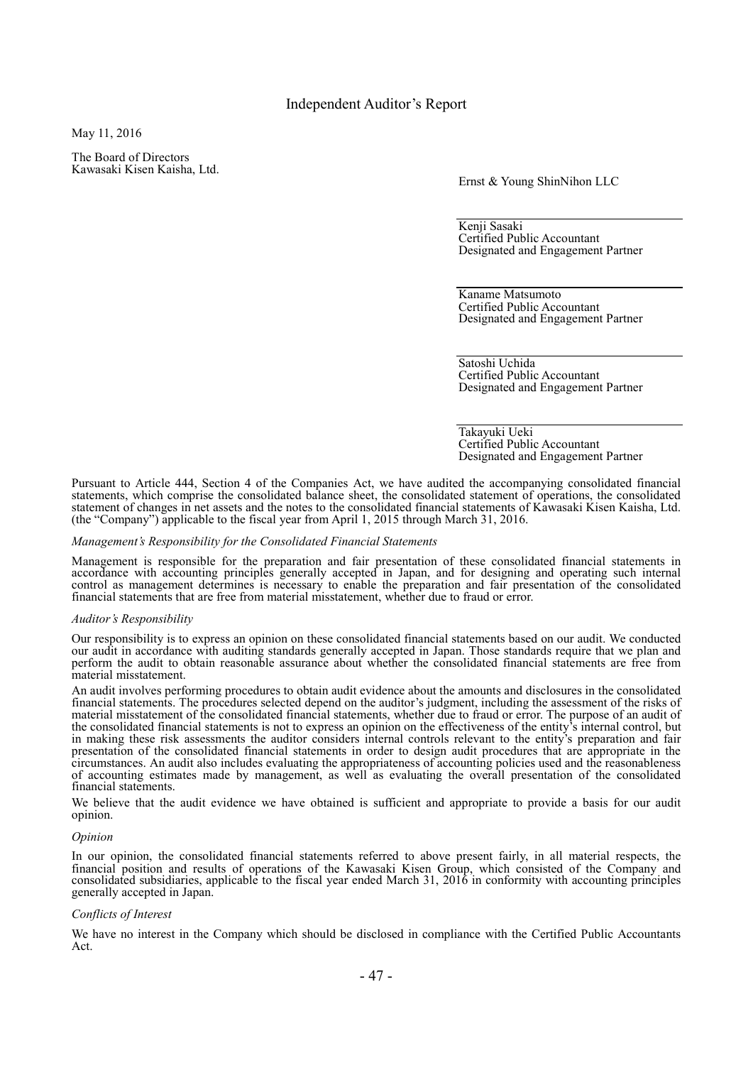# Independent Auditor's Report

May 11, 2016

The Board of Directors
Kawasaki Kisen Kaisha, Ltd.

Ernst & Young ShinNihon LLC

Kenji Sasaki
Certified Public Accountant
Designated and Engagement Partner

Kaname Matsumoto
Certified Public Accountant
Designated and Engagement Partner

Satoshi Uchida
Certified Public Accountant
Designated and Engagement Partner

Takayuki Ueki
Certified Public Accountant
Designated and Engagement Partner

Pursuant to Article 444, Section 4 of the Companies Act, we have audited the accompanying consolidated financial statements, which comprise the consolidated balance sheet, the consolidated statement of operations, the consolidated statement of changes in net assets and the notes to the consolidated financial statements of Kawasaki Kisen Kaisha, Ltd. (the "Company") applicable to the fiscal year from April 1, 2015 through March 31, 2016.

*Management's Responsibility for the Consolidated Financial Statements*

Management is responsible for the preparation and fair presentation of these consolidated financial statements in accordance with accounting principles generally accepted in Japan, and for designing and operating such internal control as management determines is necessary to enable the preparation and fair presentation of the consolidated financial statements that are free from material misstatement, whether due to fraud or error.

*Auditor's Responsibility*

Our responsibility is to express an opinion on these consolidated financial statements based on our audit. We conducted our audit in accordance with auditing standards generally accepted in Japan. Those standards require that we plan and perform the audit to obtain reasonable assurance about whether the consolidated financial statements are free from material misstatement.

An audit involves performing procedures to obtain audit evidence about the amounts and disclosures in the consolidated financial statements. The procedures selected depend on the auditor's judgment, including the assessment of the risks of material misstatement of the consolidated financial statements, whether due to fraud or error. The purpose of an audit of the consolidated financial statements is not to express an opinion on the effectiveness of the entity's internal control, but in making these risk assessments the auditor considers internal controls relevant to the entity's preparation and fair presentation of the consolidated financial statements in order to design audit procedures that are appropriate in the circumstances. An audit also includes evaluating the appropriateness of accounting policies used and the reasonableness of accounting estimates made by management, as well as evaluating the overall presentation of the consolidated financial statements.

We believe that the audit evidence we have obtained is sufficient and appropriate to provide a basis for our audit opinion.

*Opinion*

In our opinion, the consolidated financial statements referred to above present fairly, in all material respects, the financial position and results of operations of the Kawasaki Kisen Group, which consisted of the Company and consolidated subsidiaries, applicable to the fiscal year ended March 31, 2016 in conformity with accounting principles generally accepted in Japan.

*Conflicts of Interest*

We have no interest in the Company which should be disclosed in compliance with the Certified Public Accountants Act.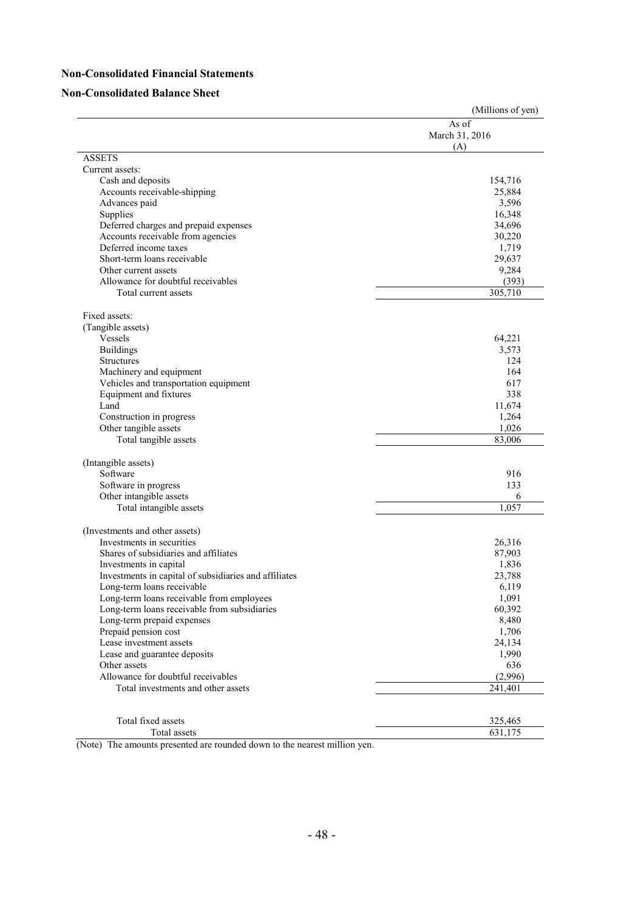# Non-Consolidated Financial Statements

## Non-Consolidated Balance Sheet

(Millions of yen)

| | As of March 31, 2016 (A) |
|---|---|
| ASSETS | |
| Current assets: | |
| Cash and deposits | 154,716 |
| Accounts receivable-shipping | 25,884 |
| Advances paid | 3,596 |
| Supplies | 16,348 |
| Deferred charges and prepaid expenses | 34,696 |
| Accounts receivable from agencies | 30,220 |
| Deferred income taxes | 1,719 |
| Short-term loans receivable | 29,637 |
| Other current assets | 9,284 |
| Allowance for doubtful receivables | (393) |
| Total current assets | 305,710 |
| Fixed assets: | |
| (Tangible assets) | |
| Vessels | 64,221 |
| Buildings | 3,573 |
| Structures | 124 |
| Machinery and equipment | 164 |
| Vehicles and transportation equipment | 617 |
| Equipment and fixtures | 338 |
| Land | 11,674 |
| Construction in progress | 1,264 |
| Other tangible assets | 1,026 |
| Total tangible assets | 83,006 |
| (Intangible assets) | |
| Software | 916 |
| Software in progress | 133 |
| Other intangible assets | 6 |
| Total intangible assets | 1,057 |
| (Investments and other assets) | |
| Investments in securities | 26,316 |
| Shares of subsidiaries and affiliates | 87,903 |
| Investments in capital | 1,836 |
| Investments in capital of subsidiaries and affiliates | 23,788 |
| Long-term loans receivable | 6,119 |
| Long-term loans receivable from employees | 1,091 |
| Long-term loans receivable from subsidiaries | 60,392 |
| Long-term prepaid expenses | 8,480 |
| Prepaid pension cost | 1,706 |
| Lease investment assets | 24,134 |
| Lease and guarantee deposits | 1,990 |
| Other assets | 636 |
| Allowance for doubtful receivables | (2,996) |
| Total investments and other assets | 241,401 |
| Total fixed assets | 325,465 |
| Total assets | 631,175 |

(Note) The amounts presented are rounded down to the nearest million yen.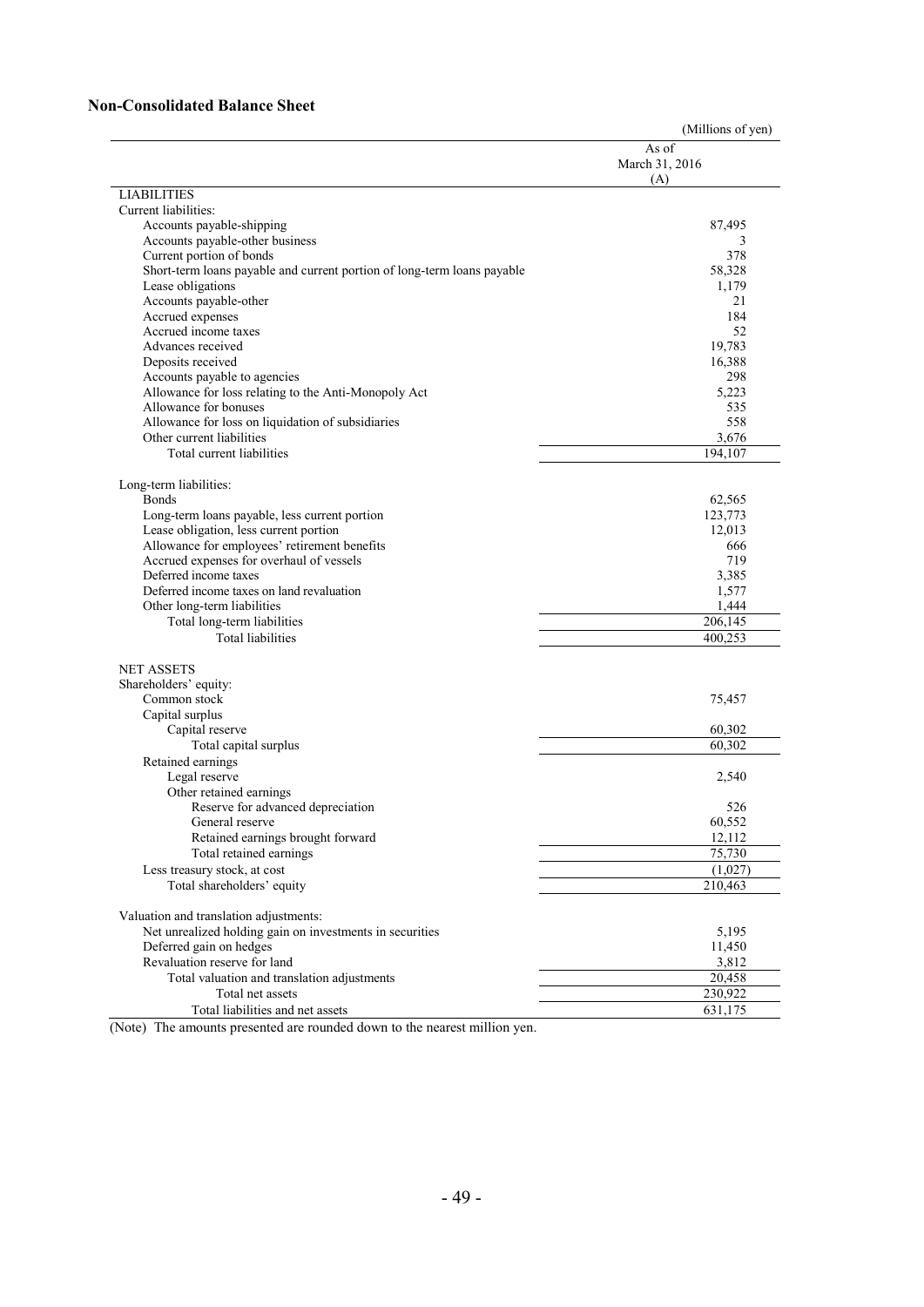## Non-Consolidated Balance Sheet

(Millions of yen)

| | As of March 31, 2016 (A) |
|---|---|
| LIABILITIES | |
| Current liabilities: | |
| Accounts payable-shipping | 87,495 |
| Accounts payable-other business | 3 |
| Current portion of bonds | 378 |
| Short-term loans payable and current portion of long-term loans payable | 58,328 |
| Lease obligations | 1,179 |
| Accounts payable-other | 21 |
| Accrued expenses | 184 |
| Accrued income taxes | 52 |
| Advances received | 19,783 |
| Deposits received | 16,388 |
| Accounts payable to agencies | 298 |
| Allowance for loss relating to the Anti-Monopoly Act | 5,223 |
| Allowance for bonuses | 535 |
| Allowance for loss on liquidation of subsidiaries | 558 |
| Other current liabilities | 3,676 |
| Total current liabilities | 194,107 |
| Long-term liabilities: | |
| Bonds | 62,565 |
| Long-term loans payable, less current portion | 123,773 |
| Lease obligation, less current portion | 12,013 |
| Allowance for employees' retirement benefits | 666 |
| Accrued expenses for overhaul of vessels | 719 |
| Deferred income taxes | 3,385 |
| Deferred income taxes on land revaluation | 1,577 |
| Other long-term liabilities | 1,444 |
| Total long-term liabilities | 206,145 |
| Total liabilities | 400,253 |
| NET ASSETS | |
| Shareholders' equity: | |
| Common stock | 75,457 |
| Capital surplus | |
| Capital reserve | 60,302 |
| Total capital surplus | 60,302 |
| Retained earnings | |
| Legal reserve | 2,540 |
| Other retained earnings | |
| Reserve for advanced depreciation | 526 |
| General reserve | 60,552 |
| Retained earnings brought forward | 12,112 |
| Total retained earnings | 75,730 |
| Less treasury stock, at cost | (1,027) |
| Total shareholders' equity | 210,463 |
| Valuation and translation adjustments: | |
| Net unrealized holding gain on investments in securities | 5,195 |
| Deferred gain on hedges | 11,450 |
| Revaluation reserve for land | 3,812 |
| Total valuation and translation adjustments | 20,458 |
| Total net assets | 230,922 |
| Total liabilities and net assets | 631,175 |

(Note) The amounts presented are rounded down to the nearest million yen.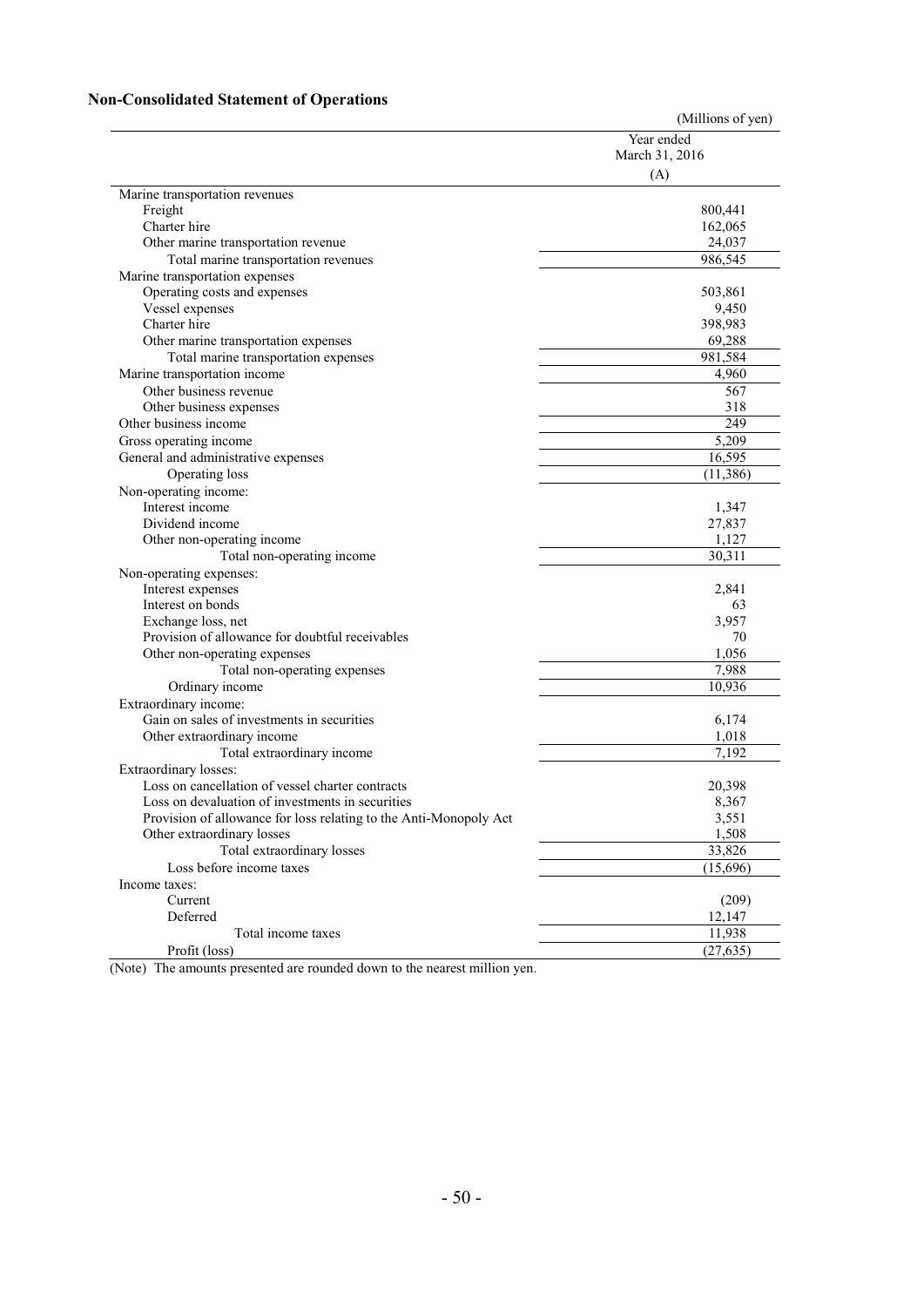## Non-Consolidated Statement of Operations

(Millions of yen)

| | Year ended March 31, 2016 (A) |
|---|---|
| Marine transportation revenues | |
| Freight | 800,441 |
| Charter hire | 162,065 |
| Other marine transportation revenue | 24,037 |
| Total marine transportation revenues | 986,545 |
| Marine transportation expenses | |
| Operating costs and expenses | 503,861 |
| Vessel expenses | 9,450 |
| Charter hire | 398,983 |
| Other marine transportation expenses | 69,288 |
| Total marine transportation expenses | 981,584 |
| Marine transportation income | 4,960 |
| Other business revenue | 567 |
| Other business expenses | 318 |
| Other business income | 249 |
| Gross operating income | 5,209 |
| General and administrative expenses | 16,595 |
| Operating loss | (11,386) |
| Non-operating income: | |
| Interest income | 1,347 |
| Dividend income | 27,837 |
| Other non-operating income | 1,127 |
| Total non-operating income | 30,311 |
| Non-operating expenses: | |
| Interest expenses | 2,841 |
| Interest on bonds | 63 |
| Exchange loss, net | 3,957 |
| Provision of allowance for doubtful receivables | 70 |
| Other non-operating expenses | 1,056 |
| Total non-operating expenses | 7,988 |
| Ordinary income | 10,936 |
| Extraordinary income: | |
| Gain on sales of investments in securities | 6,174 |
| Other extraordinary income | 1,018 |
| Total extraordinary income | 7,192 |
| Extraordinary losses: | |
| Loss on cancellation of vessel charter contracts | 20,398 |
| Loss on devaluation of investments in securities | 8,367 |
| Provision of allowance for loss relating to the Anti-Monopoly Act | 3,551 |
| Other extraordinary losses | 1,508 |
| Total extraordinary losses | 33,826 |
| Loss before income taxes | (15,696) |
| Income taxes: | |
| Current | (209) |
| Deferred | 12,147 |
| Total income taxes | 11,938 |
| Profit (loss) | (27,635) |

(Note) The amounts presented are rounded down to the nearest million yen.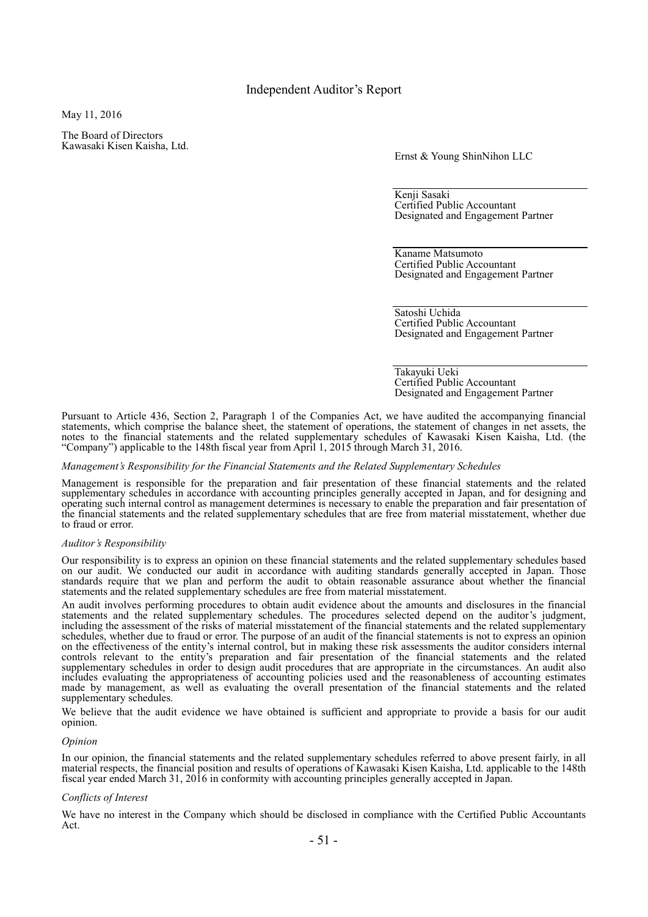# Independent Auditor's Report

May 11, 2016

The Board of Directors
Kawasaki Kisen Kaisha, Ltd.

Ernst & Young ShinNihon LLC

Kenji Sasaki
Certified Public Accountant
Designated and Engagement Partner

Kaname Matsumoto
Certified Public Accountant
Designated and Engagement Partner

Satoshi Uchida
Certified Public Accountant
Designated and Engagement Partner

Takayuki Ueki
Certified Public Accountant
Designated and Engagement Partner

Pursuant to Article 436, Section 2, Paragraph 1 of the Companies Act, we have audited the accompanying financial statements, which comprise the balance sheet, the statement of operations, the statement of changes in net assets, the notes to the financial statements and the related supplementary schedules of Kawasaki Kisen Kaisha, Ltd. (the "Company") applicable to the 148th fiscal year from April 1, 2015 through March 31, 2016.

*Management's Responsibility for the Financial Statements and the Related Supplementary Schedules*

Management is responsible for the preparation and fair presentation of these financial statements and the related supplementary schedules in accordance with accounting principles generally accepted in Japan, and for designing and operating such internal control as management determines is necessary to enable the preparation and fair presentation of the financial statements and the related supplementary schedules that are free from material misstatement, whether due to fraud or error.

*Auditor's Responsibility*

Our responsibility is to express an opinion on these financial statements and the related supplementary schedules based on our audit. We conducted our audit in accordance with auditing standards generally accepted in Japan. Those standards require that we plan and perform the audit to obtain reasonable assurance about whether the financial statements and the related supplementary schedules are free from material misstatement.

An audit involves performing procedures to obtain audit evidence about the amounts and disclosures in the financial statements and the related supplementary schedules. The procedures selected depend on the auditor's judgment, including the assessment of the risks of material misstatement of the financial statements and the related supplementary schedules, whether due to fraud or error. The purpose of an audit of the financial statements is not to express an opinion on the effectiveness of the entity's internal control, but in making these risk assessments the auditor considers internal controls relevant to the entity's preparation and fair presentation of the financial statements and the related supplementary schedules in order to design audit procedures that are appropriate in the circumstances. An audit also includes evaluating the appropriateness of accounting policies used and the reasonableness of accounting estimates made by management, as well as evaluating the overall presentation of the financial statements and the related supplementary schedules.

We believe that the audit evidence we have obtained is sufficient and appropriate to provide a basis for our audit opinion.

*Opinion*

In our opinion, the financial statements and the related supplementary schedules referred to above present fairly, in all material respects, the financial position and results of operations of Kawasaki Kisen Kaisha, Ltd. applicable to the 148th fiscal year ended March 31, 2016 in conformity with accounting principles generally accepted in Japan.

*Conflicts of Interest*

We have no interest in the Company which should be disclosed in compliance with the Certified Public Accountants Act.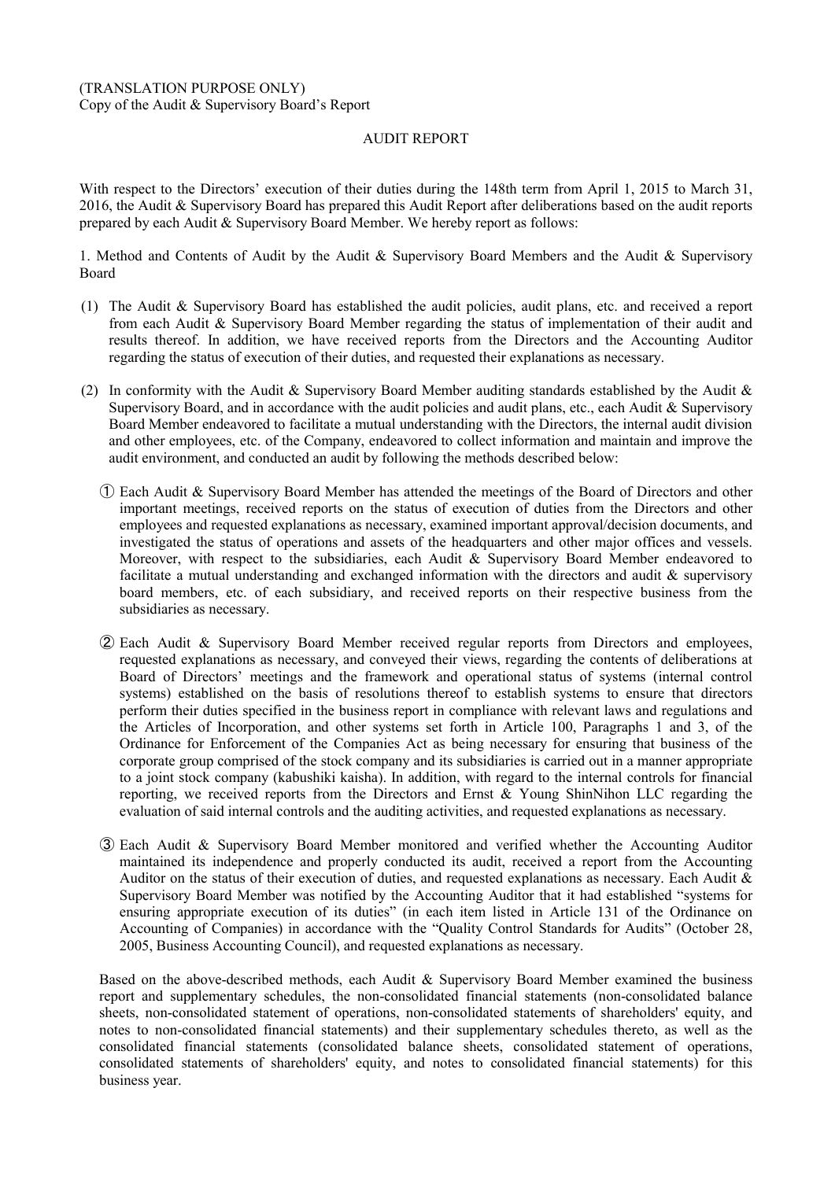(TRANSLATION PURPOSE ONLY)
Copy of the Audit & Supervisory Board's Report

# AUDIT REPORT

With respect to the Directors' execution of their duties during the 148th term from April 1, 2015 to March 31, 2016, the Audit & Supervisory Board has prepared this Audit Report after deliberations based on the audit reports prepared by each Audit & Supervisory Board Member. We hereby report as follows:

1. Method and Contents of Audit by the Audit & Supervisory Board Members and the Audit & Supervisory Board

(1) The Audit & Supervisory Board has established the audit policies, audit plans, etc. and received a report from each Audit & Supervisory Board Member regarding the status of implementation of their audit and results thereof. In addition, we have received reports from the Directors and the Accounting Auditor regarding the status of execution of their duties, and requested their explanations as necessary.

(2) In conformity with the Audit & Supervisory Board Member auditing standards established by the Audit & Supervisory Board, and in accordance with the audit policies and audit plans, etc., each Audit & Supervisory Board Member endeavored to facilitate a mutual understanding with the Directors, the internal audit division and other employees, etc. of the Company, endeavored to collect information and maintain and improve the audit environment, and conducted an audit by following the methods described below:

① Each Audit & Supervisory Board Member has attended the meetings of the Board of Directors and other important meetings, received reports on the status of execution of duties from the Directors and other employees and requested explanations as necessary, examined important approval/decision documents, and investigated the status of operations and assets of the headquarters and other major offices and vessels. Moreover, with respect to the subsidiaries, each Audit & Supervisory Board Member endeavored to facilitate a mutual understanding and exchanged information with the directors and audit & supervisory board members, etc. of each subsidiary, and received reports on their respective business from the subsidiaries as necessary.

② Each Audit & Supervisory Board Member received regular reports from Directors and employees, requested explanations as necessary, and conveyed their views, regarding the contents of deliberations at Board of Directors' meetings and the framework and operational status of systems (internal control systems) established on the basis of resolutions thereof to establish systems to ensure that directors perform their duties specified in the business report in compliance with relevant laws and regulations and the Articles of Incorporation, and other systems set forth in Article 100, Paragraphs 1 and 3, of the Ordinance for Enforcement of the Companies Act as being necessary for ensuring that business of the corporate group comprised of the stock company and its subsidiaries is carried out in a manner appropriate to a joint stock company (kabushiki kaisha). In addition, with regard to the internal controls for financial reporting, we received reports from the Directors and Ernst & Young ShinNihon LLC regarding the evaluation of said internal controls and the auditing activities, and requested explanations as necessary.

③ Each Audit & Supervisory Board Member monitored and verified whether the Accounting Auditor maintained its independence and properly conducted its audit, received a report from the Accounting Auditor on the status of their execution of duties, and requested explanations as necessary. Each Audit & Supervisory Board Member was notified by the Accounting Auditor that it had established "systems for ensuring appropriate execution of its duties" (in each item listed in Article 131 of the Ordinance on Accounting of Companies) in accordance with the "Quality Control Standards for Audits" (October 28, 2005, Business Accounting Council), and requested explanations as necessary.

Based on the above-described methods, each Audit & Supervisory Board Member examined the business report and supplementary schedules, the non-consolidated financial statements (non-consolidated balance sheets, non-consolidated statement of operations, non-consolidated statements of shareholders' equity, and notes to non-consolidated financial statements) and their supplementary schedules thereto, as well as the consolidated financial statements (consolidated balance sheets, consolidated statement of operations, consolidated statements of shareholders' equity, and notes to consolidated financial statements) for this business year.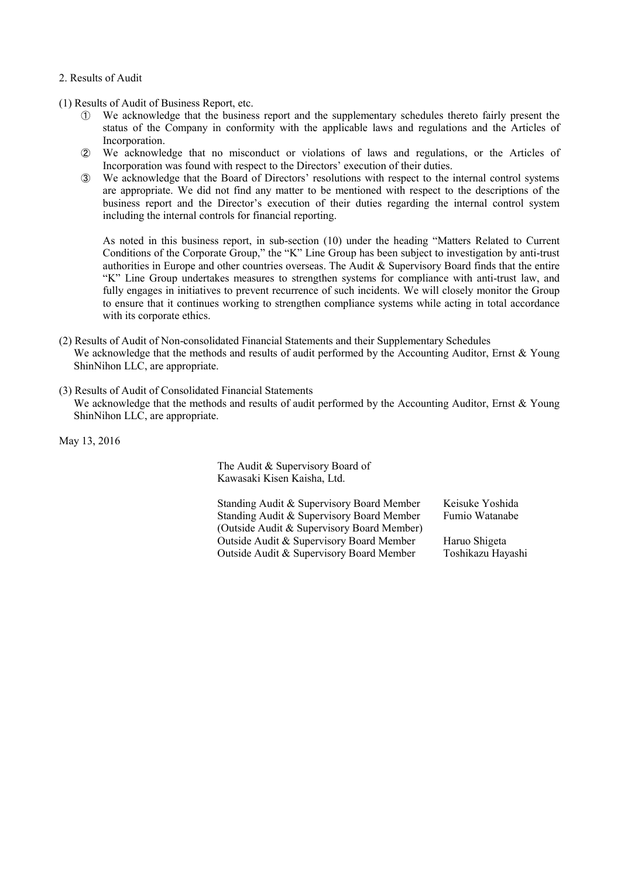2. Results of Audit

(1) Results of Audit of Business Report, etc.

① We acknowledge that the business report and the supplementary schedules thereto fairly present the status of the Company in conformity with the applicable laws and regulations and the Articles of Incorporation.

② We acknowledge that no misconduct or violations of laws and regulations, or the Articles of Incorporation was found with respect to the Directors' execution of their duties.

③ We acknowledge that the Board of Directors' resolutions with respect to the internal control systems are appropriate. We did not find any matter to be mentioned with respect to the descriptions of the business report and the Director's execution of their duties regarding the internal control system including the internal controls for financial reporting.

As noted in this business report, in sub-section (10) under the heading "Matters Related to Current Conditions of the Corporate Group," the "K" Line Group has been subject to investigation by anti-trust authorities in Europe and other countries overseas. The Audit & Supervisory Board finds that the entire "K" Line Group undertakes measures to strengthen systems for compliance with anti-trust law, and fully engages in initiatives to prevent recurrence of such incidents. We will closely monitor the Group to ensure that it continues working to strengthen compliance systems while acting in total accordance with its corporate ethics.

(2) Results of Audit of Non-consolidated Financial Statements and their Supplementary Schedules

We acknowledge that the methods and results of audit performed by the Accounting Auditor, Ernst & Young ShinNihon LLC, are appropriate.

(3) Results of Audit of Consolidated Financial Statements

We acknowledge that the methods and results of audit performed by the Accounting Auditor, Ernst & Young ShinNihon LLC, are appropriate.

May 13, 2016

The Audit & Supervisory Board of
Kawasaki Kisen Kaisha, Ltd.

Standing Audit & Supervisory Board Member　Keisuke Yoshida
Standing Audit & Supervisory Board Member　Fumio Watanabe
(Outside Audit & Supervisory Board Member)
Outside Audit & Supervisory Board Member　Haruo Shigeta
Outside Audit & Supervisory Board Member　Toshikazu Hayashi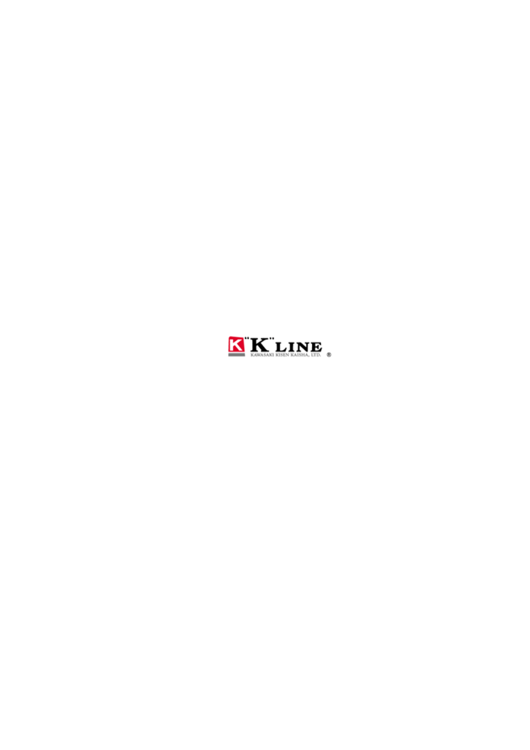"K" LINE

KAWASAKI KISEN KAISHA, LTD. ®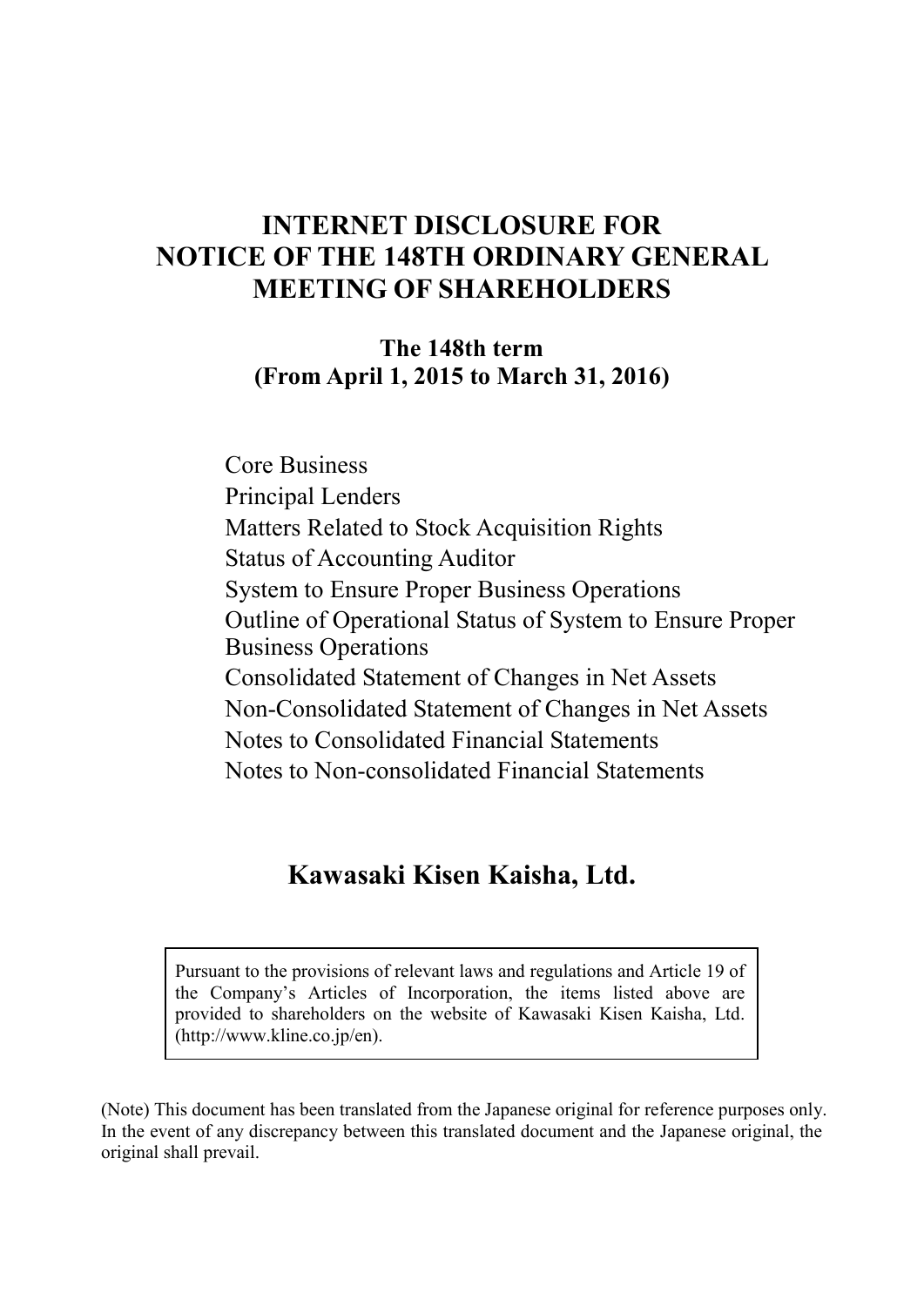# INTERNET DISCLOSURE FOR NOTICE OF THE 148TH ORDINARY GENERAL MEETING OF SHAREHOLDERS

**The 148th term**
**(From April 1, 2015 to March 31, 2016)**

Core Business
Principal Lenders
Matters Related to Stock Acquisition Rights
Status of Accounting Auditor
System to Ensure Proper Business Operations
Outline of Operational Status of System to Ensure Proper Business Operations
Consolidated Statement of Changes in Net Assets
Non-Consolidated Statement of Changes in Net Assets
Notes to Consolidated Financial Statements
Notes to Non-consolidated Financial Statements

## Kawasaki Kisen Kaisha, Ltd.

Pursuant to the provisions of relevant laws and regulations and Article 19 of the Company's Articles of Incorporation, the items listed above are provided to shareholders on the website of Kawasaki Kisen Kaisha, Ltd. (http://www.kline.co.jp/en).

(Note) This document has been translated from the Japanese original for reference purposes only. In the event of any discrepancy between this translated document and the Japanese original, the original shall prevail.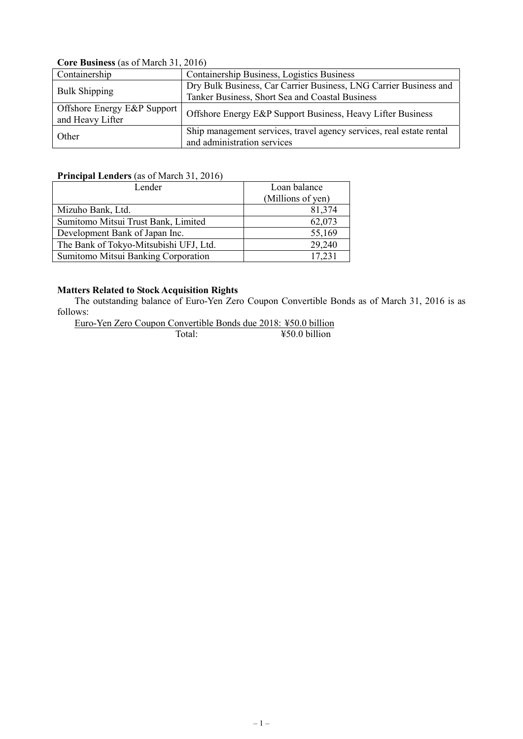**Core Business** (as of March 31, 2016)

| | |
|---|---|
| Containership | Containership Business, Logistics Business |
| Bulk Shipping | Dry Bulk Business, Car Carrier Business, LNG Carrier Business and Tanker Business, Short Sea and Coastal Business |
| Offshore Energy E&P Support and Heavy Lifter | Offshore Energy E&P Support Business, Heavy Lifter Business |
| Other | Ship management services, travel agency services, real estate rental and administration services |

**Principal Lenders** (as of March 31, 2016)

| Lender | Loan balance (Millions of yen) |
|---|---:|
| Mizuho Bank, Ltd. | 81,374 |
| Sumitomo Mitsui Trust Bank, Limited | 62,073 |
| Development Bank of Japan Inc. | 55,169 |
| The Bank of Tokyo-Mitsubishi UFJ, Ltd. | 29,240 |
| Sumitomo Mitsui Banking Corporation | 17,231 |

**Matters Related to Stock Acquisition Rights**

The outstanding balance of Euro-Yen Zero Coupon Convertible Bonds as of March 31, 2016 is as follows:

Euro-Yen Zero Coupon Convertible Bonds due 2018: ¥50.0 billion

Total: ¥50.0 billion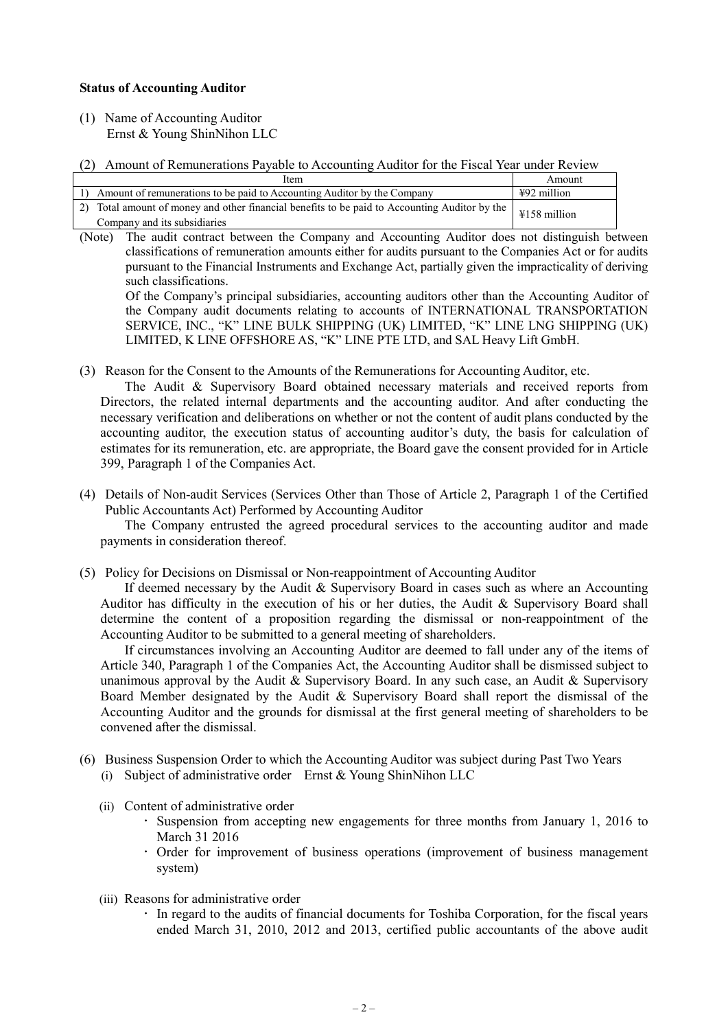**Status of Accounting Auditor**

(1) Name of Accounting Auditor
Ernst & Young ShinNihon LLC

(2) Amount of Remunerations Payable to Accounting Auditor for the Fiscal Year under Review

| Item | Amount |
|---|---|
| 1) Amount of remunerations to be paid to Accounting Auditor by the Company | ¥92 million |
| 2) Total amount of money and other financial benefits to be paid to Accounting Auditor by the Company and its subsidiaries | ¥158 million |

(Note) The audit contract between the Company and Accounting Auditor does not distinguish between classifications of remuneration amounts either for audits pursuant to the Companies Act or for audits pursuant to the Financial Instruments and Exchange Act, partially given the impracticality of deriving such classifications.
Of the Company's principal subsidiaries, accounting auditors other than the Accounting Auditor of the Company audit documents relating to accounts of INTERNATIONAL TRANSPORTATION SERVICE, INC., "K" LINE BULK SHIPPING (UK) LIMITED, "K" LINE LNG SHIPPING (UK) LIMITED, K LINE OFFSHORE AS, "K" LINE PTE LTD, and SAL Heavy Lift GmbH.

(3) Reason for the Consent to the Amounts of the Remunerations for Accounting Auditor, etc.
The Audit & Supervisory Board obtained necessary materials and received reports from Directors, the related internal departments and the accounting auditor. And after conducting the necessary verification and deliberations on whether or not the content of audit plans conducted by the accounting auditor, the execution status of accounting auditor's duty, the basis for calculation of estimates for its remuneration, etc. are appropriate, the Board gave the consent provided for in Article 399, Paragraph 1 of the Companies Act.

(4) Details of Non-audit Services (Services Other than Those of Article 2, Paragraph 1 of the Certified Public Accountants Act) Performed by Accounting Auditor
The Company entrusted the agreed procedural services to the accounting auditor and made payments in consideration thereof.

(5) Policy for Decisions on Dismissal or Non-reappointment of Accounting Auditor
If deemed necessary by the Audit & Supervisory Board in cases such as where an Accounting Auditor has difficulty in the execution of his or her duties, the Audit & Supervisory Board shall determine the content of a proposition regarding the dismissal or non-reappointment of the Accounting Auditor to be submitted to a general meeting of shareholders.
If circumstances involving an Accounting Auditor are deemed to fall under any of the items of Article 340, Paragraph 1 of the Companies Act, the Accounting Auditor shall be dismissed subject to unanimous approval by the Audit & Supervisory Board. In any such case, an Audit & Supervisory Board Member designated by the Audit & Supervisory Board shall report the dismissal of the Accounting Auditor and the grounds for dismissal at the first general meeting of shareholders to be convened after the dismissal.

(6) Business Suspension Order to which the Accounting Auditor was subject during Past Two Years

(i) Subject of administrative order　Ernst & Young ShinNihon LLC

(ii) Content of administrative order
- Suspension from accepting new engagements for three months from January 1, 2016 to March 31 2016
- Order for improvement of business operations (improvement of business management system)

(iii) Reasons for administrative order
- In regard to the audits of financial documents for Toshiba Corporation, for the fiscal years ended March 31, 2010, 2012 and 2013, certified public accountants of the above audit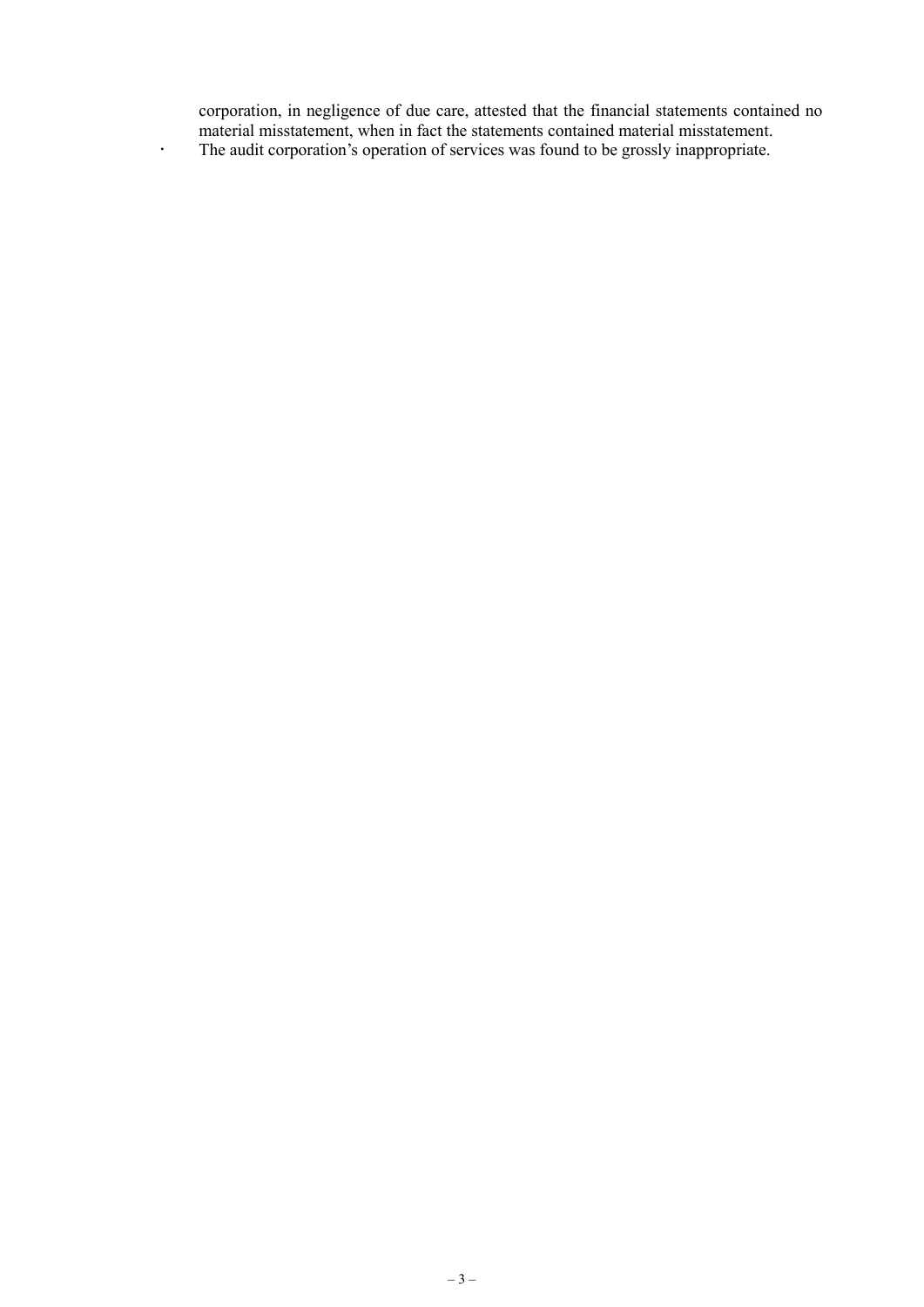corporation, in negligence of due care, attested that the financial statements contained no material misstatement, when in fact the statements contained material misstatement.

- The audit corporation's operation of services was found to be grossly inappropriate.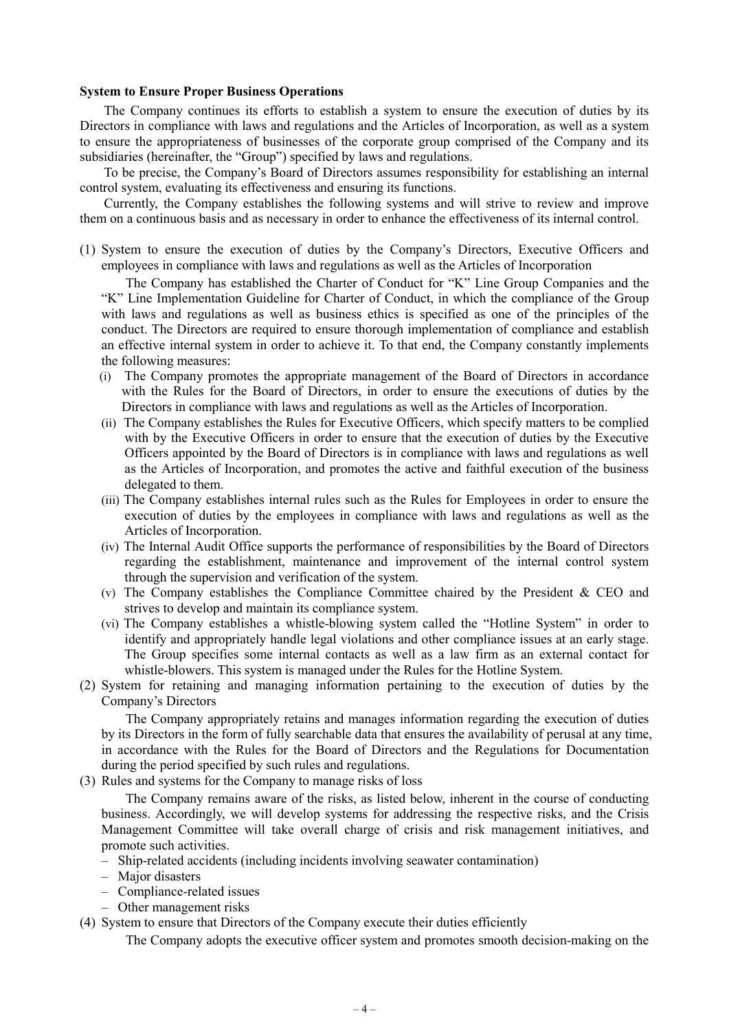**System to Ensure Proper Business Operations**

The Company continues its efforts to establish a system to ensure the execution of duties by its Directors in compliance with laws and regulations and the Articles of Incorporation, as well as a system to ensure the appropriateness of businesses of the corporate group comprised of the Company and its subsidiaries (hereinafter, the "Group") specified by laws and regulations.

To be precise, the Company's Board of Directors assumes responsibility for establishing an internal control system, evaluating its effectiveness and ensuring its functions.

Currently, the Company establishes the following systems and will strive to review and improve them on a continuous basis and as necessary in order to enhance the effectiveness of its internal control.

(1) System to ensure the execution of duties by the Company's Directors, Executive Officers and employees in compliance with laws and regulations as well as the Articles of Incorporation

The Company has established the Charter of Conduct for "K" Line Group Companies and the "K" Line Implementation Guideline for Charter of Conduct, in which the compliance of the Group with laws and regulations as well as business ethics is specified as one of the principles of the conduct. The Directors are required to ensure thorough implementation of compliance and establish an effective internal system in order to achieve it. To that end, the Company constantly implements the following measures:

(i) The Company promotes the appropriate management of the Board of Directors in accordance with the Rules for the Board of Directors, in order to ensure the executions of duties by the Directors in compliance with laws and regulations as well as the Articles of Incorporation.

(ii) The Company establishes the Rules for Executive Officers, which specify matters to be complied with by the Executive Officers in order to ensure that the execution of duties by the Executive Officers appointed by the Board of Directors is in compliance with laws and regulations as well as the Articles of Incorporation, and promotes the active and faithful execution of the business delegated to them.

(iii) The Company establishes internal rules such as the Rules for Employees in order to ensure the execution of duties by the employees in compliance with laws and regulations as well as the Articles of Incorporation.

(iv) The Internal Audit Office supports the performance of responsibilities by the Board of Directors regarding the establishment, maintenance and improvement of the internal control system through the supervision and verification of the system.

(v) The Company establishes the Compliance Committee chaired by the President & CEO and strives to develop and maintain its compliance system.

(vi) The Company establishes a whistle-blowing system called the "Hotline System" in order to identify and appropriately handle legal violations and other compliance issues at an early stage. The Group specifies some internal contacts as well as a law firm as an external contact for whistle-blowers. This system is managed under the Rules for the Hotline System.

(2) System for retaining and managing information pertaining to the execution of duties by the Company's Directors

The Company appropriately retains and manages information regarding the execution of duties by its Directors in the form of fully searchable data that ensures the availability of perusal at any time, in accordance with the Rules for the Board of Directors and the Regulations for Documentation during the period specified by such rules and regulations.

(3) Rules and systems for the Company to manage risks of loss

The Company remains aware of the risks, as listed below, inherent in the course of conducting business. Accordingly, we will develop systems for addressing the respective risks, and the Crisis Management Committee will take overall charge of crisis and risk management initiatives, and promote such activities.

– Ship-related accidents (including incidents involving seawater contamination)
– Major disasters
– Compliance-related issues
– Other management risks

(4) System to ensure that Directors of the Company execute their duties efficiently

The Company adopts the executive officer system and promotes smooth decision-making on the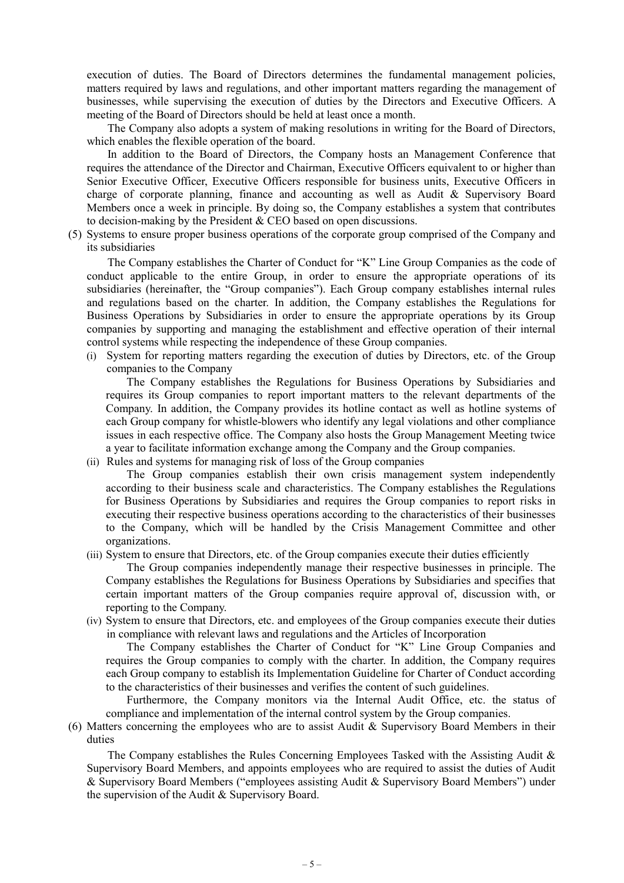execution of duties. The Board of Directors determines the fundamental management policies, matters required by laws and regulations, and other important matters regarding the management of businesses, while supervising the execution of duties by the Directors and Executive Officers. A meeting of the Board of Directors should be held at least once a month.

The Company also adopts a system of making resolutions in writing for the Board of Directors, which enables the flexible operation of the board.

In addition to the Board of Directors, the Company hosts an Management Conference that requires the attendance of the Director and Chairman, Executive Officers equivalent to or higher than Senior Executive Officer, Executive Officers responsible for business units, Executive Officers in charge of corporate planning, finance and accounting as well as Audit & Supervisory Board Members once a week in principle. By doing so, the Company establishes a system that contributes to decision-making by the President & CEO based on open discussions.

(5) Systems to ensure proper business operations of the corporate group comprised of the Company and its subsidiaries

The Company establishes the Charter of Conduct for "K" Line Group Companies as the code of conduct applicable to the entire Group, in order to ensure the appropriate operations of its subsidiaries (hereinafter, the "Group companies"). Each Group company establishes internal rules and regulations based on the charter. In addition, the Company establishes the Regulations for Business Operations by Subsidiaries in order to ensure the appropriate operations by its Group companies by supporting and managing the establishment and effective operation of their internal control systems while respecting the independence of these Group companies.

(i) System for reporting matters regarding the execution of duties by Directors, etc. of the Group companies to the Company

The Company establishes the Regulations for Business Operations by Subsidiaries and requires its Group companies to report important matters to the relevant departments of the Company. In addition, the Company provides its hotline contact as well as hotline systems of each Group company for whistle-blowers who identify any legal violations and other compliance issues in each respective office. The Company also hosts the Group Management Meeting twice a year to facilitate information exchange among the Company and the Group companies.

(ii) Rules and systems for managing risk of loss of the Group companies

The Group companies establish their own crisis management system independently according to their business scale and characteristics. The Company establishes the Regulations for Business Operations by Subsidiaries and requires the Group companies to report risks in executing their respective business operations according to the characteristics of their businesses to the Company, which will be handled by the Crisis Management Committee and other organizations.

(iii) System to ensure that Directors, etc. of the Group companies execute their duties efficiently

The Group companies independently manage their respective businesses in principle. The Company establishes the Regulations for Business Operations by Subsidiaries and specifies that certain important matters of the Group companies require approval of, discussion with, or reporting to the Company.

(iv) System to ensure that Directors, etc. and employees of the Group companies execute their duties in compliance with relevant laws and regulations and the Articles of Incorporation

The Company establishes the Charter of Conduct for "K" Line Group Companies and requires the Group companies to comply with the charter. In addition, the Company requires each Group company to establish its Implementation Guideline for Charter of Conduct according to the characteristics of their businesses and verifies the content of such guidelines.

Furthermore, the Company monitors via the Internal Audit Office, etc. the status of compliance and implementation of the internal control system by the Group companies.

(6) Matters concerning the employees who are to assist Audit & Supervisory Board Members in their duties

The Company establishes the Rules Concerning Employees Tasked with the Assisting Audit & Supervisory Board Members, and appoints employees who are required to assist the duties of Audit & Supervisory Board Members ("employees assisting Audit & Supervisory Board Members") under the supervision of the Audit & Supervisory Board.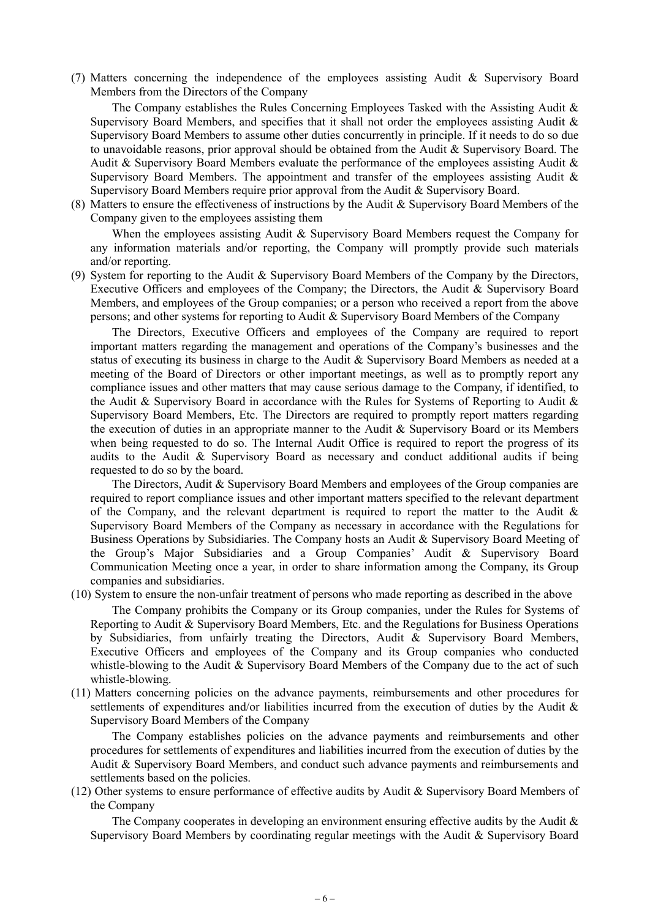(7) Matters concerning the independence of the employees assisting Audit & Supervisory Board Members from the Directors of the Company

The Company establishes the Rules Concerning Employees Tasked with the Assisting Audit & Supervisory Board Members, and specifies that it shall not order the employees assisting Audit & Supervisory Board Members to assume other duties concurrently in principle. If it needs to do so due to unavoidable reasons, prior approval should be obtained from the Audit & Supervisory Board. The Audit & Supervisory Board Members evaluate the performance of the employees assisting Audit & Supervisory Board Members. The appointment and transfer of the employees assisting Audit & Supervisory Board Members require prior approval from the Audit & Supervisory Board.

(8) Matters to ensure the effectiveness of instructions by the Audit & Supervisory Board Members of the Company given to the employees assisting them

When the employees assisting Audit & Supervisory Board Members request the Company for any information materials and/or reporting, the Company will promptly provide such materials and/or reporting.

(9) System for reporting to the Audit & Supervisory Board Members of the Company by the Directors, Executive Officers and employees of the Company; the Directors, the Audit & Supervisory Board Members, and employees of the Group companies; or a person who received a report from the above persons; and other systems for reporting to Audit & Supervisory Board Members of the Company

The Directors, Executive Officers and employees of the Company are required to report important matters regarding the management and operations of the Company's businesses and the status of executing its business in charge to the Audit & Supervisory Board Members as needed at a meeting of the Board of Directors or other important meetings, as well as to promptly report any compliance issues and other matters that may cause serious damage to the Company, if identified, to the Audit & Supervisory Board in accordance with the Rules for Systems of Reporting to Audit & Supervisory Board Members, Etc. The Directors are required to promptly report matters regarding the execution of duties in an appropriate manner to the Audit & Supervisory Board or its Members when being requested to do so. The Internal Audit Office is required to report the progress of its audits to the Audit & Supervisory Board as necessary and conduct additional audits if being requested to do so by the board.

The Directors, Audit & Supervisory Board Members and employees of the Group companies are required to report compliance issues and other important matters specified to the relevant department of the Company, and the relevant department is required to report the matter to the Audit & Supervisory Board Members of the Company as necessary in accordance with the Regulations for Business Operations by Subsidiaries. The Company hosts an Audit & Supervisory Board Meeting of the Group's Major Subsidiaries and a Group Companies' Audit & Supervisory Board Communication Meeting once a year, in order to share information among the Company, its Group companies and subsidiaries.

(10) System to ensure the non-unfair treatment of persons who made reporting as described in the above

The Company prohibits the Company or its Group companies, under the Rules for Systems of Reporting to Audit & Supervisory Board Members, Etc. and the Regulations for Business Operations by Subsidiaries, from unfairly treating the Directors, Audit & Supervisory Board Members, Executive Officers and employees of the Company and its Group companies who conducted whistle-blowing to the Audit & Supervisory Board Members of the Company due to the act of such whistle-blowing.

(11) Matters concerning policies on the advance payments, reimbursements and other procedures for settlements of expenditures and/or liabilities incurred from the execution of duties by the Audit & Supervisory Board Members of the Company

The Company establishes policies on the advance payments and reimbursements and other procedures for settlements of expenditures and liabilities incurred from the execution of duties by the Audit & Supervisory Board Members, and conduct such advance payments and reimbursements and settlements based on the policies.

(12) Other systems to ensure performance of effective audits by Audit & Supervisory Board Members of the Company

The Company cooperates in developing an environment ensuring effective audits by the Audit & Supervisory Board Members by coordinating regular meetings with the Audit & Supervisory Board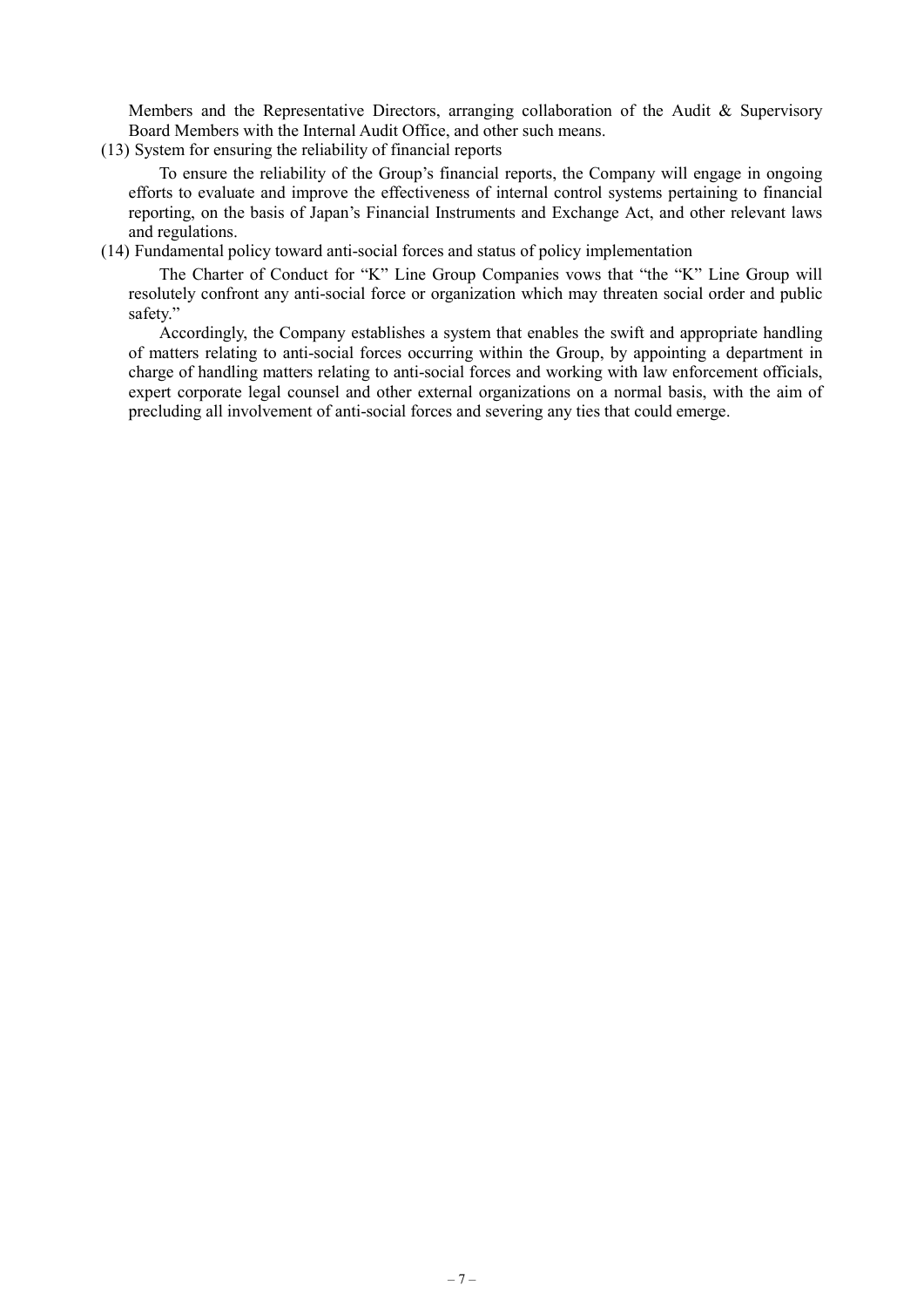Members and the Representative Directors, arranging collaboration of the Audit & Supervisory Board Members with the Internal Audit Office, and other such means.

(13) System for ensuring the reliability of financial reports

To ensure the reliability of the Group's financial reports, the Company will engage in ongoing efforts to evaluate and improve the effectiveness of internal control systems pertaining to financial reporting, on the basis of Japan's Financial Instruments and Exchange Act, and other relevant laws and regulations.

(14) Fundamental policy toward anti-social forces and status of policy implementation

The Charter of Conduct for "K" Line Group Companies vows that "the "K" Line Group will resolutely confront any anti-social force or organization which may threaten social order and public safety."

Accordingly, the Company establishes a system that enables the swift and appropriate handling of matters relating to anti-social forces occurring within the Group, by appointing a department in charge of handling matters relating to anti-social forces and working with law enforcement officials, expert corporate legal counsel and other external organizations on a normal basis, with the aim of precluding all involvement of anti-social forces and severing any ties that could emerge.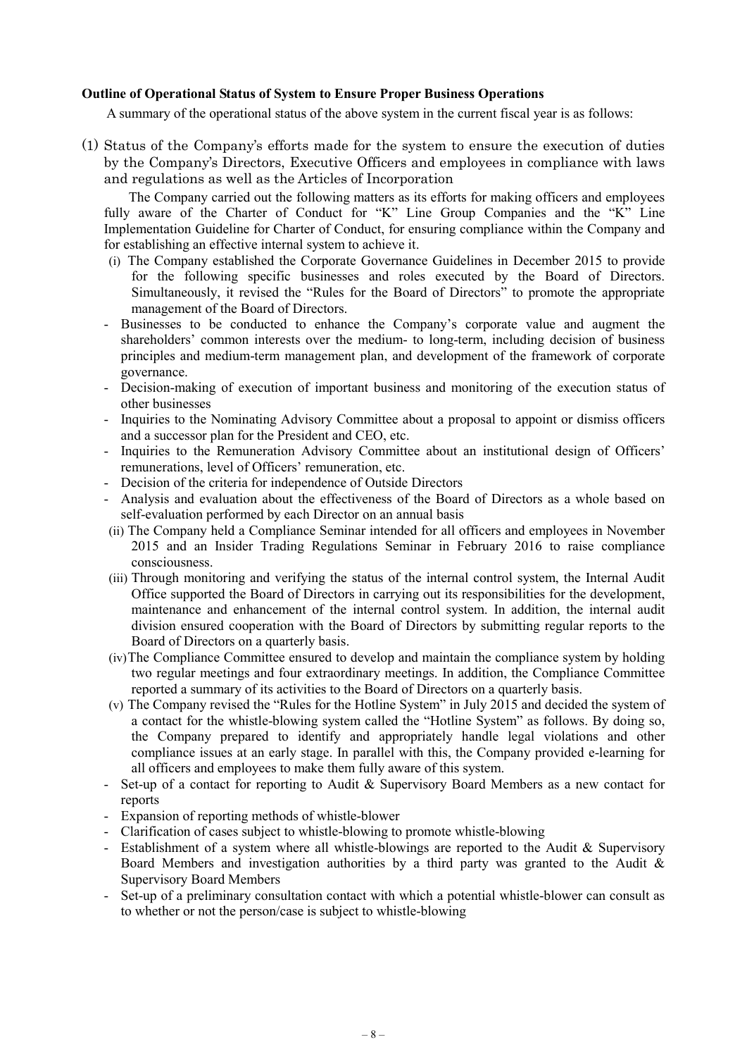**Outline of Operational Status of System to Ensure Proper Business Operations**

A summary of the operational status of the above system in the current fiscal year is as follows:

(1) Status of the Company's efforts made for the system to ensure the execution of duties by the Company's Directors, Executive Officers and employees in compliance with laws and regulations as well as the Articles of Incorporation

The Company carried out the following matters as its efforts for making officers and employees fully aware of the Charter of Conduct for "K" Line Group Companies and the "K" Line Implementation Guideline for Charter of Conduct, for ensuring compliance within the Company and for establishing an effective internal system to achieve it.

(i) The Company established the Corporate Governance Guidelines in December 2015 to provide for the following specific businesses and roles executed by the Board of Directors. Simultaneously, it revised the "Rules for the Board of Directors" to promote the appropriate management of the Board of Directors.

- Businesses to be conducted to enhance the Company's corporate value and augment the shareholders' common interests over the medium- to long-term, including decision of business principles and medium-term management plan, and development of the framework of corporate governance.
- Decision-making of execution of important business and monitoring of the execution status of other businesses
- Inquiries to the Nominating Advisory Committee about a proposal to appoint or dismiss officers and a successor plan for the President and CEO, etc.
- Inquiries to the Remuneration Advisory Committee about an institutional design of Officers' remunerations, level of Officers' remuneration, etc.
- Decision of the criteria for independence of Outside Directors
- Analysis and evaluation about the effectiveness of the Board of Directors as a whole based on self-evaluation performed by each Director on an annual basis

(ii) The Company held a Compliance Seminar intended for all officers and employees in November 2015 and an Insider Trading Regulations Seminar in February 2016 to raise compliance consciousness.

(iii) Through monitoring and verifying the status of the internal control system, the Internal Audit Office supported the Board of Directors in carrying out its responsibilities for the development, maintenance and enhancement of the internal control system. In addition, the internal audit division ensured cooperation with the Board of Directors by submitting regular reports to the Board of Directors on a quarterly basis.

(iv) The Compliance Committee ensured to develop and maintain the compliance system by holding two regular meetings and four extraordinary meetings. In addition, the Compliance Committee reported a summary of its activities to the Board of Directors on a quarterly basis.

(v) The Company revised the "Rules for the Hotline System" in July 2015 and decided the system of a contact for the whistle-blowing system called the "Hotline System" as follows. By doing so, the Company prepared to identify and appropriately handle legal violations and other compliance issues at an early stage. In parallel with this, the Company provided e-learning for all officers and employees to make them fully aware of this system.

- Set-up of a contact for reporting to Audit & Supervisory Board Members as a new contact for reports
- Expansion of reporting methods of whistle-blower
- Clarification of cases subject to whistle-blowing to promote whistle-blowing
- Establishment of a system where all whistle-blowings are reported to the Audit & Supervisory Board Members and investigation authorities by a third party was granted to the Audit & Supervisory Board Members
- Set-up of a preliminary consultation contact with which a potential whistle-blower can consult as to whether or not the person/case is subject to whistle-blowing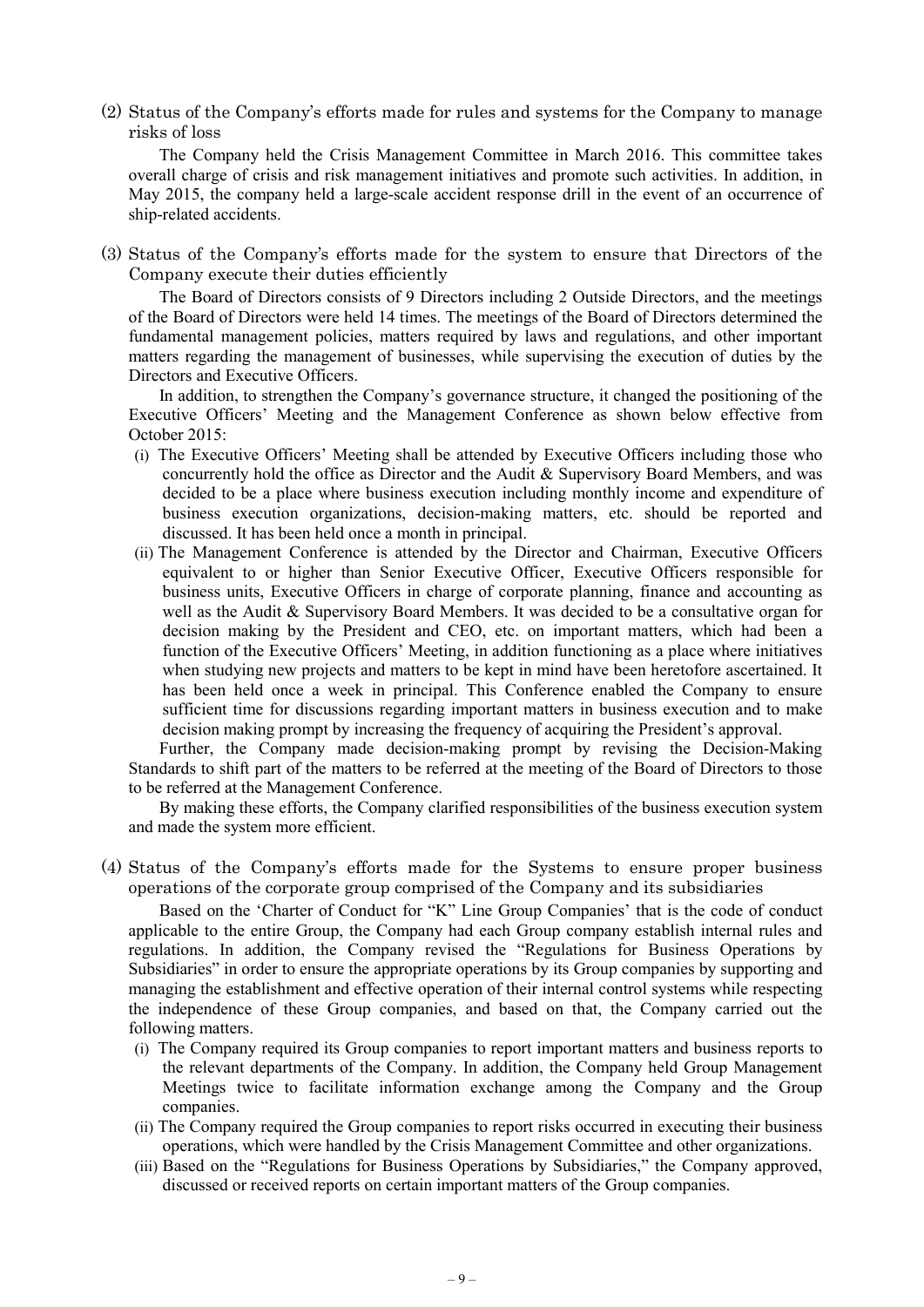(2) Status of the Company's efforts made for rules and systems for the Company to manage risks of loss

The Company held the Crisis Management Committee in March 2016. This committee takes overall charge of crisis and risk management initiatives and promote such activities. In addition, in May 2015, the company held a large-scale accident response drill in the event of an occurrence of ship-related accidents.

(3) Status of the Company's efforts made for the system to ensure that Directors of the Company execute their duties efficiently

The Board of Directors consists of 9 Directors including 2 Outside Directors, and the meetings of the Board of Directors were held 14 times. The meetings of the Board of Directors determined the fundamental management policies, matters required by laws and regulations, and other important matters regarding the management of businesses, while supervising the execution of duties by the Directors and Executive Officers.

In addition, to strengthen the Company's governance structure, it changed the positioning of the Executive Officers' Meeting and the Management Conference as shown below effective from October 2015:

(i) The Executive Officers' Meeting shall be attended by Executive Officers including those who concurrently hold the office as Director and the Audit & Supervisory Board Members, and was decided to be a place where business execution including monthly income and expenditure of business execution organizations, decision-making matters, etc. should be reported and discussed. It has been held once a month in principal.

(ii) The Management Conference is attended by the Director and Chairman, Executive Officers equivalent to or higher than Senior Executive Officer, Executive Officers responsible for business units, Executive Officers in charge of corporate planning, finance and accounting as well as the Audit & Supervisory Board Members. It was decided to be a consultative organ for decision making by the President and CEO, etc. on important matters, which had been a function of the Executive Officers' Meeting, in addition functioning as a place where initiatives when studying new projects and matters to be kept in mind have been heretofore ascertained. It has been held once a week in principal. This Conference enabled the Company to ensure sufficient time for discussions regarding important matters in business execution and to make decision making prompt by increasing the frequency of acquiring the President's approval.

Further, the Company made decision-making prompt by revising the Decision-Making Standards to shift part of the matters to be referred at the meeting of the Board of Directors to those to be referred at the Management Conference.

By making these efforts, the Company clarified responsibilities of the business execution system and made the system more efficient.

(4) Status of the Company's efforts made for the Systems to ensure proper business operations of the corporate group comprised of the Company and its subsidiaries

Based on the 'Charter of Conduct for "K" Line Group Companies' that is the code of conduct applicable to the entire Group, the Company had each Group company establish internal rules and regulations. In addition, the Company revised the "Regulations for Business Operations by Subsidiaries" in order to ensure the appropriate operations by its Group companies by supporting and managing the establishment and effective operation of their internal control systems while respecting the independence of these Group companies, and based on that, the Company carried out the following matters.

(i) The Company required its Group companies to report important matters and business reports to the relevant departments of the Company. In addition, the Company held Group Management Meetings twice to facilitate information exchange among the Company and the Group companies.

(ii) The Company required the Group companies to report risks occurred in executing their business operations, which were handled by the Crisis Management Committee and other organizations.

(iii) Based on the "Regulations for Business Operations by Subsidiaries," the Company approved, discussed or received reports on certain important matters of the Group companies.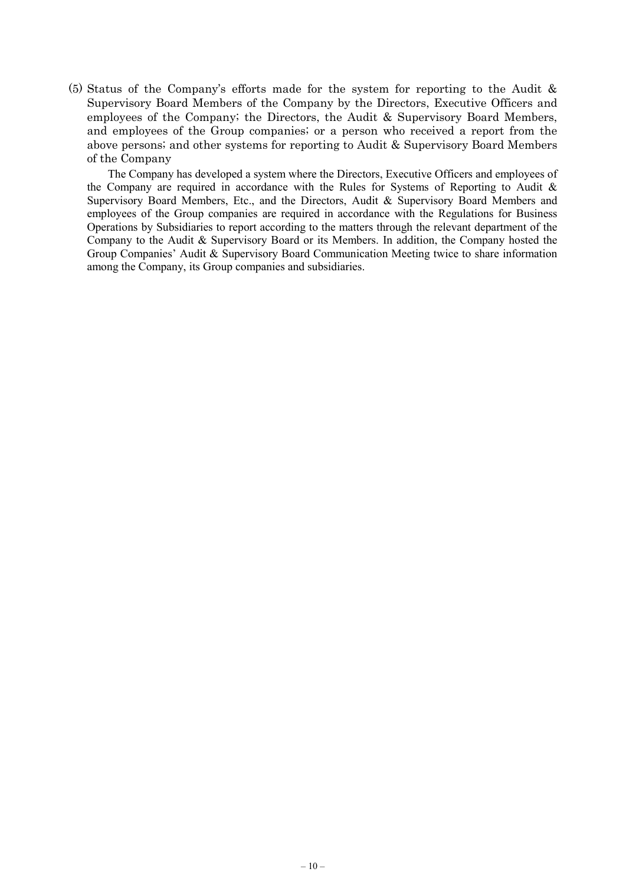(5) Status of the Company's efforts made for the system for reporting to the Audit & Supervisory Board Members of the Company by the Directors, Executive Officers and employees of the Company; the Directors, the Audit & Supervisory Board Members, and employees of the Group companies; or a person who received a report from the above persons; and other systems for reporting to Audit & Supervisory Board Members of the Company

The Company has developed a system where the Directors, Executive Officers and employees of the Company are required in accordance with the Rules for Systems of Reporting to Audit & Supervisory Board Members, Etc., and the Directors, Audit & Supervisory Board Members and employees of the Group companies are required in accordance with the Regulations for Business Operations by Subsidiaries to report according to the matters through the relevant department of the Company to the Audit & Supervisory Board or its Members. In addition, the Company hosted the Group Companies' Audit & Supervisory Board Communication Meeting twice to share information among the Company, its Group companies and subsidiaries.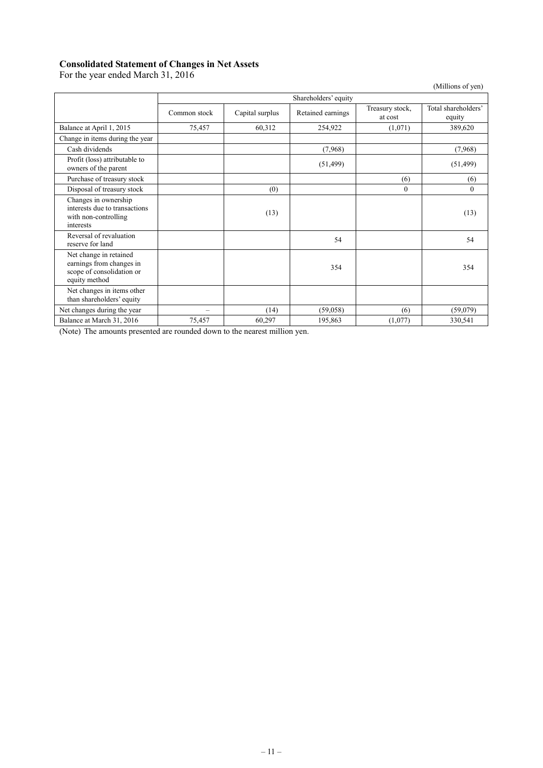**Consolidated Statement of Changes in Net Assets**

For the year ended March 31, 2016

(Millions of yen)

| | Shareholders' equity | | | | |
|---|---|---|---|---|---|
| | Common stock | Capital surplus | Retained earnings | Treasury stock, at cost | Total shareholders' equity |
| Balance at April 1, 2015 | 75,457 | 60,312 | 254,922 | (1,071) | 389,620 |
| Change in items during the year | | | | | |
| Cash dividends | | | (7,968) | | (7,968) |
| Profit (loss) attributable to owners of the parent | | | (51,499) | | (51,499) |
| Purchase of treasury stock | | | | (6) | (6) |
| Disposal of treasury stock | | (0) | | 0 | 0 |
| Changes in ownership interests due to transactions with non-controlling interests | | (13) | | | (13) |
| Reversal of revaluation reserve for land | | | 54 | | 54 |
| Net change in retained earnings from changes in scope of consolidation or equity method | | | 354 | | 354 |
| Net changes in items other than shareholders' equity | | | | | |
| Net changes during the year | – | (14) | (59,058) | (6) | (59,079) |
| Balance at March 31, 2016 | 75,457 | 60,297 | 195,863 | (1,077) | 330,541 |

(Note) The amounts presented are rounded down to the nearest million yen.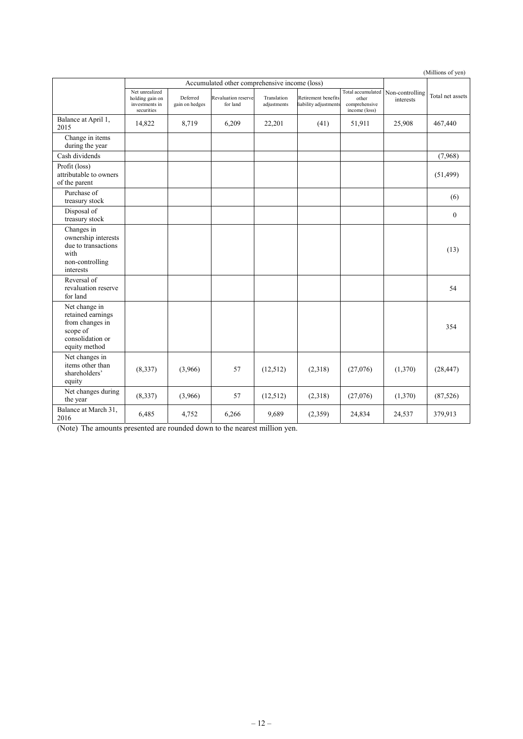(Millions of yen)

| | Accumulated other comprehensive income (loss) | | | | | | | |
|---|---|---|---|---|---|---|---|---|
| | Net unrealized holding gain on investments in securities | Deferred gain on hedges | Revaluation reserve for land | Translation adjustments | Retirement benefits liability adjustments | Total accumulated other comprehensive income (loss) | Non-controlling interests | Total net assets |
| Balance at April 1, 2015 | 14,822 | 8,719 | 6,209 | 22,201 | (41) | 51,911 | 25,908 | 467,440 |
| Change in items during the year | | | | | | | | |
| Cash dividends | | | | | | | | (7,968) |
| Profit (loss) attributable to owners of the parent | | | | | | | | (51,499) |
| Purchase of treasury stock | | | | | | | | (6) |
| Disposal of treasury stock | | | | | | | | 0 |
| Changes in ownership interests due to transactions with non-controlling interests | | | | | | | | (13) |
| Reversal of revaluation reserve for land | | | | | | | | 54 |
| Net change in retained earnings from changes in scope of consolidation or equity method | | | | | | | | 354 |
| Net changes in items other than shareholders' equity | (8,337) | (3,966) | 57 | (12,512) | (2,318) | (27,076) | (1,370) | (28,447) |
| Net changes during the year | (8,337) | (3,966) | 57 | (12,512) | (2,318) | (27,076) | (1,370) | (87,526) |
| Balance at March 31, 2016 | 6,485 | 4,752 | 6,266 | 9,689 | (2,359) | 24,834 | 24,537 | 379,913 |

(Note) The amounts presented are rounded down to the nearest million yen.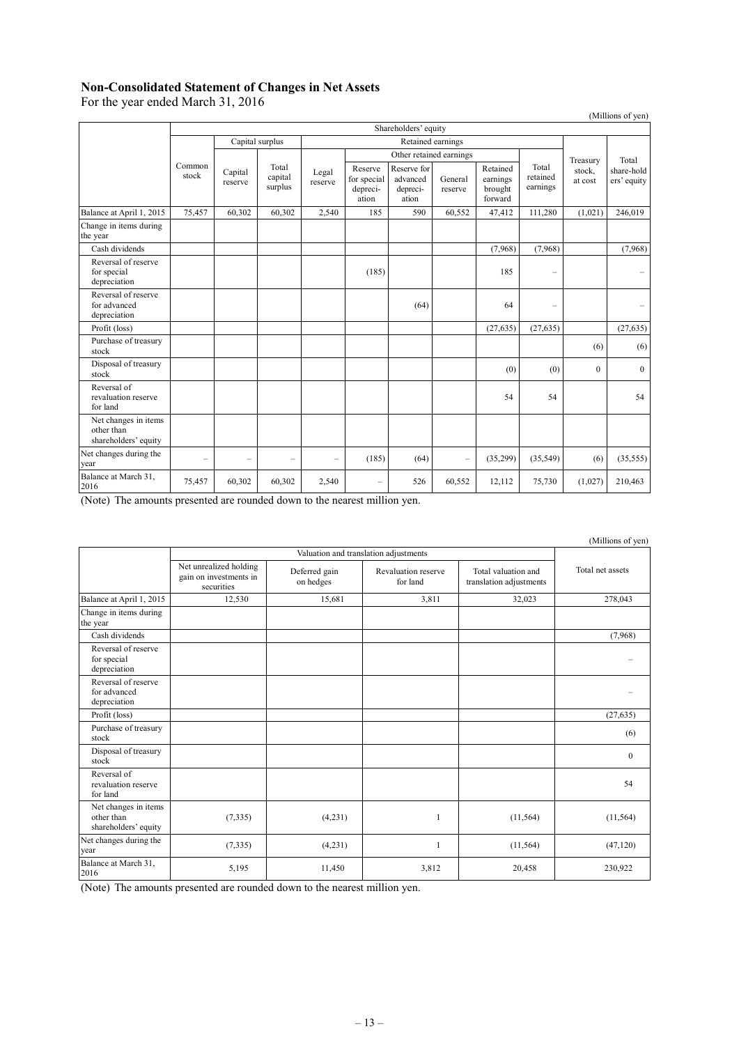## Non-Consolidated Statement of Changes in Net Assets

For the year ended March 31, 2016

(Millions of yen)

| | Shareholders' equity | | | | | | | | | | |
|---|---|---|---|---|---|---|---|---|---|---|---|
| | Common stock | Capital surplus | | Retained earnings | | | | | | Treasury stock, at cost | Total share-holders' equity |
| | | Capital reserve | Total capital surplus | Legal reserve | Other retained earnings | | | | Total retained earnings | | |
| | | | | | Reserve for special depreciation | Reserve for advanced depreciation | General reserve | Retained earnings brought forward | | | |
| Balance at April 1, 2015 | 75,457 | 60,302 | 60,302 | 2,540 | 185 | 590 | 60,552 | 47,412 | 111,280 | (1,021) | 246,019 |
| Change in items during the year | | | | | | | | | | | |
| Cash dividends | | | | | | | | (7,968) | (7,968) | | (7,968) |
| Reversal of reserve for special depreciation | | | | | (185) | | | 185 | – | | – |
| Reversal of reserve for advanced depreciation | | | | | | (64) | | 64 | – | | – |
| Profit (loss) | | | | | | | | (27,635) | (27,635) | | (27,635) |
| Purchase of treasury stock | | | | | | | | | | (6) | (6) |
| Disposal of treasury stock | | | | | | | | (0) | (0) | 0 | 0 |
| Reversal of revaluation reserve for land | | | | | | | | 54 | 54 | | 54 |
| Net changes in items other than shareholders' equity | | | | | | | | | | | |
| Net changes during the year | – | – | – | – | (185) | (64) | – | (35,299) | (35,549) | (6) | (35,555) |
| Balance at March 31, 2016 | 75,457 | 60,302 | 60,302 | 2,540 | – | 526 | 60,552 | 12,112 | 75,730 | (1,027) | 210,463 |

(Note) The amounts presented are rounded down to the nearest million yen.

(Millions of yen)

| | Valuation and translation adjustments | | | | Total net assets |
|---|---|---|---|---|---|
| | Net unrealized holding gain on investments in securities | Deferred gain on hedges | Revaluation reserve for land | Total valuation and translation adjustments | |
| Balance at April 1, 2015 | 12,530 | 15,681 | 3,811 | 32,023 | 278,043 |
| Change in items during the year | | | | | |
| Cash dividends | | | | | (7,968) |
| Reversal of reserve for special depreciation | | | | | – |
| Reversal of reserve for advanced depreciation | | | | | – |
| Profit (loss) | | | | | (27,635) |
| Purchase of treasury stock | | | | | (6) |
| Disposal of treasury stock | | | | | 0 |
| Reversal of revaluation reserve for land | | | | | 54 |
| Net changes in items other than shareholders' equity | (7,335) | (4,231) | 1 | (11,564) | (11,564) |
| Net changes during the year | (7,335) | (4,231) | 1 | (11,564) | (47,120) |
| Balance at March 31, 2016 | 5,195 | 11,450 | 3,812 | 20,458 | 230,922 |

(Note) The amounts presented are rounded down to the nearest million yen.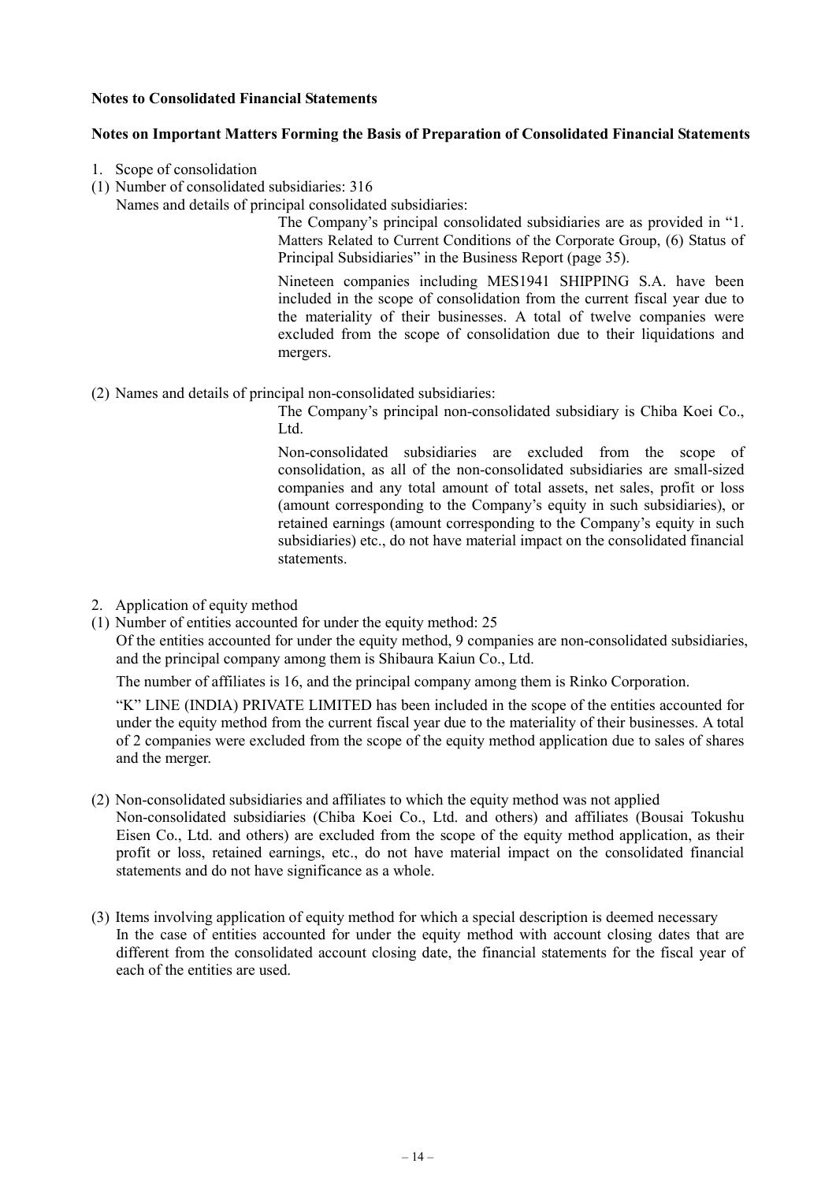**Notes to Consolidated Financial Statements**

**Notes on Important Matters Forming the Basis of Preparation of Consolidated Financial Statements**

1. Scope of consolidation

(1) Number of consolidated subsidiaries: 316

Names and details of principal consolidated subsidiaries:

The Company's principal consolidated subsidiaries are as provided in "1. Matters Related to Current Conditions of the Corporate Group, (6) Status of Principal Subsidiaries" in the Business Report (page 35).

Nineteen companies including MES1941 SHIPPING S.A. have been included in the scope of consolidation from the current fiscal year due to the materiality of their businesses. A total of twelve companies were excluded from the scope of consolidation due to their liquidations and mergers.

(2) Names and details of principal non-consolidated subsidiaries:

The Company's principal non-consolidated subsidiary is Chiba Koei Co., Ltd.

Non-consolidated subsidiaries are excluded from the scope of consolidation, as all of the non-consolidated subsidiaries are small-sized companies and any total amount of total assets, net sales, profit or loss (amount corresponding to the Company's equity in such subsidiaries), or retained earnings (amount corresponding to the Company's equity in such subsidiaries) etc., do not have material impact on the consolidated financial statements.

2. Application of equity method

(1) Number of entities accounted for under the equity method: 25

Of the entities accounted for under the equity method, 9 companies are non-consolidated subsidiaries, and the principal company among them is Shibaura Kaiun Co., Ltd.

The number of affiliates is 16, and the principal company among them is Rinko Corporation.

"K" LINE (INDIA) PRIVATE LIMITED has been included in the scope of the entities accounted for under the equity method from the current fiscal year due to the materiality of their businesses. A total of 2 companies were excluded from the scope of the equity method application due to sales of shares and the merger.

(2) Non-consolidated subsidiaries and affiliates to which the equity method was not applied

Non-consolidated subsidiaries (Chiba Koei Co., Ltd. and others) and affiliates (Bousai Tokushu Eisen Co., Ltd. and others) are excluded from the scope of the equity method application, as their profit or loss, retained earnings, etc., do not have material impact on the consolidated financial statements and do not have significance as a whole.

(3) Items involving application of equity method for which a special description is deemed necessary

In the case of entities accounted for under the equity method with account closing dates that are different from the consolidated account closing date, the financial statements for the fiscal year of each of the entities are used.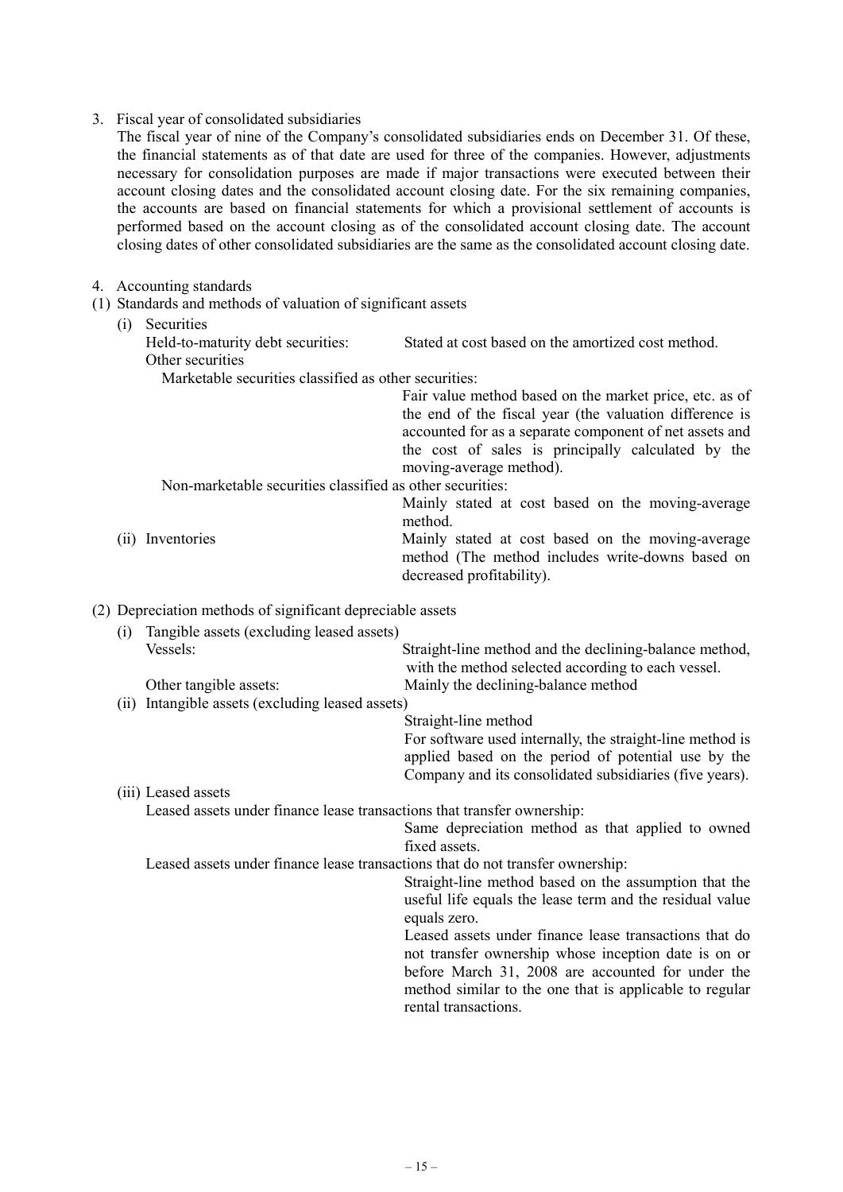3. Fiscal year of consolidated subsidiaries

The fiscal year of nine of the Company's consolidated subsidiaries ends on December 31. Of these, the financial statements as of that date are used for three of the companies. However, adjustments necessary for consolidation purposes are made if major transactions were executed between their account closing dates and the consolidated account closing date. For the six remaining companies, the accounts are based on financial statements for which a provisional settlement of accounts is performed based on the account closing as of the consolidated account closing date. The account closing dates of other consolidated subsidiaries are the same as the consolidated account closing date.

4. Accounting standards

(1) Standards and methods of valuation of significant assets

(i) Securities

Held-to-maturity debt securities: Stated at cost based on the amortized cost method.

Other securities

Marketable securities classified as other securities:
Fair value method based on the market price, etc. as of the end of the fiscal year (the valuation difference is accounted for as a separate component of net assets and the cost of sales is principally calculated by the moving-average method).

Non-marketable securities classified as other securities:
Mainly stated at cost based on the moving-average method.

(ii) Inventories: Mainly stated at cost based on the moving-average method (The method includes write-downs based on decreased profitability).

(2) Depreciation methods of significant depreciable assets

(i) Tangible assets (excluding leased assets)

Vessels: Straight-line method and the declining-balance method, with the method selected according to each vessel.

Other tangible assets: Mainly the declining-balance method

(ii) Intangible assets (excluding leased assets)

Straight-line method

For software used internally, the straight-line method is applied based on the period of potential use by the Company and its consolidated subsidiaries (five years).

(iii) Leased assets

Leased assets under finance lease transactions that transfer ownership:
Same depreciation method as that applied to owned fixed assets.

Leased assets under finance lease transactions that do not transfer ownership:
Straight-line method based on the assumption that the useful life equals the lease term and the residual value equals zero.

Leased assets under finance lease transactions that do not transfer ownership whose inception date is on or before March 31, 2008 are accounted for under the method similar to the one that is applicable to regular rental transactions.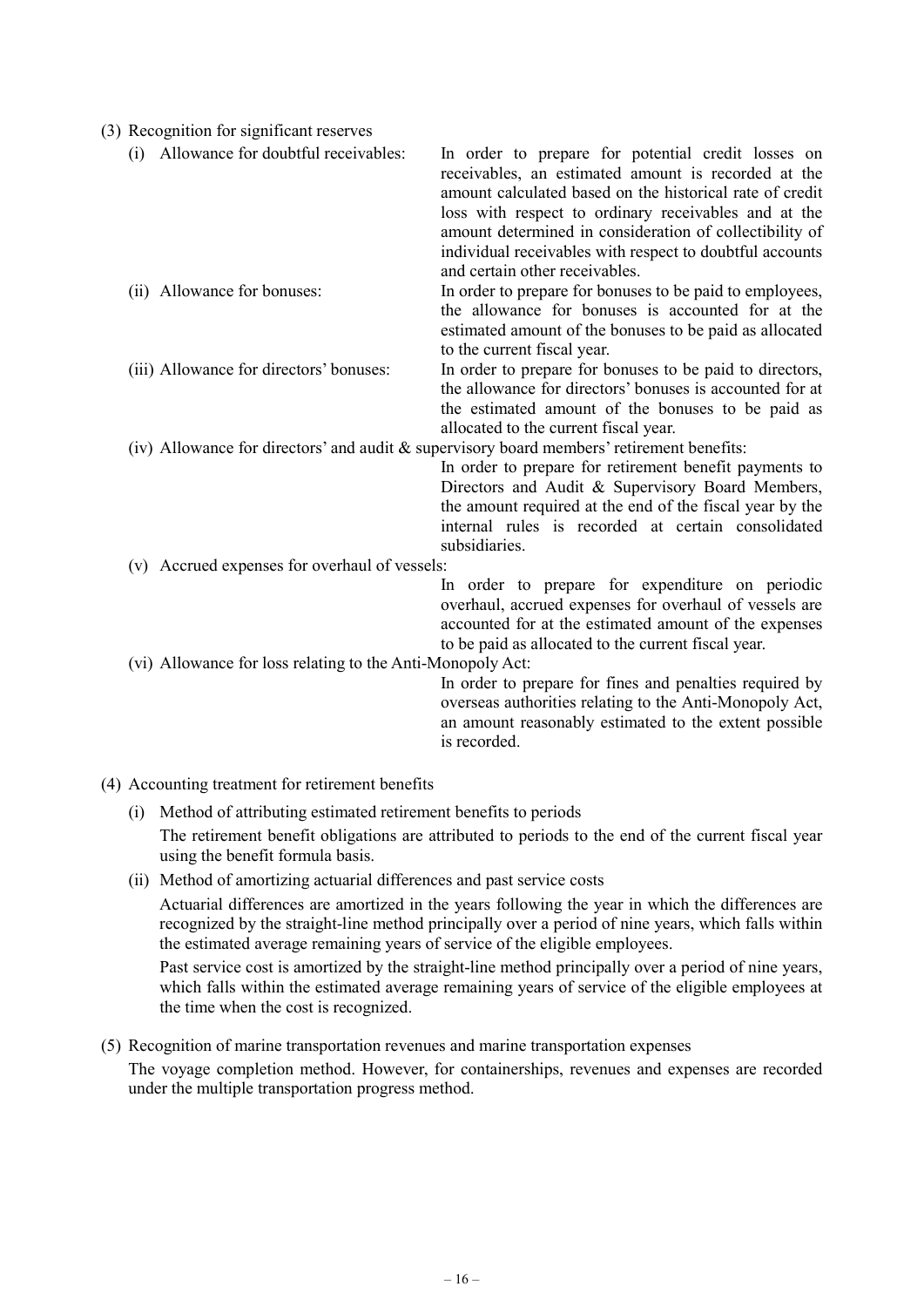(3) Recognition for significant reserves

(i) Allowance for doubtful receivables: In order to prepare for potential credit losses on receivables, an estimated amount is recorded at the amount calculated based on the historical rate of credit loss with respect to ordinary receivables and at the amount determined in consideration of collectibility of individual receivables with respect to doubtful accounts and certain other receivables.

(ii) Allowance for bonuses: In order to prepare for bonuses to be paid to employees, the allowance for bonuses is accounted for at the estimated amount of the bonuses to be paid as allocated to the current fiscal year.

(iii) Allowance for directors' bonuses: In order to prepare for bonuses to be paid to directors, the allowance for directors' bonuses is accounted for at the estimated amount of the bonuses to be paid as allocated to the current fiscal year.

(iv) Allowance for directors' and audit & supervisory board members' retirement benefits: In order to prepare for retirement benefit payments to Directors and Audit & Supervisory Board Members, the amount required at the end of the fiscal year by the internal rules is recorded at certain consolidated subsidiaries.

(v) Accrued expenses for overhaul of vessels: In order to prepare for expenditure on periodic overhaul, accrued expenses for overhaul of vessels are accounted for at the estimated amount of the expenses to be paid as allocated to the current fiscal year.

(vi) Allowance for loss relating to the Anti-Monopoly Act: In order to prepare for fines and penalties required by overseas authorities relating to the Anti-Monopoly Act, an amount reasonably estimated to the extent possible is recorded.

(4) Accounting treatment for retirement benefits

(i) Method of attributing estimated retirement benefits to periods

The retirement benefit obligations are attributed to periods to the end of the current fiscal year using the benefit formula basis.

(ii) Method of amortizing actuarial differences and past service costs

Actuarial differences are amortized in the years following the year in which the differences are recognized by the straight-line method principally over a period of nine years, which falls within the estimated average remaining years of service of the eligible employees.

Past service cost is amortized by the straight-line method principally over a period of nine years, which falls within the estimated average remaining years of service of the eligible employees at the time when the cost is recognized.

(5) Recognition of marine transportation revenues and marine transportation expenses

The voyage completion method. However, for containerships, revenues and expenses are recorded under the multiple transportation progress method.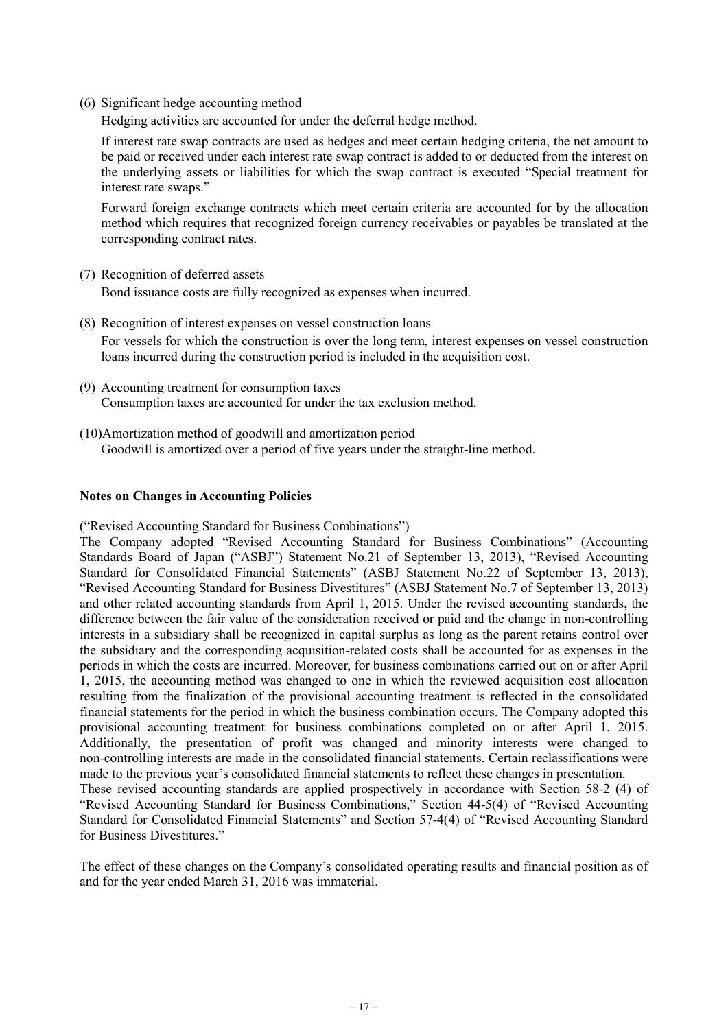(6) Significant hedge accounting method

Hedging activities are accounted for under the deferral hedge method.

If interest rate swap contracts are used as hedges and meet certain hedging criteria, the net amount to be paid or received under each interest rate swap contract is added to or deducted from the interest on the underlying assets or liabilities for which the swap contract is executed "Special treatment for interest rate swaps."

Forward foreign exchange contracts which meet certain criteria are accounted for by the allocation method which requires that recognized foreign currency receivables or payables be translated at the corresponding contract rates.

(7) Recognition of deferred assets

Bond issuance costs are fully recognized as expenses when incurred.

(8) Recognition of interest expenses on vessel construction loans

For vessels for which the construction is over the long term, interest expenses on vessel construction loans incurred during the construction period is included in the acquisition cost.

(9) Accounting treatment for consumption taxes

Consumption taxes are accounted for under the tax exclusion method.

(10) Amortization method of goodwill and amortization period

Goodwill is amortized over a period of five years under the straight-line method.

**Notes on Changes in Accounting Policies**

("Revised Accounting Standard for Business Combinations")

The Company adopted "Revised Accounting Standard for Business Combinations" (Accounting Standards Board of Japan ("ASBJ") Statement No.21 of September 13, 2013), "Revised Accounting Standard for Consolidated Financial Statements" (ASBJ Statement No.22 of September 13, 2013), "Revised Accounting Standard for Business Divestitures" (ASBJ Statement No.7 of September 13, 2013) and other related accounting standards from April 1, 2015. Under the revised accounting standards, the difference between the fair value of the consideration received or paid and the change in non-controlling interests in a subsidiary shall be recognized in capital surplus as long as the parent retains control over the subsidiary and the corresponding acquisition-related costs shall be accounted for as expenses in the periods in which the costs are incurred. Moreover, for business combinations carried out on or after April 1, 2015, the accounting method was changed to one in which the reviewed acquisition cost allocation resulting from the finalization of the provisional accounting treatment is reflected in the consolidated financial statements for the period in which the business combination occurs. The Company adopted this provisional accounting treatment for business combinations completed on or after April 1, 2015. Additionally, the presentation of profit was changed and minority interests were changed to non-controlling interests are made in the consolidated financial statements. Certain reclassifications were made to the previous year's consolidated financial statements to reflect these changes in presentation.

These revised accounting standards are applied prospectively in accordance with Section 58-2 (4) of "Revised Accounting Standard for Business Combinations," Section 44-5(4) of "Revised Accounting Standard for Consolidated Financial Statements" and Section 57-4(4) of "Revised Accounting Standard for Business Divestitures."

The effect of these changes on the Company's consolidated operating results and financial position as of and for the year ended March 31, 2016 was immaterial.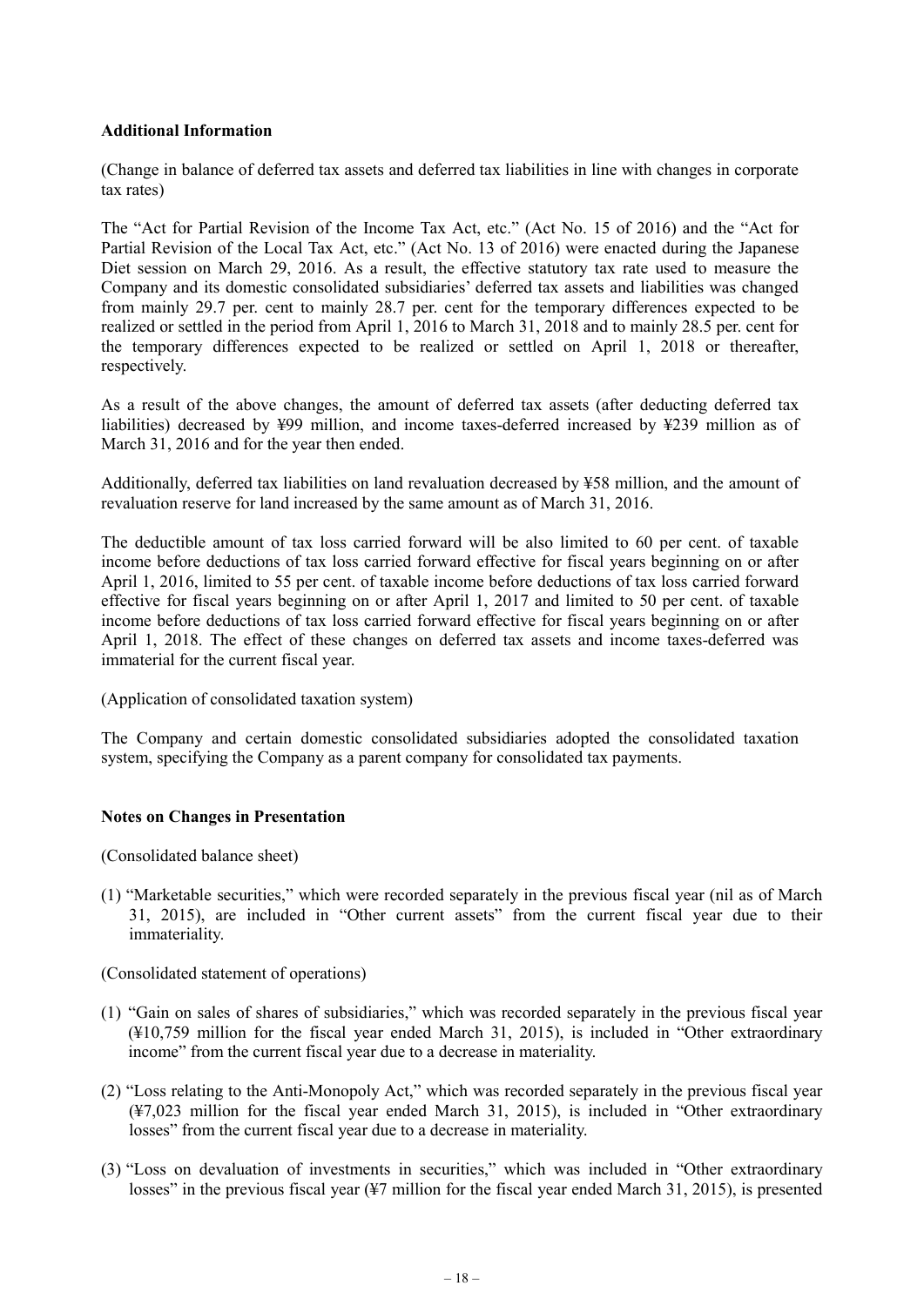**Additional Information**

(Change in balance of deferred tax assets and deferred tax liabilities in line with changes in corporate tax rates)

The "Act for Partial Revision of the Income Tax Act, etc." (Act No. 15 of 2016) and the "Act for Partial Revision of the Local Tax Act, etc." (Act No. 13 of 2016) were enacted during the Japanese Diet session on March 29, 2016. As a result, the effective statutory tax rate used to measure the Company and its domestic consolidated subsidiaries' deferred tax assets and liabilities was changed from mainly 29.7 per. cent to mainly 28.7 per. cent for the temporary differences expected to be realized or settled in the period from April 1, 2016 to March 31, 2018 and to mainly 28.5 per. cent for the temporary differences expected to be realized or settled on April 1, 2018 or thereafter, respectively.

As a result of the above changes, the amount of deferred tax assets (after deducting deferred tax liabilities) decreased by ¥99 million, and income taxes-deferred increased by ¥239 million as of March 31, 2016 and for the year then ended.

Additionally, deferred tax liabilities on land revaluation decreased by ¥58 million, and the amount of revaluation reserve for land increased by the same amount as of March 31, 2016.

The deductible amount of tax loss carried forward will be also limited to 60 per cent. of taxable income before deductions of tax loss carried forward effective for fiscal years beginning on or after April 1, 2016, limited to 55 per cent. of taxable income before deductions of tax loss carried forward effective for fiscal years beginning on or after April 1, 2017 and limited to 50 per cent. of taxable income before deductions of tax loss carried forward effective for fiscal years beginning on or after April 1, 2018. The effect of these changes on deferred tax assets and income taxes-deferred was immaterial for the current fiscal year.

(Application of consolidated taxation system)

The Company and certain domestic consolidated subsidiaries adopted the consolidated taxation system, specifying the Company as a parent company for consolidated tax payments.

**Notes on Changes in Presentation**

(Consolidated balance sheet)

(1) "Marketable securities," which were recorded separately in the previous fiscal year (nil as of March 31, 2015), are included in "Other current assets" from the current fiscal year due to their immateriality.

(Consolidated statement of operations)

(1) "Gain on sales of shares of subsidiaries," which was recorded separately in the previous fiscal year (¥10,759 million for the fiscal year ended March 31, 2015), is included in "Other extraordinary income" from the current fiscal year due to a decrease in materiality.

(2) "Loss relating to the Anti-Monopoly Act," which was recorded separately in the previous fiscal year (¥7,023 million for the fiscal year ended March 31, 2015), is included in "Other extraordinary losses" from the current fiscal year due to a decrease in materiality.

(3) "Loss on devaluation of investments in securities," which was included in "Other extraordinary losses" in the previous fiscal year (¥7 million for the fiscal year ended March 31, 2015), is presented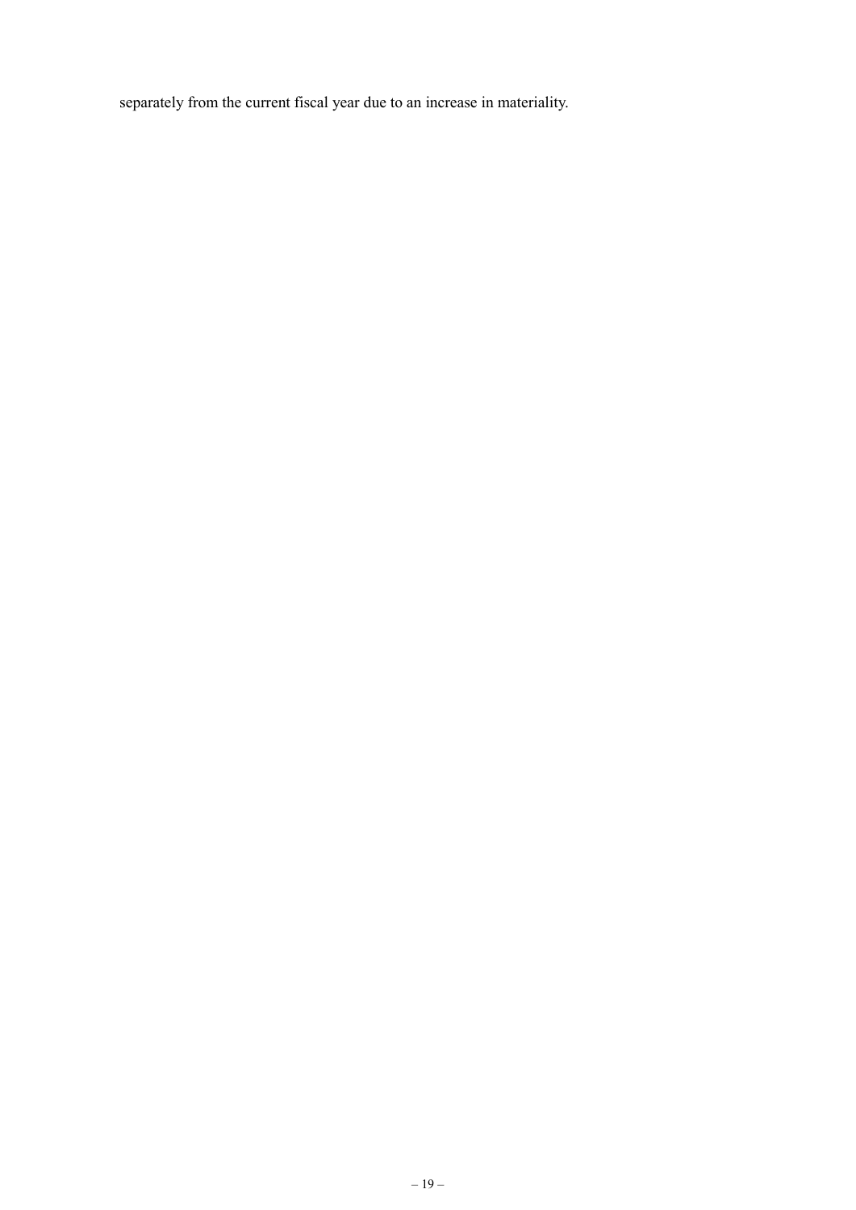separately from the current fiscal year due to an increase in materiality.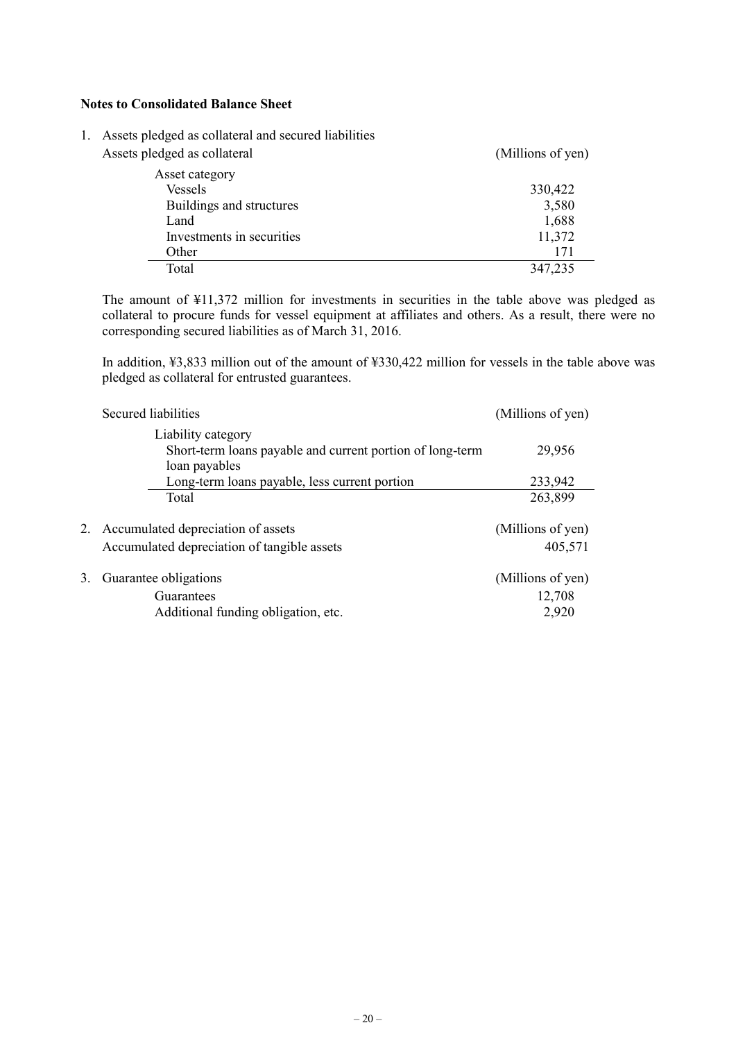**Notes to Consolidated Balance Sheet**

1. Assets pledged as collateral and secured liabilities

Assets pledged as collateral

| Asset category | (Millions of yen) |
|---|---|
| Vessels | 330,422 |
| Buildings and structures | 3,580 |
| Land | 1,688 |
| Investments in securities | 11,372 |
| Other | 171 |
| Total | 347,235 |

The amount of ¥11,372 million for investments in securities in the table above was pledged as collateral to procure funds for vessel equipment at affiliates and others. As a result, there were no corresponding secured liabilities as of March 31, 2016.

In addition, ¥3,833 million out of the amount of ¥330,422 million for vessels in the table above was pledged as collateral for entrusted guarantees.

Secured liabilities

| Liability category | (Millions of yen) |
|---|---|
| Short-term loans payable and current portion of long-term loan payables | 29,956 |
| Long-term loans payable, less current portion | 233,942 |
| Total | 263,899 |

2. Accumulated depreciation of assets

| | (Millions of yen) |
|---|---|
| Accumulated depreciation of tangible assets | 405,571 |

3. Guarantee obligations

| | (Millions of yen) |
|---|---|
| Guarantees | 12,708 |
| Additional funding obligation, etc. | 2,920 |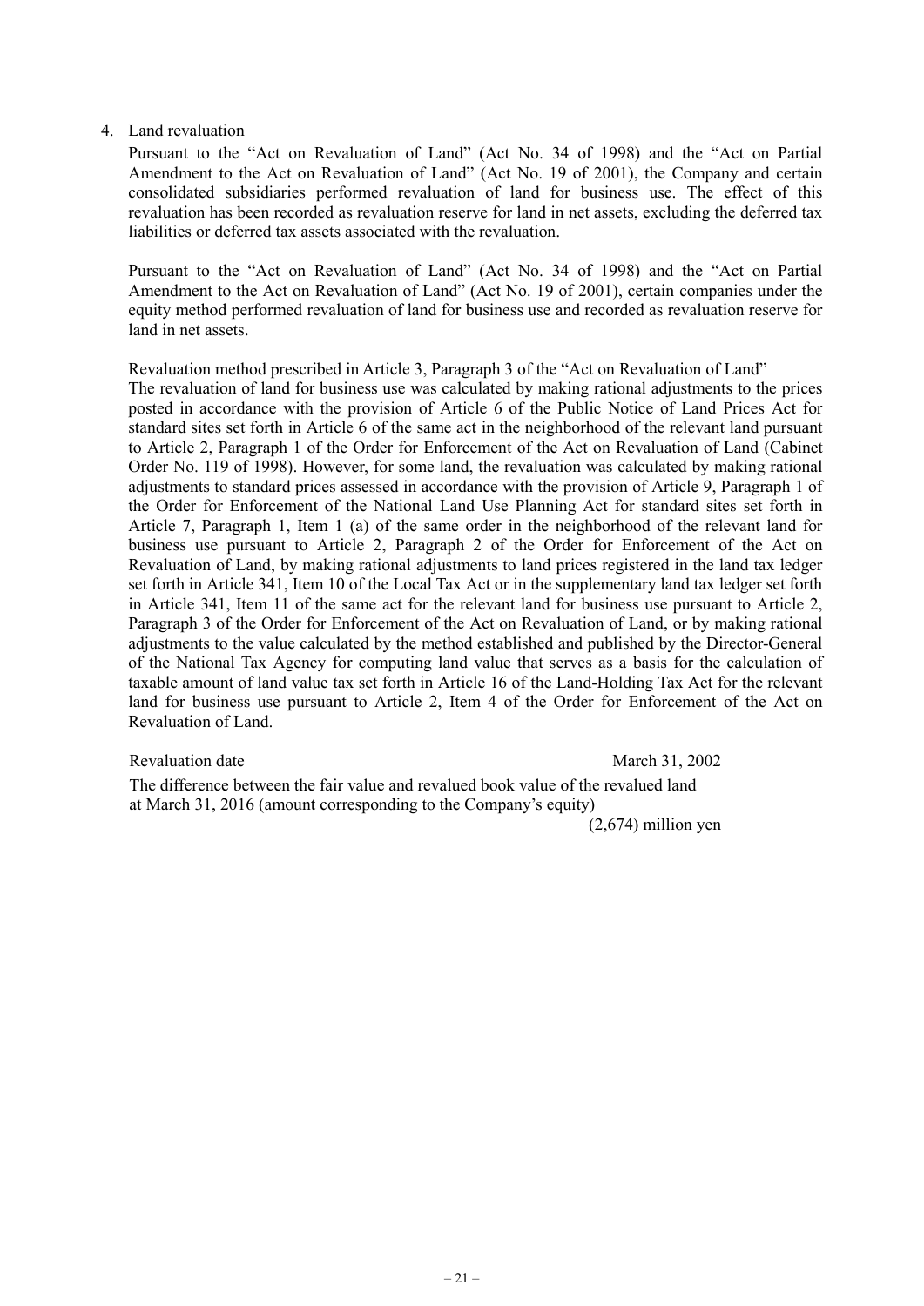4. Land revaluation

   Pursuant to the "Act on Revaluation of Land" (Act No. 34 of 1998) and the "Act on Partial Amendment to the Act on Revaluation of Land" (Act No. 19 of 2001), the Company and certain consolidated subsidiaries performed revaluation of land for business use. The effect of this revaluation has been recorded as revaluation reserve for land in net assets, excluding the deferred tax liabilities or deferred tax assets associated with the revaluation.

   Pursuant to the "Act on Revaluation of Land" (Act No. 34 of 1998) and the "Act on Partial Amendment to the Act on Revaluation of Land" (Act No. 19 of 2001), certain companies under the equity method performed revaluation of land for business use and recorded as revaluation reserve for land in net assets.

   Revaluation method prescribed in Article 3, Paragraph 3 of the "Act on Revaluation of Land"

   The revaluation of land for business use was calculated by making rational adjustments to the prices posted in accordance with the provision of Article 6 of the Public Notice of Land Prices Act for standard sites set forth in Article 6 of the same act in the neighborhood of the relevant land pursuant to Article 2, Paragraph 1 of the Order for Enforcement of the Act on Revaluation of Land (Cabinet Order No. 119 of 1998). However, for some land, the revaluation was calculated by making rational adjustments to standard prices assessed in accordance with the provision of Article 9, Paragraph 1 of the Order for Enforcement of the National Land Use Planning Act for standard sites set forth in Article 7, Paragraph 1, Item 1 (a) of the same order in the neighborhood of the relevant land for business use pursuant to Article 2, Paragraph 2 of the Order for Enforcement of the Act on Revaluation of Land, by making rational adjustments to land prices registered in the land tax ledger set forth in Article 341, Item 10 of the Local Tax Act or in the supplementary land tax ledger set forth in Article 341, Item 11 of the same act for the relevant land for business use pursuant to Article 2, Paragraph 3 of the Order for Enforcement of the Act on Revaluation of Land, or by making rational adjustments to the value calculated by the method established and published by the Director-General of the National Tax Agency for computing land value that serves as a basis for the calculation of taxable amount of land value tax set forth in Article 16 of the Land-Holding Tax Act for the relevant land for business use pursuant to Article 2, Item 4 of the Order for Enforcement of the Act on Revaluation of Land.

   Revaluation date: March 31, 2002

   The difference between the fair value and revalued book value of the revalued land at March 31, 2016 (amount corresponding to the Company's equity): (2,674) million yen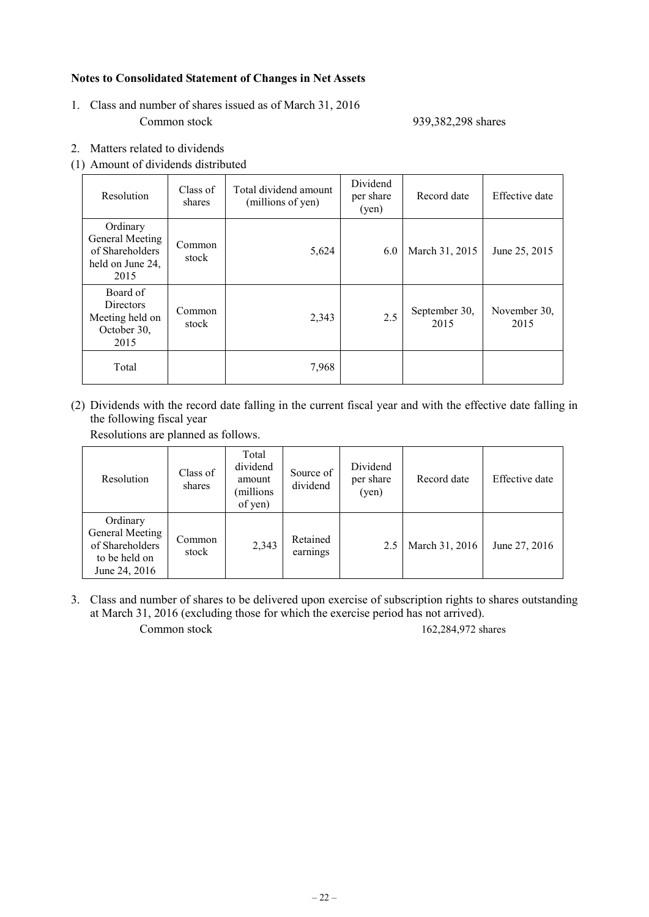**Notes to Consolidated Statement of Changes in Net Assets**

1. Class and number of shares issued as of March 31, 2016

   Common stock 939,382,298 shares

2. Matters related to dividends

(1) Amount of dividends distributed

| Resolution | Class of shares | Total dividend amount (millions of yen) | Dividend per share (yen) | Record date | Effective date |
|---|---|---|---|---|---|
| Ordinary General Meeting of Shareholders held on June 24, 2015 | Common stock | 5,624 | 6.0 | March 31, 2015 | June 25, 2015 |
| Board of Directors Meeting held on October 30, 2015 | Common stock | 2,343 | 2.5 | September 30, 2015 | November 30, 2015 |
| Total | | 7,968 | | | |

(2) Dividends with the record date falling in the current fiscal year and with the effective date falling in the following fiscal year

Resolutions are planned as follows.

| Resolution | Class of shares | Total dividend amount (millions of yen) | Source of dividend | Dividend per share (yen) | Record date | Effective date |
|---|---|---|---|---|---|---|
| Ordinary General Meeting of Shareholders to be held on June 24, 2016 | Common stock | 2,343 | Retained earnings | 2.5 | March 31, 2016 | June 27, 2016 |

3. Class and number of shares to be delivered upon exercise of subscription rights to shares outstanding at March 31, 2016 (excluding those for which the exercise period has not arrived).

   Common stock 162,284,972 shares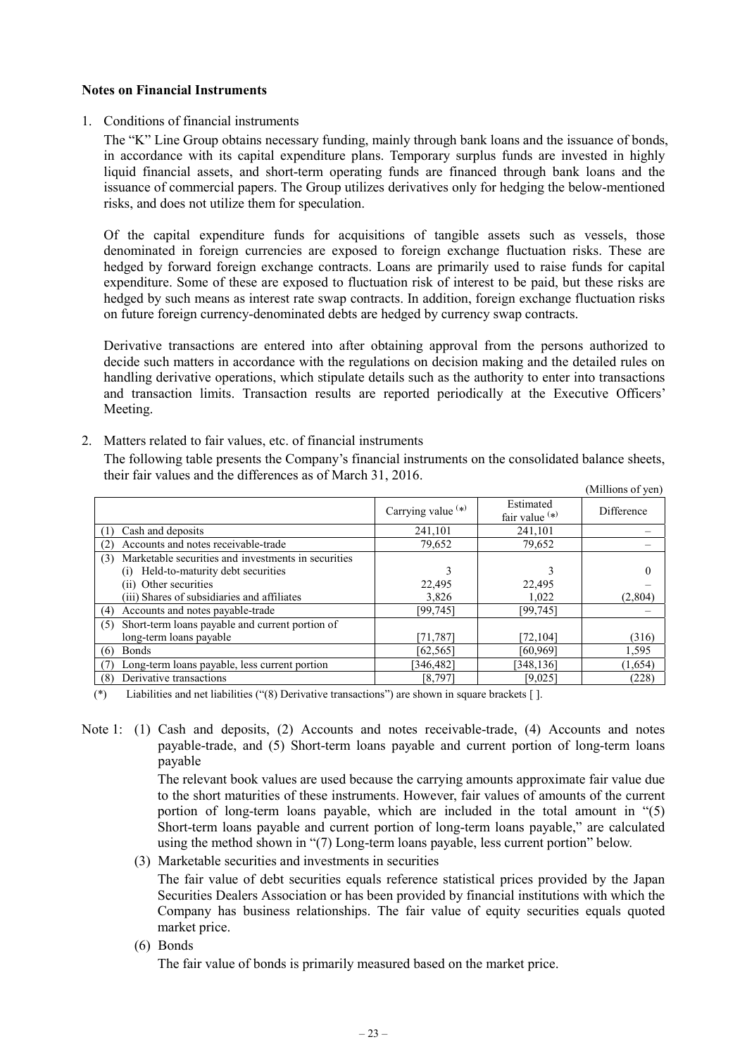### Notes on Financial Instruments

1. Conditions of financial instruments

   The "K" Line Group obtains necessary funding, mainly through bank loans and the issuance of bonds, in accordance with its capital expenditure plans. Temporary surplus funds are invested in highly liquid financial assets, and short-term operating funds are financed through bank loans and the issuance of commercial papers. The Group utilizes derivatives only for hedging the below-mentioned risks, and does not utilize them for speculation.

   Of the capital expenditure funds for acquisitions of tangible assets such as vessels, those denominated in foreign currencies are exposed to foreign exchange fluctuation risks. These are hedged by forward foreign exchange contracts. Loans are primarily used to raise funds for capital expenditure. Some of these are exposed to fluctuation risk of interest to be paid, but these risks are hedged by such means as interest rate swap contracts. In addition, foreign exchange fluctuation risks on future foreign currency-denominated debts are hedged by currency swap contracts.

   Derivative transactions are entered into after obtaining approval from the persons authorized to decide such matters in accordance with the regulations on decision making and the detailed rules on handling derivative operations, which stipulate details such as the authority to enter into transactions and transaction limits. Transaction results are reported periodically at the Executive Officers' Meeting.

2. Matters related to fair values, etc. of financial instruments

   The following table presents the Company's financial instruments on the consolidated balance sheets, their fair values and the differences as of March 31, 2016.

(Millions of yen)

| | Carrying value (*) | Estimated fair value (*) | Difference |
|---|---|---|---|
| (1) Cash and deposits | 241,101 | 241,101 | – |
| (2) Accounts and notes receivable-trade | 79,652 | 79,652 | – |
| (3) Marketable securities and investments in securities | | | |
| (i) Held-to-maturity debt securities | 3 | 3 | 0 |
| (ii) Other securities | 22,495 | 22,495 | – |
| (iii) Shares of subsidiaries and affiliates | 3,826 | 1,022 | (2,804) |
| (4) Accounts and notes payable-trade | [99,745] | [99,745] | – |
| (5) Short-term loans payable and current portion of long-term loans payable | [71,787] | [72,104] | (316) |
| (6) Bonds | [62,565] | [60,969] | 1,595 |
| (7) Long-term loans payable, less current portion | [346,482] | [348,136] | (1,654) |
| (8) Derivative transactions | [8,797] | [9,025] | (228) |

(*) Liabilities and net liabilities ("(8) Derivative transactions") are shown in square brackets [ ].

Note 1: (1) Cash and deposits, (2) Accounts and notes receivable-trade, (4) Accounts and notes payable-trade, and (5) Short-term loans payable and current portion of long-term loans payable

The relevant book values are used because the carrying amounts approximate fair value due to the short maturities of these instruments. However, fair values of amounts of the current portion of long-term loans payable, which are included in the total amount in "(5) Short-term loans payable and current portion of long-term loans payable," are calculated using the method shown in "(7) Long-term loans payable, less current portion" below.

(3) Marketable securities and investments in securities

The fair value of debt securities equals reference statistical prices provided by the Japan Securities Dealers Association or has been provided by financial institutions with which the Company has business relationships. The fair value of equity securities equals quoted market price.

(6) Bonds

The fair value of bonds is primarily measured based on the market price.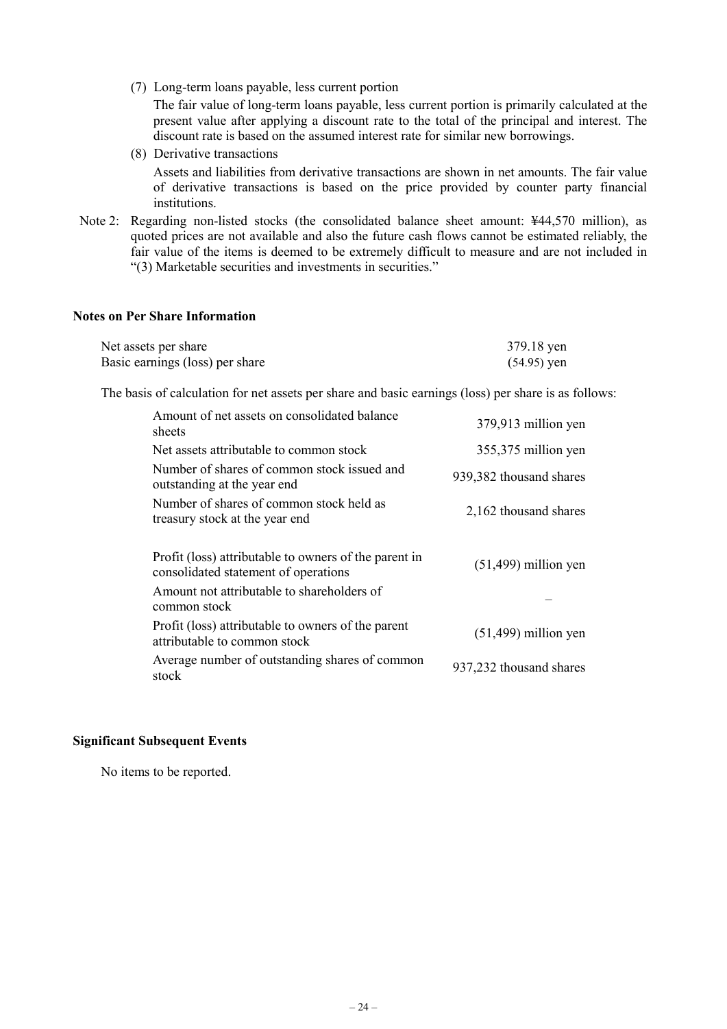(7) Long-term loans payable, less current portion

The fair value of long-term loans payable, less current portion is primarily calculated at the present value after applying a discount rate to the total of the principal and interest. The discount rate is based on the assumed interest rate for similar new borrowings.

(8) Derivative transactions

Assets and liabilities from derivative transactions are shown in net amounts. The fair value of derivative transactions is based on the price provided by counter party financial institutions.

Note 2: Regarding non-listed stocks (the consolidated balance sheet amount: ¥44,570 million), as quoted prices are not available and also the future cash flows cannot be estimated reliably, the fair value of the items is deemed to be extremely difficult to measure and are not included in "(3) Marketable securities and investments in securities."

### Notes on Per Share Information

| | |
|---|---|
| Net assets per share | 379.18 yen |
| Basic earnings (loss) per share | (54.95) yen |

The basis of calculation for net assets per share and basic earnings (loss) per share is as follows:

| | |
|---|---|
| Amount of net assets on consolidated balance sheets | 379,913 million yen |
| Net assets attributable to common stock | 355,375 million yen |
| Number of shares of common stock issued and outstanding at the year end | 939,382 thousand shares |
| Number of shares of common stock held as treasury stock at the year end | 2,162 thousand shares |
| Profit (loss) attributable to owners of the parent in consolidated statement of operations | (51,499) million yen |
| Amount not attributable to shareholders of common stock | – |
| Profit (loss) attributable to owners of the parent attributable to common stock | (51,499) million yen |
| Average number of outstanding shares of common stock | 937,232 thousand shares |

### Significant Subsequent Events

No items to be reported.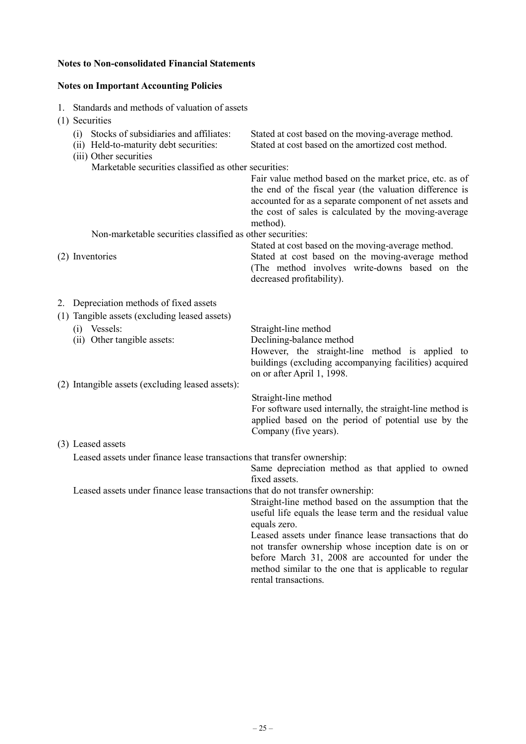## Notes to Non-consolidated Financial Statements

### Notes on Important Accounting Policies

1. Standards and methods of valuation of assets

(1) Securities

(i) Stocks of subsidiaries and affiliates: Stated at cost based on the moving-average method.

(ii) Held-to-maturity debt securities: Stated at cost based on the amortized cost method.

(iii) Other securities

Marketable securities classified as other securities:
Fair value method based on the market price, etc. as of the end of the fiscal year (the valuation difference is accounted for as a separate component of net assets and the cost of sales is calculated by the moving-average method).

Non-marketable securities classified as other securities:
Stated at cost based on the moving-average method.

(2) Inventories: Stated at cost based on the moving-average method (The method involves write-downs based on the decreased profitability).

2. Depreciation methods of fixed assets

(1) Tangible assets (excluding leased assets)

(i) Vessels: Straight-line method

(ii) Other tangible assets: Declining-balance method
However, the straight-line method is applied to buildings (excluding accompanying facilities) acquired on or after April 1, 1998.

(2) Intangible assets (excluding leased assets):
Straight-line method
For software used internally, the straight-line method is applied based on the period of potential use by the Company (five years).

(3) Leased assets

Leased assets under finance lease transactions that transfer ownership:
Same depreciation method as that applied to owned fixed assets.

Leased assets under finance lease transactions that do not transfer ownership:
Straight-line method based on the assumption that the useful life equals the lease term and the residual value equals zero.
Leased assets under finance lease transactions that do not transfer ownership whose inception date is on or before March 31, 2008 are accounted for under the method similar to the one that is applicable to regular rental transactions.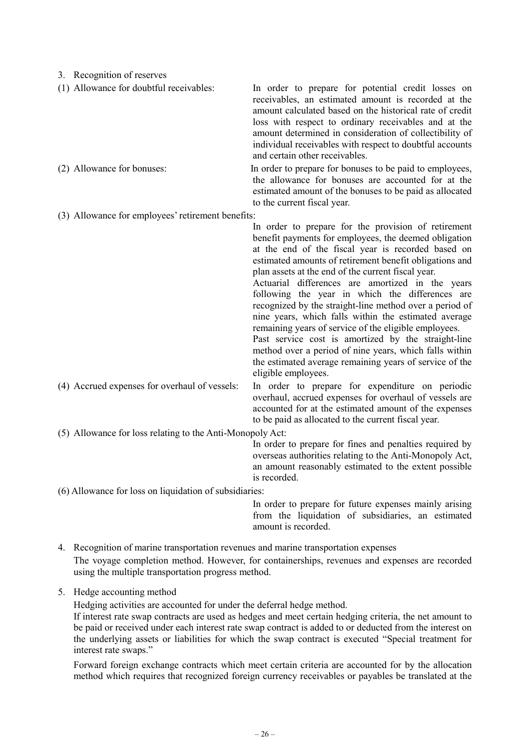3. Recognition of reserves

(1) Allowance for doubtful receivables: In order to prepare for potential credit losses on receivables, an estimated amount is recorded at the amount calculated based on the historical rate of credit loss with respect to ordinary receivables and at the amount determined in consideration of collectibility of individual receivables with respect to doubtful accounts and certain other receivables.

(2) Allowance for bonuses: In order to prepare for bonuses to be paid to employees, the allowance for bonuses are accounted for at the estimated amount of the bonuses to be paid as allocated to the current fiscal year.

(3) Allowance for employees' retirement benefits:

In order to prepare for the provision of retirement benefit payments for employees, the deemed obligation at the end of the fiscal year is recorded based on estimated amounts of retirement benefit obligations and plan assets at the end of the current fiscal year.

Actuarial differences are amortized in the years following the year in which the differences are recognized by the straight-line method over a period of nine years, which falls within the estimated average remaining years of service of the eligible employees.

Past service cost is amortized by the straight-line method over a period of nine years, which falls within the estimated average remaining years of service of the eligible employees.

(4) Accrued expenses for overhaul of vessels: In order to prepare for expenditure on periodic overhaul, accrued expenses for overhaul of vessels are accounted for at the estimated amount of the expenses to be paid as allocated to the current fiscal year.

(5) Allowance for loss relating to the Anti-Monopoly Act:

In order to prepare for fines and penalties required by overseas authorities relating to the Anti-Monopoly Act, an amount reasonably estimated to the extent possible is recorded.

(6) Allowance for loss on liquidation of subsidiaries:

In order to prepare for future expenses mainly arising from the liquidation of subsidiaries, an estimated amount is recorded.

4. Recognition of marine transportation revenues and marine transportation expenses

The voyage completion method. However, for containerships, revenues and expenses are recorded using the multiple transportation progress method.

5. Hedge accounting method

Hedging activities are accounted for under the deferral hedge method.

If interest rate swap contracts are used as hedges and meet certain hedging criteria, the net amount to be paid or received under each interest rate swap contract is added to or deducted from the interest on the underlying assets or liabilities for which the swap contract is executed "Special treatment for interest rate swaps."

Forward foreign exchange contracts which meet certain criteria are accounted for by the allocation method which requires that recognized foreign currency receivables or payables be translated at the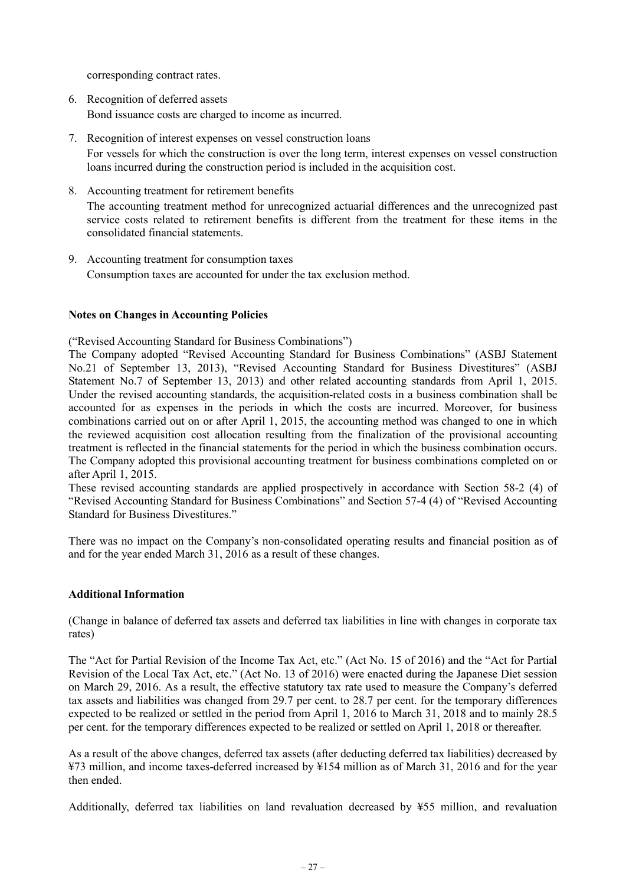corresponding contract rates.

6. Recognition of deferred assets

   Bond issuance costs are charged to income as incurred.

7. Recognition of interest expenses on vessel construction loans

   For vessels for which the construction is over the long term, interest expenses on vessel construction loans incurred during the construction period is included in the acquisition cost.

8. Accounting treatment for retirement benefits

   The accounting treatment method for unrecognized actuarial differences and the unrecognized past service costs related to retirement benefits is different from the treatment for these items in the consolidated financial statements.

9. Accounting treatment for consumption taxes

   Consumption taxes are accounted for under the tax exclusion method.

**Notes on Changes in Accounting Policies**

("Revised Accounting Standard for Business Combinations")

The Company adopted "Revised Accounting Standard for Business Combinations" (ASBJ Statement No.21 of September 13, 2013), "Revised Accounting Standard for Business Divestitures" (ASBJ Statement No.7 of September 13, 2013) and other related accounting standards from April 1, 2015. Under the revised accounting standards, the acquisition-related costs in a business combination shall be accounted for as expenses in the periods in which the costs are incurred. Moreover, for business combinations carried out on or after April 1, 2015, the accounting method was changed to one in which the reviewed acquisition cost allocation resulting from the finalization of the provisional accounting treatment is reflected in the financial statements for the period in which the business combination occurs. The Company adopted this provisional accounting treatment for business combinations completed on or after April 1, 2015.

These revised accounting standards are applied prospectively in accordance with Section 58-2 (4) of "Revised Accounting Standard for Business Combinations" and Section 57-4 (4) of "Revised Accounting Standard for Business Divestitures."

There was no impact on the Company's non-consolidated operating results and financial position as of and for the year ended March 31, 2016 as a result of these changes.

**Additional Information**

(Change in balance of deferred tax assets and deferred tax liabilities in line with changes in corporate tax rates)

The "Act for Partial Revision of the Income Tax Act, etc." (Act No. 15 of 2016) and the "Act for Partial Revision of the Local Tax Act, etc." (Act No. 13 of 2016) were enacted during the Japanese Diet session on March 29, 2016. As a result, the effective statutory tax rate used to measure the Company's deferred tax assets and liabilities was changed from 29.7 per cent. to 28.7 per cent. for the temporary differences expected to be realized or settled in the period from April 1, 2016 to March 31, 2018 and to mainly 28.5 per cent. for the temporary differences expected to be realized or settled on April 1, 2018 or thereafter.

As a result of the above changes, deferred tax assets (after deducting deferred tax liabilities) decreased by ¥73 million, and income taxes-deferred increased by ¥154 million as of March 31, 2016 and for the year then ended.

Additionally, deferred tax liabilities on land revaluation decreased by ¥55 million, and revaluation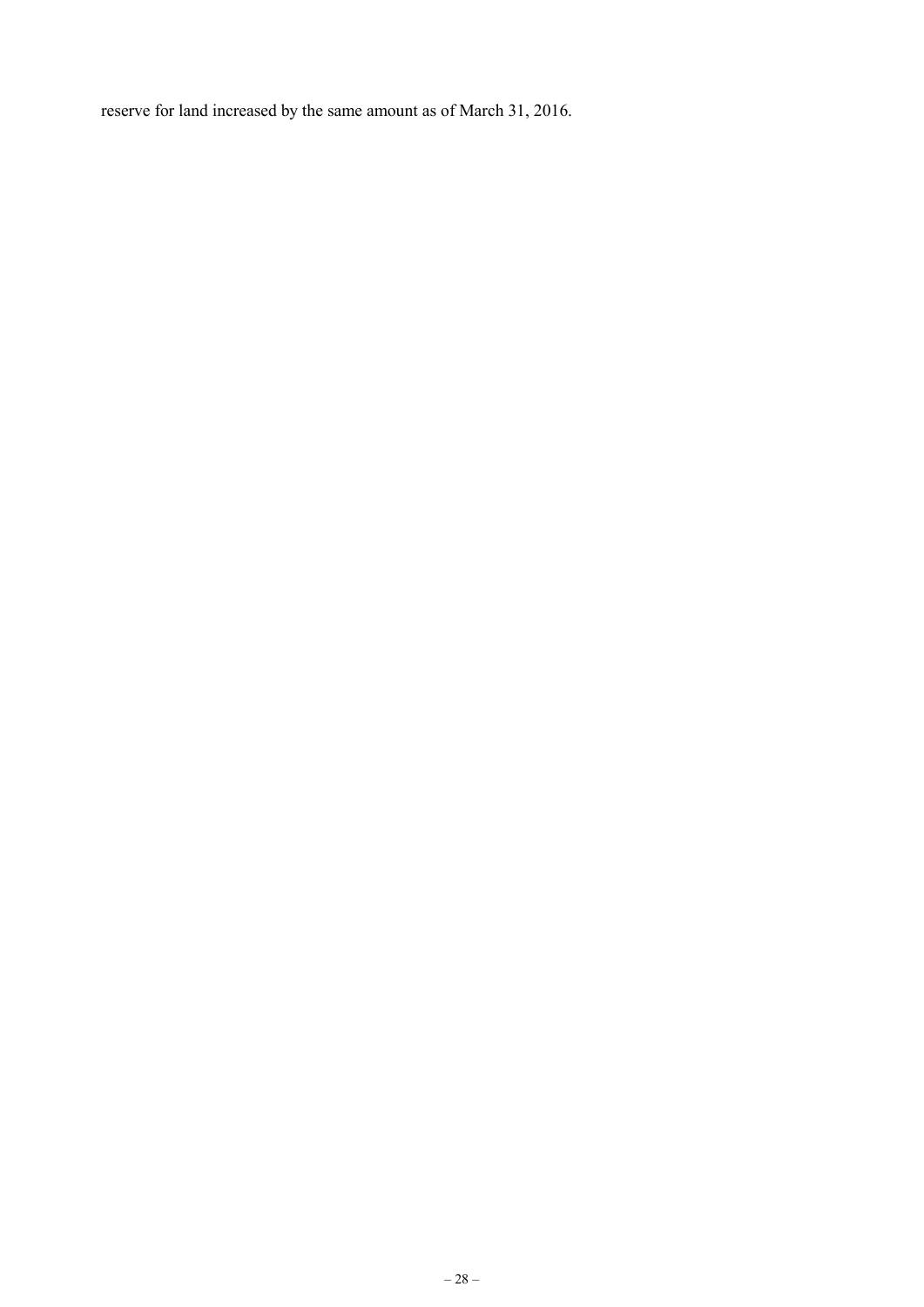reserve for land increased by the same amount as of March 31, 2016.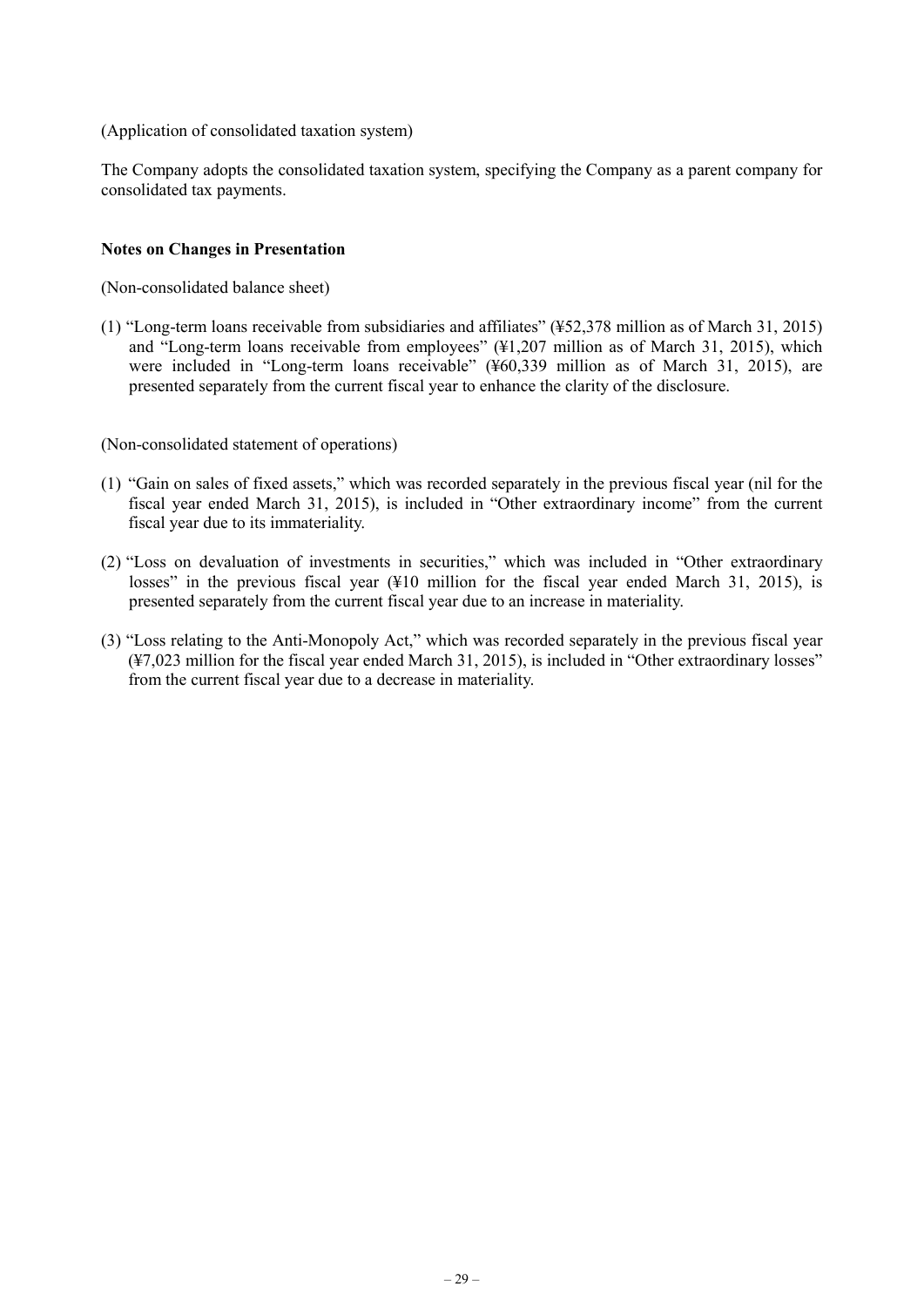(Application of consolidated taxation system)

The Company adopts the consolidated taxation system, specifying the Company as a parent company for consolidated tax payments.

**Notes on Changes in Presentation**

(Non-consolidated balance sheet)

(1) "Long-term loans receivable from subsidiaries and affiliates" (¥52,378 million as of March 31, 2015) and "Long-term loans receivable from employees" (¥1,207 million as of March 31, 2015), which were included in "Long-term loans receivable" (¥60,339 million as of March 31, 2015), are presented separately from the current fiscal year to enhance the clarity of the disclosure.

(Non-consolidated statement of operations)

(1) "Gain on sales of fixed assets," which was recorded separately in the previous fiscal year (nil for the fiscal year ended March 31, 2015), is included in "Other extraordinary income" from the current fiscal year due to its immateriality.

(2) "Loss on devaluation of investments in securities," which was included in "Other extraordinary losses" in the previous fiscal year (¥10 million for the fiscal year ended March 31, 2015), is presented separately from the current fiscal year due to an increase in materiality.

(3) "Loss relating to the Anti-Monopoly Act," which was recorded separately in the previous fiscal year (¥7,023 million for the fiscal year ended March 31, 2015), is included in "Other extraordinary losses" from the current fiscal year due to a decrease in materiality.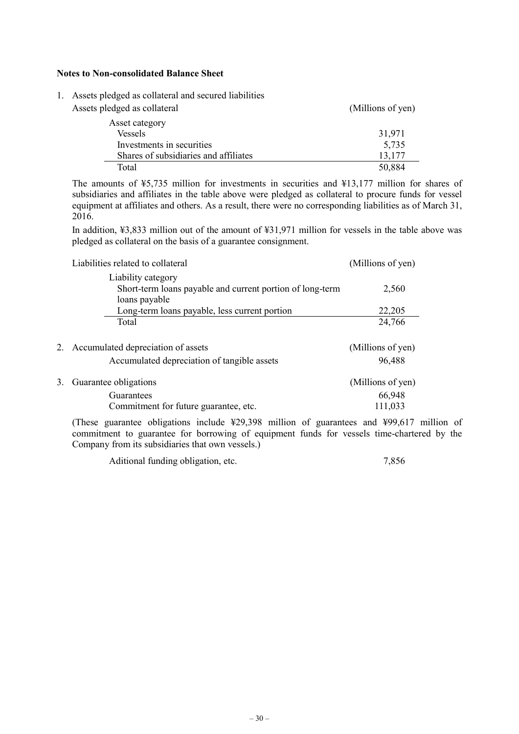**Notes to Non-consolidated Balance Sheet**

1. Assets pledged as collateral and secured liabilities

Assets pledged as collateral

| Asset category | (Millions of yen) |
|---|---|
| Vessels | 31,971 |
| Investments in securities | 5,735 |
| Shares of subsidiaries and affiliates | 13,177 |
| Total | 50,884 |

The amounts of ¥5,735 million for investments in securities and ¥13,177 million for shares of subsidiaries and affiliates in the table above were pledged as collateral to procure funds for vessel equipment at affiliates and others. As a result, there were no corresponding liabilities as of March 31, 2016.

In addition, ¥3,833 million out of the amount of ¥31,971 million for vessels in the table above was pledged as collateral on the basis of a guarantee consignment.

Liabilities related to collateral

| Liability category | (Millions of yen) |
|---|---|
| Short-term loans payable and current portion of long-term loans payable | 2,560 |
| Long-term loans payable, less current portion | 22,205 |
| Total | 24,766 |

2. Accumulated depreciation of assets

| | (Millions of yen) |
|---|---|
| Accumulated depreciation of tangible assets | 96,488 |

3. Guarantee obligations

| | (Millions of yen) |
|---|---|
| Guarantees | 66,948 |
| Commitment for future guarantee, etc. | 111,033 |

(These guarantee obligations include ¥29,398 million of guarantees and ¥99,617 million of commitment to guarantee for borrowing of equipment funds for vessels time-chartered by the Company from its subsidiaries that own vessels.)

| | |
|---|---|
| Aditional funding obligation, etc. | 7,856 |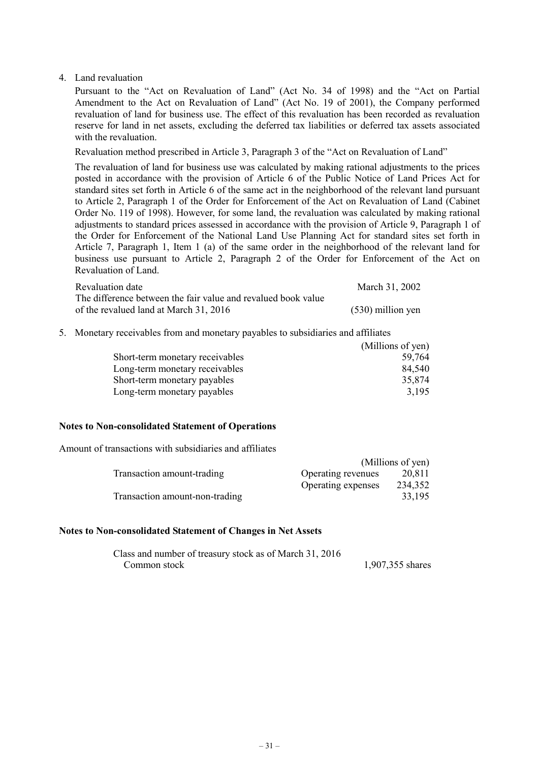4. Land revaluation

   Pursuant to the "Act on Revaluation of Land" (Act No. 34 of 1998) and the "Act on Partial Amendment to the Act on Revaluation of Land" (Act No. 19 of 2001), the Company performed revaluation of land for business use. The effect of this revaluation has been recorded as revaluation reserve for land in net assets, excluding the deferred tax liabilities or deferred tax assets associated with the revaluation.

   Revaluation method prescribed in Article 3, Paragraph 3 of the "Act on Revaluation of Land"

   The revaluation of land for business use was calculated by making rational adjustments to the prices posted in accordance with the provision of Article 6 of the Public Notice of Land Prices Act for standard sites set forth in Article 6 of the same act in the neighborhood of the relevant land pursuant to Article 2, Paragraph 1 of the Order for Enforcement of the Act on Revaluation of Land (Cabinet Order No. 119 of 1998). However, for some land, the revaluation was calculated by making rational adjustments to standard prices assessed in accordance with the provision of Article 9, Paragraph 1 of the Order for Enforcement of the National Land Use Planning Act for standard sites set forth in Article 7, Paragraph 1, Item 1 (a) of the same order in the neighborhood of the relevant land for business use pursuant to Article 2, Paragraph 2 of the Order for Enforcement of the Act on Revaluation of Land.

| | |
|---|---|
| Revaluation date | March 31, 2002 |
| The difference between the fair value and revalued book value of the revalued land at March 31, 2016 | (530) million yen |

5. Monetary receivables from and monetary payables to subsidiaries and affiliates

| | (Millions of yen) |
|---|---|
| Short-term monetary receivables | 59,764 |
| Long-term monetary receivables | 84,540 |
| Short-term monetary payables | 35,874 |
| Long-term monetary payables | 3,195 |

**Notes to Non-consolidated Statement of Operations**

Amount of transactions with subsidiaries and affiliates

| | | (Millions of yen) |
|---|---|---|
| Transaction amount-trading | Operating revenues | 20,811 |
| | Operating expenses | 234,352 |
| Transaction amount-non-trading | | 33,195 |

**Notes to Non-consolidated Statement of Changes in Net Assets**

| | |
|---|---|
| Class and number of treasury stock as of March 31, 2016 | |
| Common stock | 1,907,355 shares |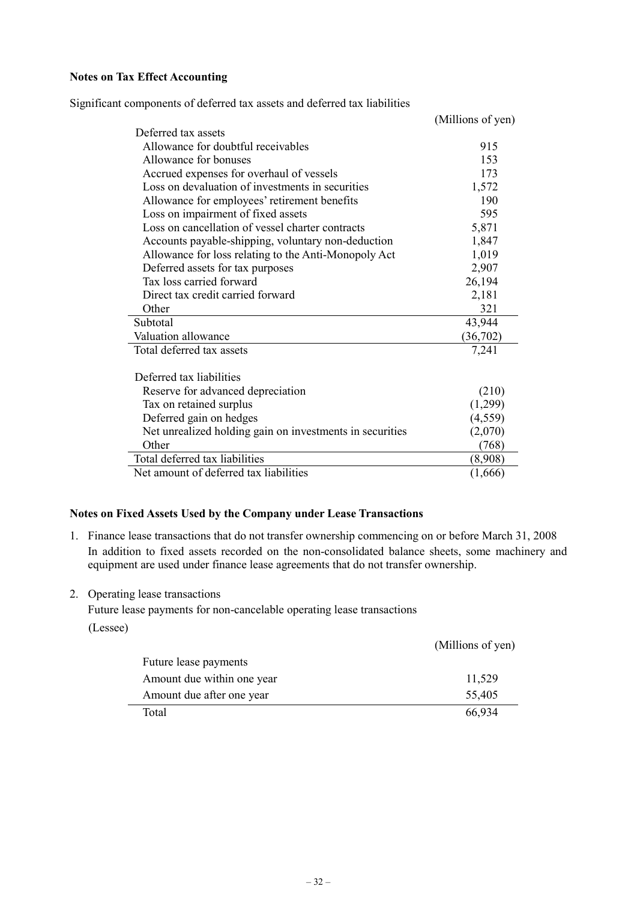**Notes on Tax Effect Accounting**

Significant components of deferred tax assets and deferred tax liabilities

| | (Millions of yen) |
|---|---|
| Deferred tax assets | |
| Allowance for doubtful receivables | 915 |
| Allowance for bonuses | 153 |
| Accrued expenses for overhaul of vessels | 173 |
| Loss on devaluation of investments in securities | 1,572 |
| Allowance for employees' retirement benefits | 190 |
| Loss on impairment of fixed assets | 595 |
| Loss on cancellation of vessel charter contracts | 5,871 |
| Accounts payable-shipping, voluntary non-deduction | 1,847 |
| Allowance for loss relating to the Anti-Monopoly Act | 1,019 |
| Deferred assets for tax purposes | 2,907 |
| Tax loss carried forward | 26,194 |
| Direct tax credit carried forward | 2,181 |
| Other | 321 |
| Subtotal | 43,944 |
| Valuation allowance | (36,702) |
| Total deferred tax assets | 7,241 |
| | |
| Deferred tax liabilities | |
| Reserve for advanced depreciation | (210) |
| Tax on retained surplus | (1,299) |
| Deferred gain on hedges | (4,559) |
| Net unrealized holding gain on investments in securities | (2,070) |
| Other | (768) |
| Total deferred tax liabilities | (8,908) |
| Net amount of deferred tax liabilities | (1,666) |

**Notes on Fixed Assets Used by the Company under Lease Transactions**

1. Finance lease transactions that do not transfer ownership commencing on or before March 31, 2008

   In addition to fixed assets recorded on the non-consolidated balance sheets, some machinery and equipment are used under finance lease agreements that do not transfer ownership.

2. Operating lease transactions

   Future lease payments for non-cancelable operating lease transactions

   (Lessee)

| | (Millions of yen) |
|---|---|
| Future lease payments | |
| Amount due within one year | 11,529 |
| Amount due after one year | 55,405 |
| Total | 66,934 |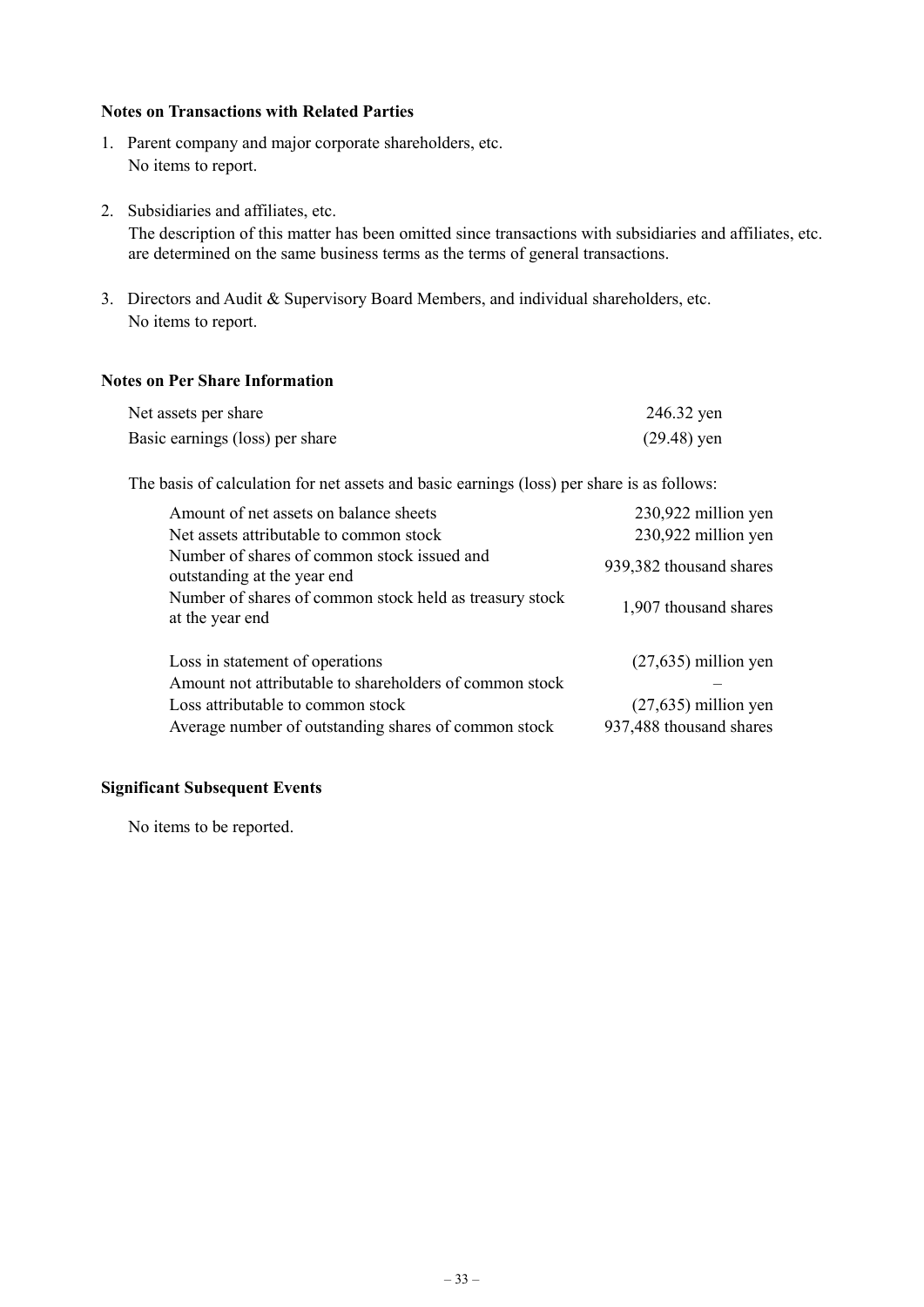**Notes on Transactions with Related Parties**

1. Parent company and major corporate shareholders, etc.
   No items to report.

2. Subsidiaries and affiliates, etc.
   The description of this matter has been omitted since transactions with subsidiaries and affiliates, etc. are determined on the same business terms as the terms of general transactions.

3. Directors and Audit & Supervisory Board Members, and individual shareholders, etc.
   No items to report.

**Notes on Per Share Information**

| | |
|---|---|
| Net assets per share | 246.32 yen |
| Basic earnings (loss) per share | (29.48) yen |

The basis of calculation for net assets and basic earnings (loss) per share is as follows:

| | |
|---|---|
| Amount of net assets on balance sheets | 230,922 million yen |
| Net assets attributable to common stock | 230,922 million yen |
| Number of shares of common stock issued and outstanding at the year end | 939,382 thousand shares |
| Number of shares of common stock held as treasury stock at the year end | 1,907 thousand shares |
| | |
| Loss in statement of operations | (27,635) million yen |
| Amount not attributable to shareholders of common stock | – |
| Loss attributable to common stock | (27,635) million yen |
| Average number of outstanding shares of common stock | 937,488 thousand shares |

**Significant Subsequent Events**

No items to be reported.